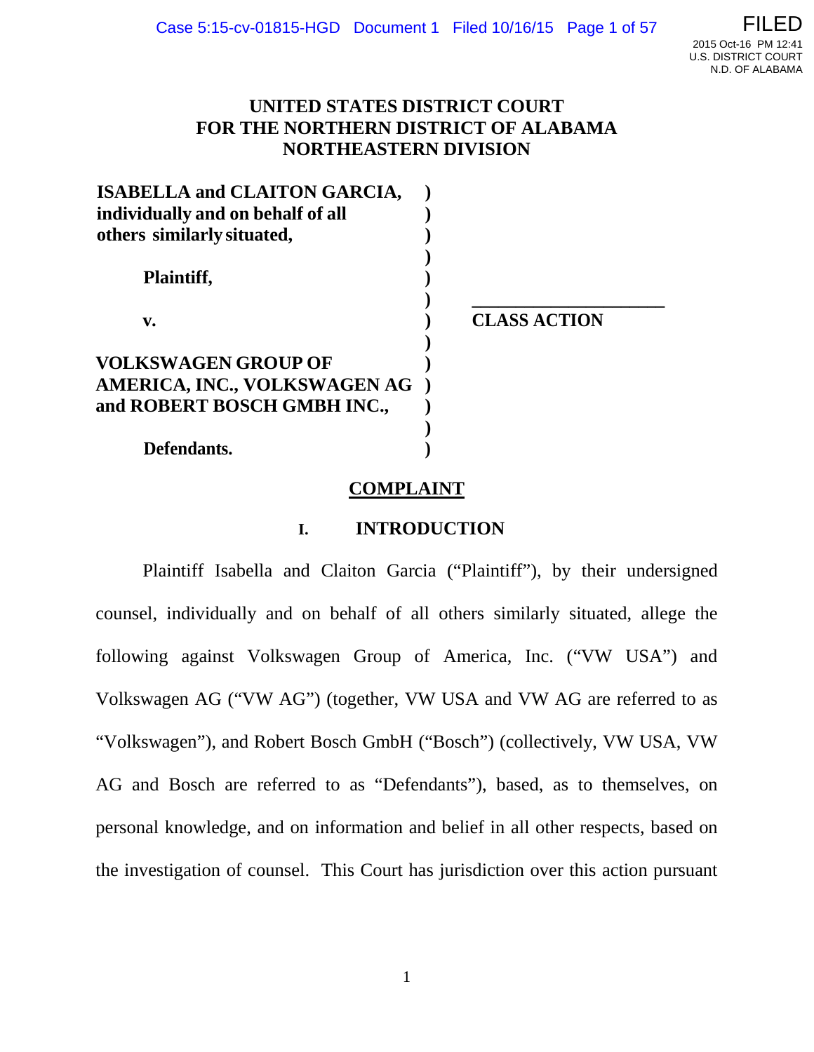**UNITED STATES DISTRICT COURT**
**FOR THE NORTHERN DISTRICT OF ALABAMA**
**NORTHEASTERN DIVISION**

| | | |
|---|---|---|
| **ISABELLA and CLAITON GARCIA, individually and on behalf of all others similarly situated,** | ) | |
| **Plaintiff,** | ) | |
| **v.** | ) | **CLASS ACTION** |
| **VOLKSWAGEN GROUP OF AMERICA, INC., VOLKSWAGEN AG and ROBERT BOSCH GMBH INC.,** | ) | |
| **Defendants.** | ) | |

## COMPLAINT

### I. INTRODUCTION

Plaintiff Isabella and Claiton Garcia ("Plaintiff"), by their undersigned counsel, individually and on behalf of all others similarly situated, allege the following against Volkswagen Group of America, Inc. ("VW USA") and Volkswagen AG ("VW AG") (together, VW USA and VW AG are referred to as "Volkswagen"), and Robert Bosch GmbH ("Bosch") (collectively, VW USA, VW AG and Bosch are referred to as "Defendants"), based, as to themselves, on personal knowledge, and on information and belief in all other respects, based on the investigation of counsel. This Court has jurisdiction over this action pursuant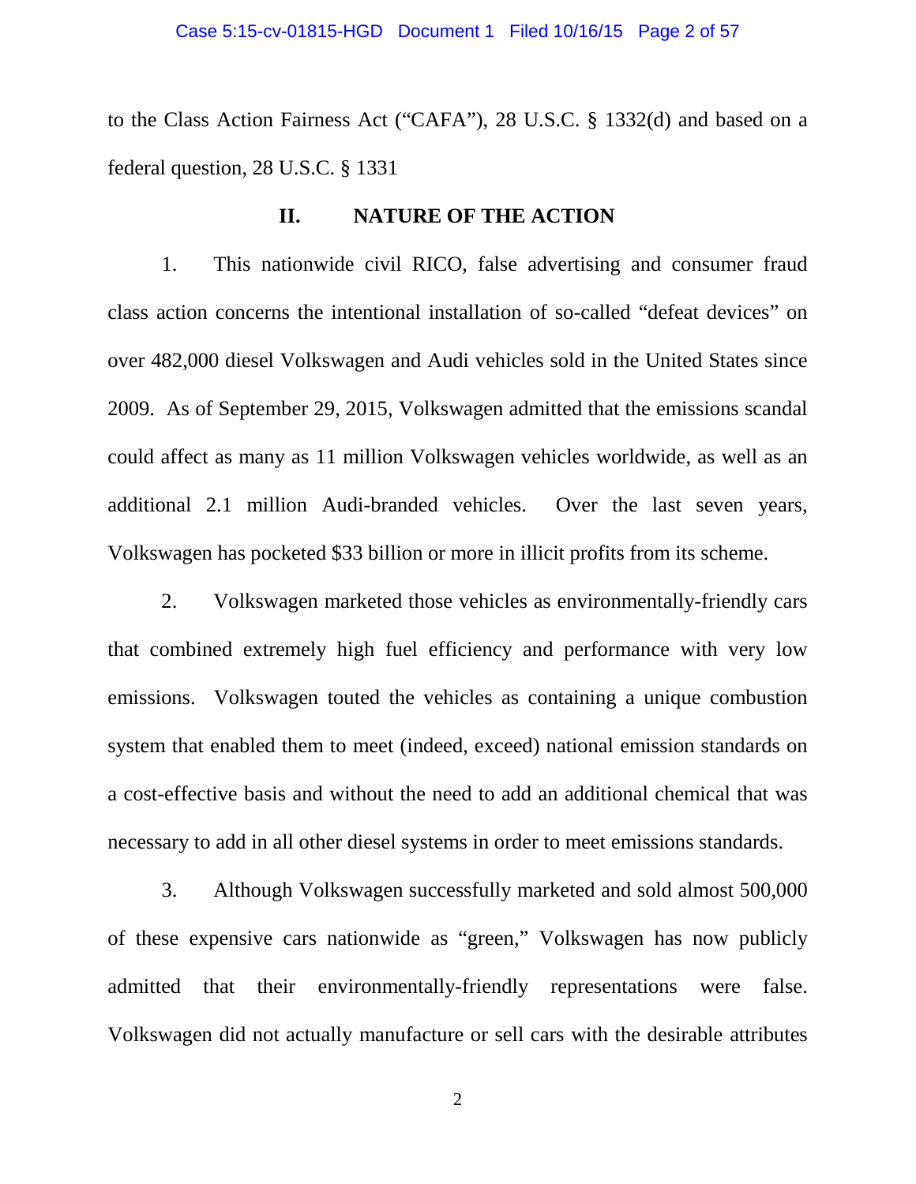to the Class Action Fairness Act ("CAFA"), 28 U.S.C. § 1332(d) and based on a federal question, 28 U.S.C. § 1331

## II. NATURE OF THE ACTION

1. This nationwide civil RICO, false advertising and consumer fraud class action concerns the intentional installation of so-called "defeat devices" on over 482,000 diesel Volkswagen and Audi vehicles sold in the United States since 2009. As of September 29, 2015, Volkswagen admitted that the emissions scandal could affect as many as 11 million Volkswagen vehicles worldwide, as well as an additional 2.1 million Audi-branded vehicles. Over the last seven years, Volkswagen has pocketed $33 billion or more in illicit profits from its scheme.

2. Volkswagen marketed those vehicles as environmentally-friendly cars that combined extremely high fuel efficiency and performance with very low emissions. Volkswagen touted the vehicles as containing a unique combustion system that enabled them to meet (indeed, exceed) national emission standards on a cost-effective basis and without the need to add an additional chemical that was necessary to add in all other diesel systems in order to meet emissions standards.

3. Although Volkswagen successfully marketed and sold almost 500,000 of these expensive cars nationwide as "green," Volkswagen has now publicly admitted that their environmentally-friendly representations were false. Volkswagen did not actually manufacture or sell cars with the desirable attributes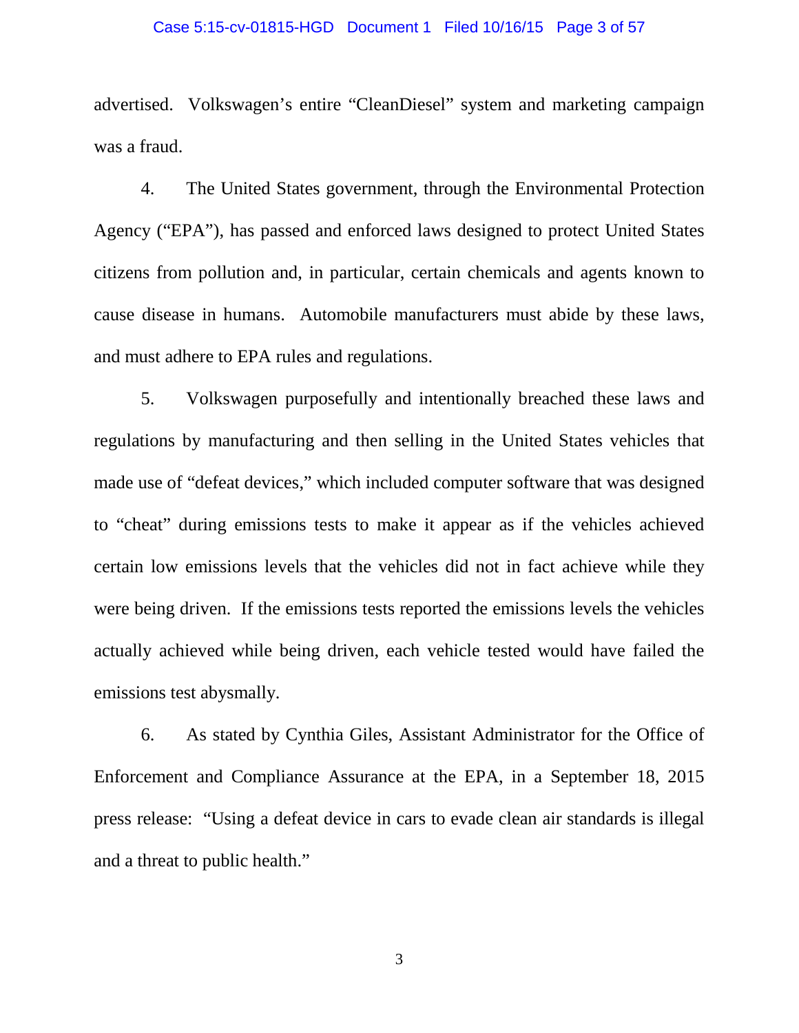advertised. Volkswagen's entire "CleanDiesel" system and marketing campaign was a fraud.

4. The United States government, through the Environmental Protection Agency ("EPA"), has passed and enforced laws designed to protect United States citizens from pollution and, in particular, certain chemicals and agents known to cause disease in humans. Automobile manufacturers must abide by these laws, and must adhere to EPA rules and regulations.

5. Volkswagen purposefully and intentionally breached these laws and regulations by manufacturing and then selling in the United States vehicles that made use of "defeat devices," which included computer software that was designed to "cheat" during emissions tests to make it appear as if the vehicles achieved certain low emissions levels that the vehicles did not in fact achieve while they were being driven. If the emissions tests reported the emissions levels the vehicles actually achieved while being driven, each vehicle tested would have failed the emissions test abysmally.

6. As stated by Cynthia Giles, Assistant Administrator for the Office of Enforcement and Compliance Assurance at the EPA, in a September 18, 2015 press release: "Using a defeat device in cars to evade clean air standards is illegal and a threat to public health."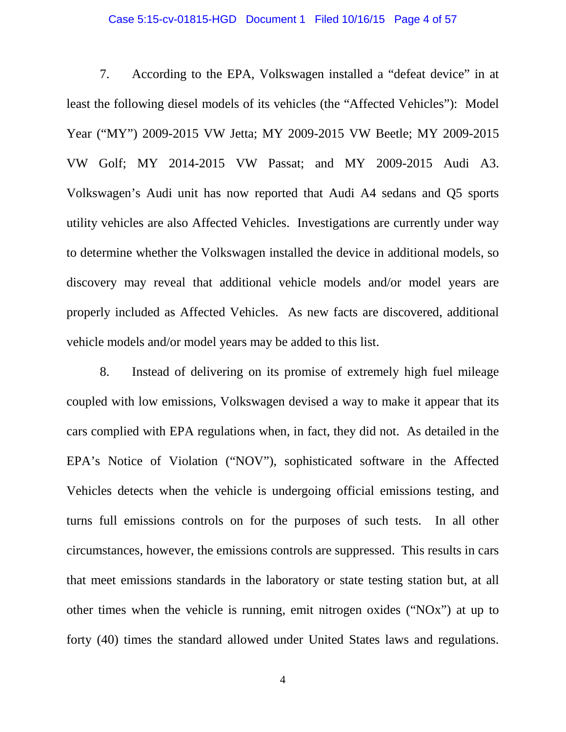7. According to the EPA, Volkswagen installed a "defeat device" in at least the following diesel models of its vehicles (the "Affected Vehicles"): Model Year ("MY") 2009-2015 VW Jetta; MY 2009-2015 VW Beetle; MY 2009-2015 VW Golf; MY 2014-2015 VW Passat; and MY 2009-2015 Audi A3. Volkswagen's Audi unit has now reported that Audi A4 sedans and Q5 sports utility vehicles are also Affected Vehicles. Investigations are currently under way to determine whether the Volkswagen installed the device in additional models, so discovery may reveal that additional vehicle models and/or model years are properly included as Affected Vehicles. As new facts are discovered, additional vehicle models and/or model years may be added to this list.

8. Instead of delivering on its promise of extremely high fuel mileage coupled with low emissions, Volkswagen devised a way to make it appear that its cars complied with EPA regulations when, in fact, they did not. As detailed in the EPA's Notice of Violation ("NOV"), sophisticated software in the Affected Vehicles detects when the vehicle is undergoing official emissions testing, and turns full emissions controls on for the purposes of such tests. In all other circumstances, however, the emissions controls are suppressed. This results in cars that meet emissions standards in the laboratory or state testing station but, at all other times when the vehicle is running, emit nitrogen oxides ("NOx") at up to forty (40) times the standard allowed under United States laws and regulations.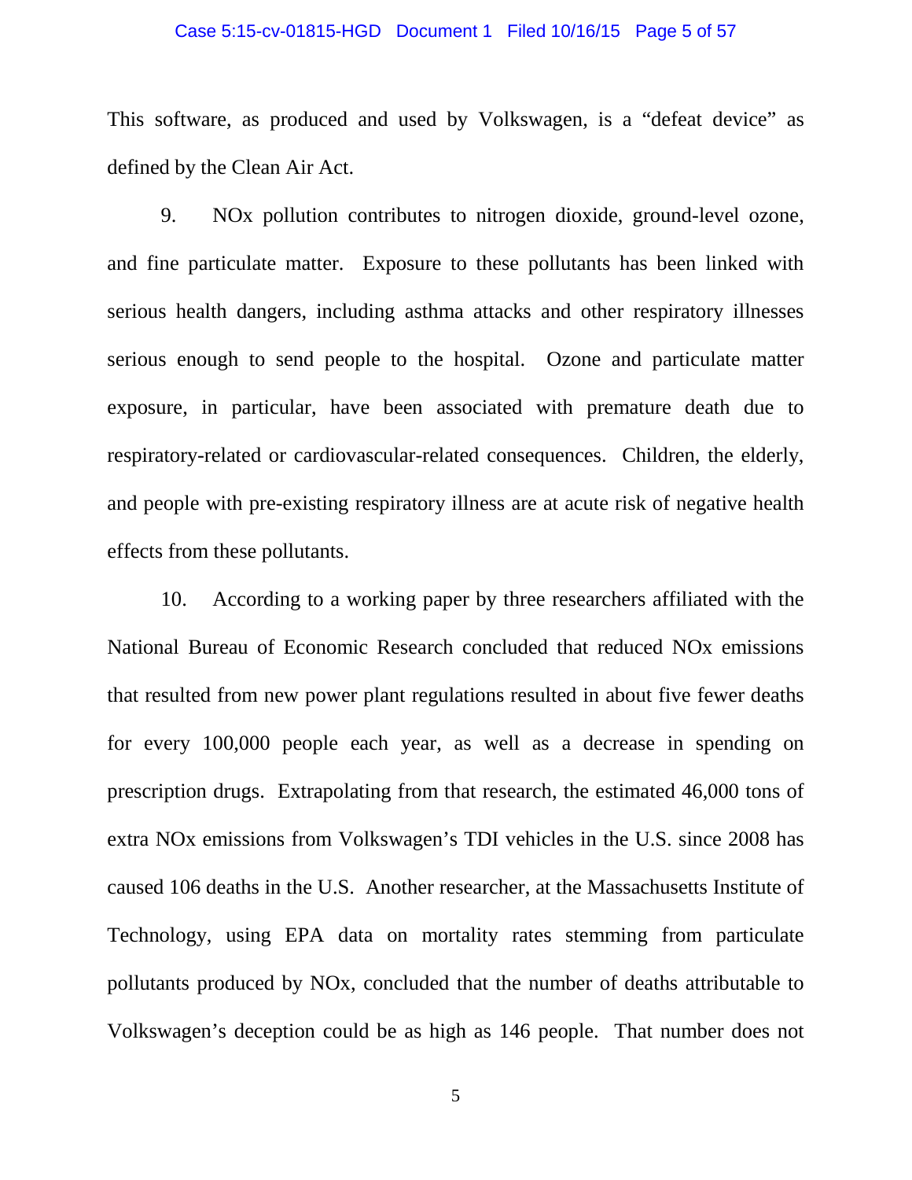This software, as produced and used by Volkswagen, is a "defeat device" as defined by the Clean Air Act.

9. NOx pollution contributes to nitrogen dioxide, ground-level ozone, and fine particulate matter. Exposure to these pollutants has been linked with serious health dangers, including asthma attacks and other respiratory illnesses serious enough to send people to the hospital. Ozone and particulate matter exposure, in particular, have been associated with premature death due to respiratory-related or cardiovascular-related consequences. Children, the elderly, and people with pre-existing respiratory illness are at acute risk of negative health effects from these pollutants.

10. According to a working paper by three researchers affiliated with the National Bureau of Economic Research concluded that reduced NOx emissions that resulted from new power plant regulations resulted in about five fewer deaths for every 100,000 people each year, as well as a decrease in spending on prescription drugs. Extrapolating from that research, the estimated 46,000 tons of extra NOx emissions from Volkswagen's TDI vehicles in the U.S. since 2008 has caused 106 deaths in the U.S. Another researcher, at the Massachusetts Institute of Technology, using EPA data on mortality rates stemming from particulate pollutants produced by NOx, concluded that the number of deaths attributable to Volkswagen's deception could be as high as 146 people. That number does not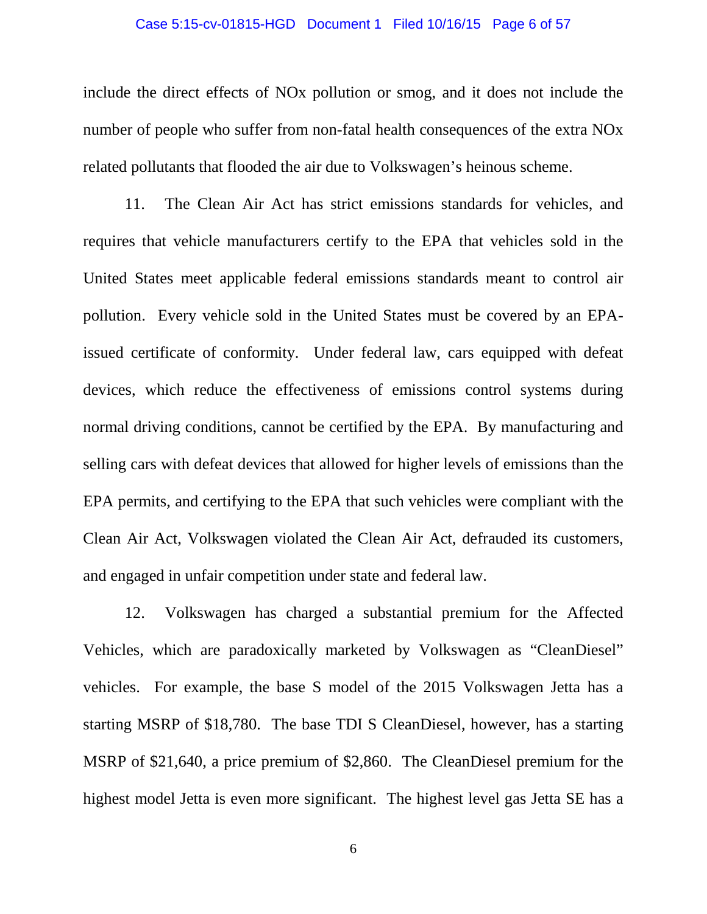include the direct effects of NOx pollution or smog, and it does not include the number of people who suffer from non-fatal health consequences of the extra NOx related pollutants that flooded the air due to Volkswagen's heinous scheme.

11. The Clean Air Act has strict emissions standards for vehicles, and requires that vehicle manufacturers certify to the EPA that vehicles sold in the United States meet applicable federal emissions standards meant to control air pollution. Every vehicle sold in the United States must be covered by an EPA-issued certificate of conformity. Under federal law, cars equipped with defeat devices, which reduce the effectiveness of emissions control systems during normal driving conditions, cannot be certified by the EPA. By manufacturing and selling cars with defeat devices that allowed for higher levels of emissions than the EPA permits, and certifying to the EPA that such vehicles were compliant with the Clean Air Act, Volkswagen violated the Clean Air Act, defrauded its customers, and engaged in unfair competition under state and federal law.

12. Volkswagen has charged a substantial premium for the Affected Vehicles, which are paradoxically marketed by Volkswagen as "CleanDiesel" vehicles. For example, the base S model of the 2015 Volkswagen Jetta has a starting MSRP of $18,780. The base TDI S CleanDiesel, however, has a starting MSRP of $21,640, a price premium of $2,860. The CleanDiesel premium for the highest model Jetta is even more significant. The highest level gas Jetta SE has a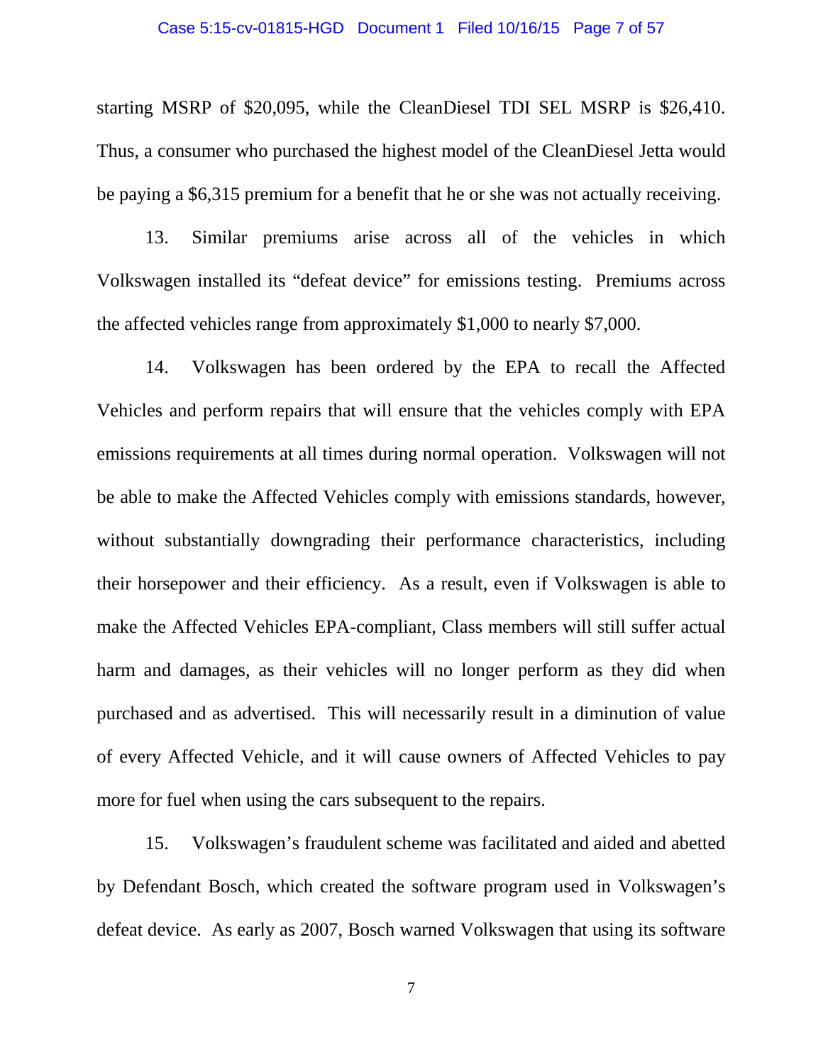starting MSRP of $20,095, while the CleanDiesel TDI SEL MSRP is $26,410. Thus, a consumer who purchased the highest model of the CleanDiesel Jetta would be paying a $6,315 premium for a benefit that he or she was not actually receiving.

13. Similar premiums arise across all of the vehicles in which Volkswagen installed its "defeat device" for emissions testing. Premiums across the affected vehicles range from approximately $1,000 to nearly $7,000.

14. Volkswagen has been ordered by the EPA to recall the Affected Vehicles and perform repairs that will ensure that the vehicles comply with EPA emissions requirements at all times during normal operation. Volkswagen will not be able to make the Affected Vehicles comply with emissions standards, however, without substantially downgrading their performance characteristics, including their horsepower and their efficiency. As a result, even if Volkswagen is able to make the Affected Vehicles EPA-compliant, Class members will still suffer actual harm and damages, as their vehicles will no longer perform as they did when purchased and as advertised. This will necessarily result in a diminution of value of every Affected Vehicle, and it will cause owners of Affected Vehicles to pay more for fuel when using the cars subsequent to the repairs.

15. Volkswagen's fraudulent scheme was facilitated and aided and abetted by Defendant Bosch, which created the software program used in Volkswagen's defeat device. As early as 2007, Bosch warned Volkswagen that using its software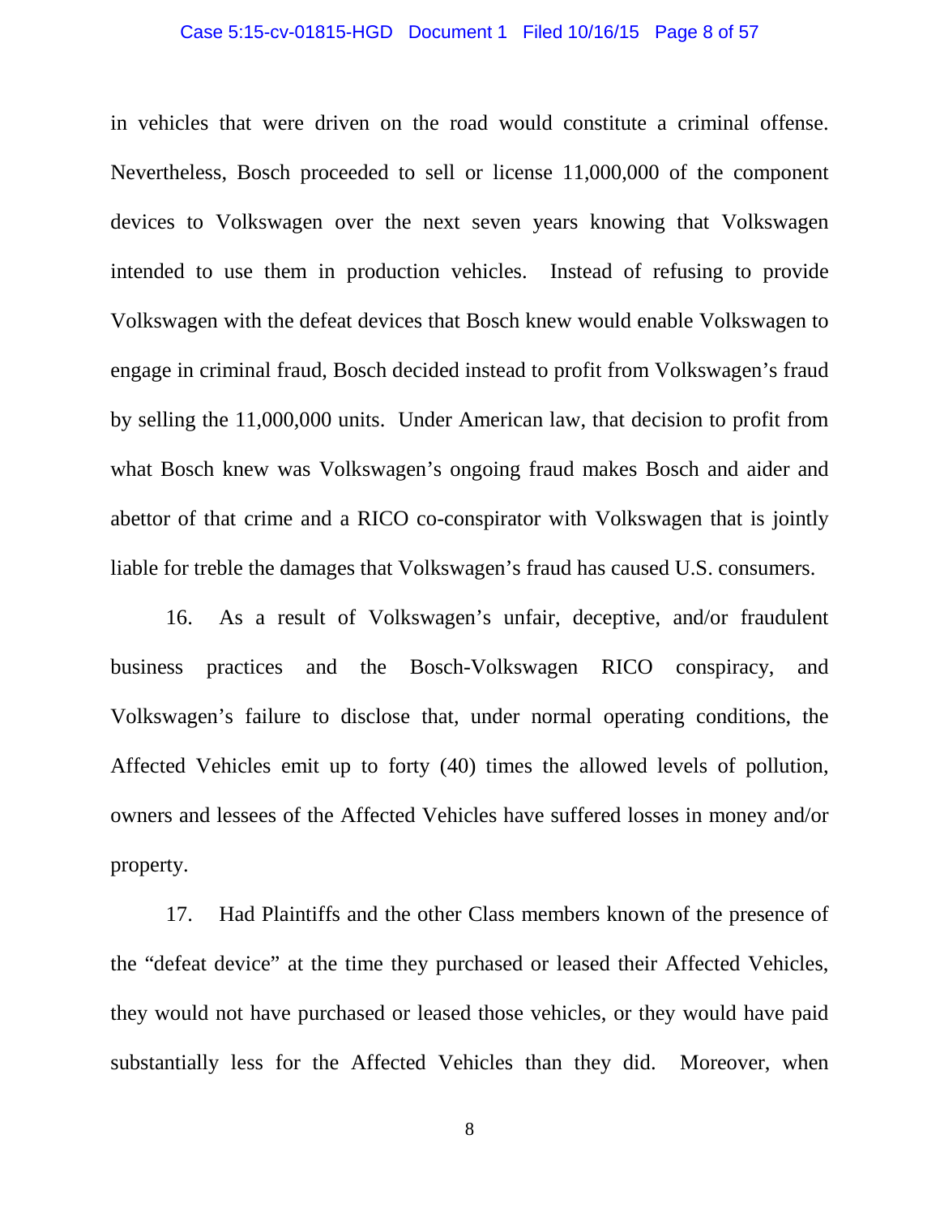in vehicles that were driven on the road would constitute a criminal offense. Nevertheless, Bosch proceeded to sell or license 11,000,000 of the component devices to Volkswagen over the next seven years knowing that Volkswagen intended to use them in production vehicles. Instead of refusing to provide Volkswagen with the defeat devices that Bosch knew would enable Volkswagen to engage in criminal fraud, Bosch decided instead to profit from Volkswagen's fraud by selling the 11,000,000 units. Under American law, that decision to profit from what Bosch knew was Volkswagen's ongoing fraud makes Bosch and aider and abettor of that crime and a RICO co-conspirator with Volkswagen that is jointly liable for treble the damages that Volkswagen's fraud has caused U.S. consumers.

16. As a result of Volkswagen's unfair, deceptive, and/or fraudulent business practices and the Bosch-Volkswagen RICO conspiracy, and Volkswagen's failure to disclose that, under normal operating conditions, the Affected Vehicles emit up to forty (40) times the allowed levels of pollution, owners and lessees of the Affected Vehicles have suffered losses in money and/or property.

17. Had Plaintiffs and the other Class members known of the presence of the "defeat device" at the time they purchased or leased their Affected Vehicles, they would not have purchased or leased those vehicles, or they would have paid substantially less for the Affected Vehicles than they did. Moreover, when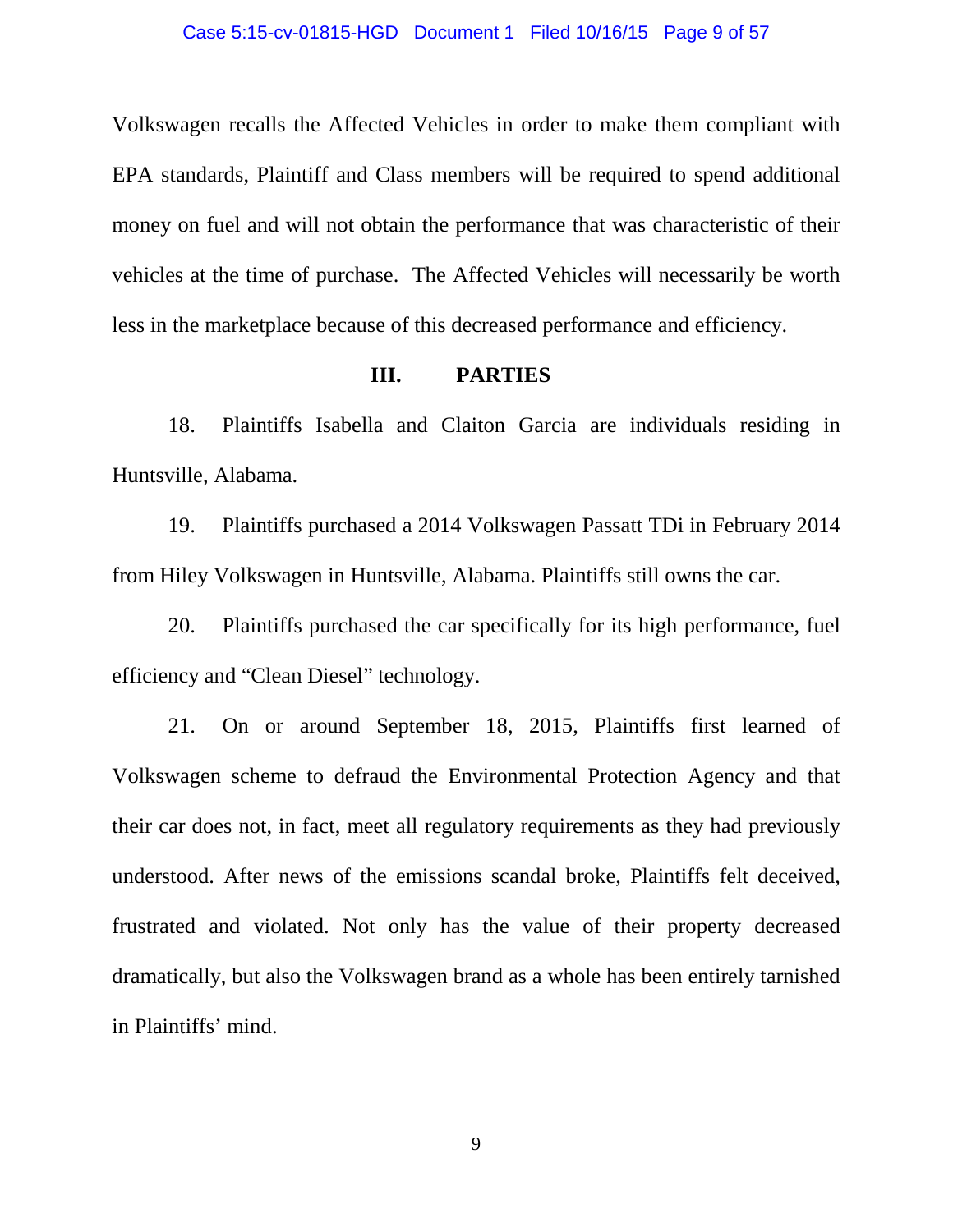Volkswagen recalls the Affected Vehicles in order to make them compliant with EPA standards, Plaintiff and Class members will be required to spend additional money on fuel and will not obtain the performance that was characteristic of their vehicles at the time of purchase. The Affected Vehicles will necessarily be worth less in the marketplace because of this decreased performance and efficiency.

## III. PARTIES

18. Plaintiffs Isabella and Claiton Garcia are individuals residing in Huntsville, Alabama.

19. Plaintiffs purchased a 2014 Volkswagen Passatt TDi in February 2014 from Hiley Volkswagen in Huntsville, Alabama. Plaintiffs still owns the car.

20. Plaintiffs purchased the car specifically for its high performance, fuel efficiency and “Clean Diesel” technology.

21. On or around September 18, 2015, Plaintiffs first learned of Volkswagen scheme to defraud the Environmental Protection Agency and that their car does not, in fact, meet all regulatory requirements as they had previously understood. After news of the emissions scandal broke, Plaintiffs felt deceived, frustrated and violated. Not only has the value of their property decreased dramatically, but also the Volkswagen brand as a whole has been entirely tarnished in Plaintiffs’ mind.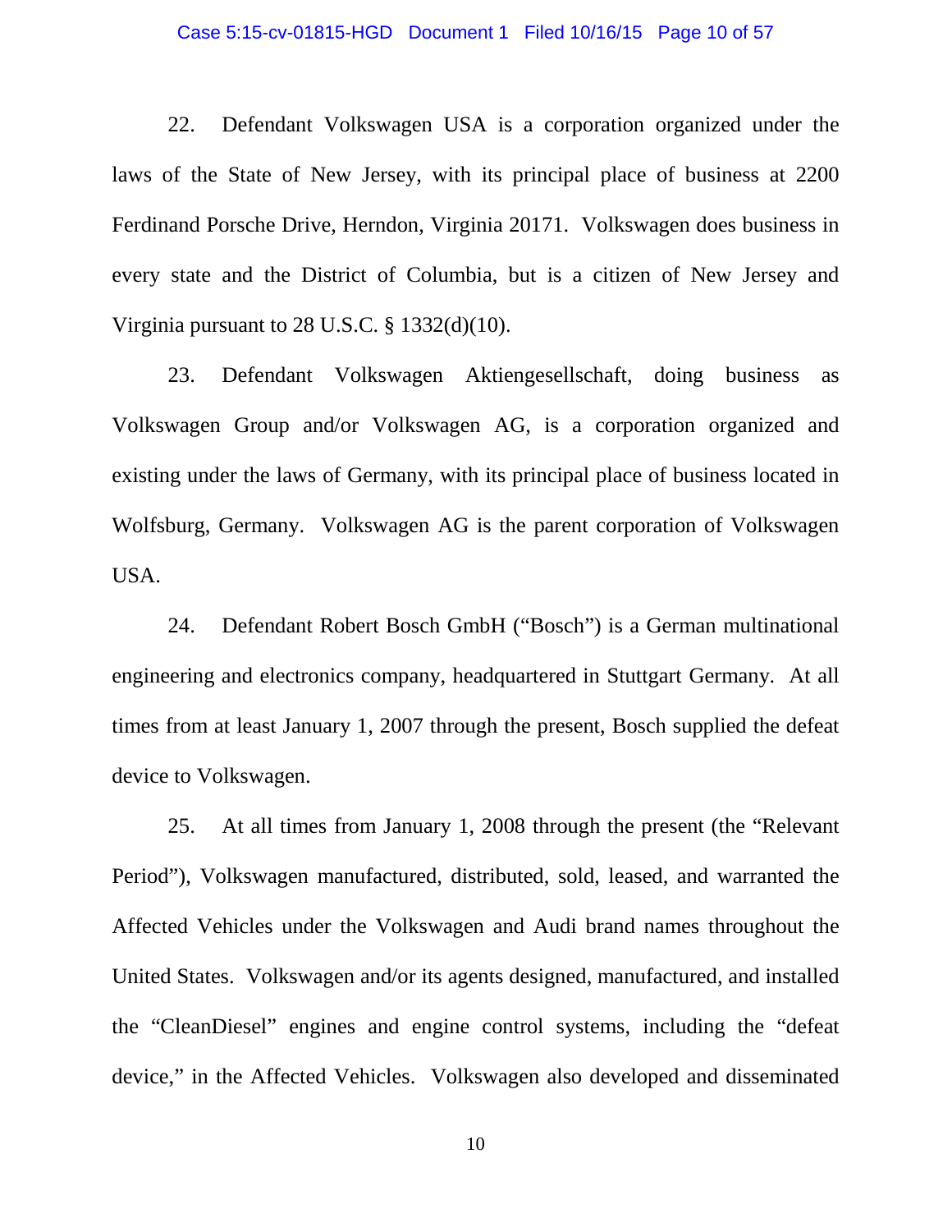22. Defendant Volkswagen USA is a corporation organized under the laws of the State of New Jersey, with its principal place of business at 2200 Ferdinand Porsche Drive, Herndon, Virginia 20171. Volkswagen does business in every state and the District of Columbia, but is a citizen of New Jersey and Virginia pursuant to 28 U.S.C. § 1332(d)(10).

23. Defendant Volkswagen Aktiengesellschaft, doing business as Volkswagen Group and/or Volkswagen AG, is a corporation organized and existing under the laws of Germany, with its principal place of business located in Wolfsburg, Germany. Volkswagen AG is the parent corporation of Volkswagen USA.

24. Defendant Robert Bosch GmbH ("Bosch") is a German multinational engineering and electronics company, headquartered in Stuttgart Germany. At all times from at least January 1, 2007 through the present, Bosch supplied the defeat device to Volkswagen.

25. At all times from January 1, 2008 through the present (the "Relevant Period"), Volkswagen manufactured, distributed, sold, leased, and warranted the Affected Vehicles under the Volkswagen and Audi brand names throughout the United States. Volkswagen and/or its agents designed, manufactured, and installed the "CleanDiesel" engines and engine control systems, including the "defeat device," in the Affected Vehicles. Volkswagen also developed and disseminated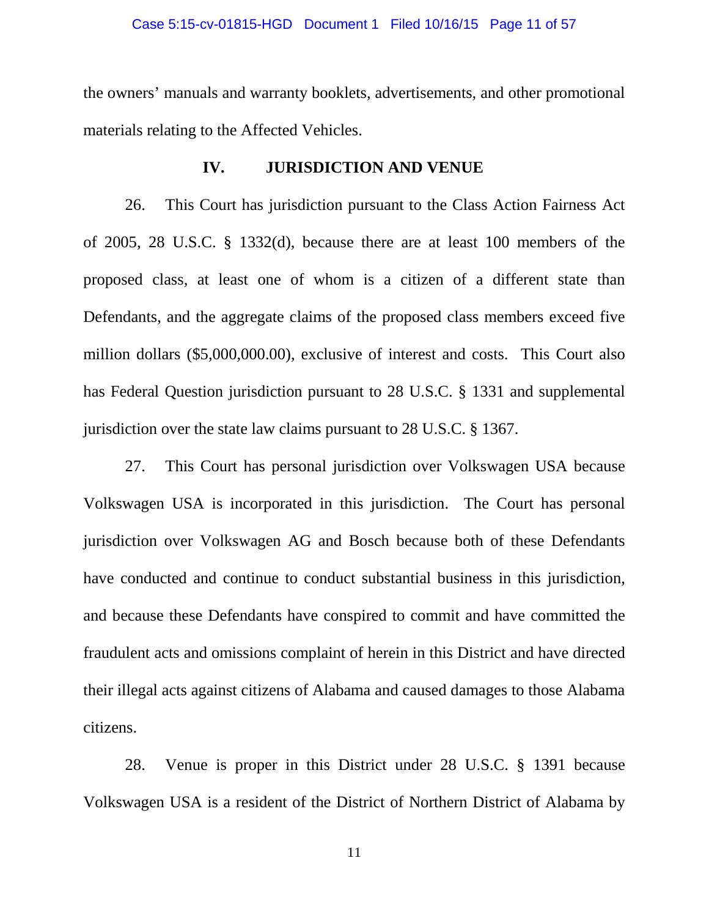the owners' manuals and warranty booklets, advertisements, and other promotional materials relating to the Affected Vehicles.

## IV. JURISDICTION AND VENUE

26. This Court has jurisdiction pursuant to the Class Action Fairness Act of 2005, 28 U.S.C. § 1332(d), because there are at least 100 members of the proposed class, at least one of whom is a citizen of a different state than Defendants, and the aggregate claims of the proposed class members exceed five million dollars ($5,000,000.00), exclusive of interest and costs. This Court also has Federal Question jurisdiction pursuant to 28 U.S.C. § 1331 and supplemental jurisdiction over the state law claims pursuant to 28 U.S.C. § 1367.

27. This Court has personal jurisdiction over Volkswagen USA because Volkswagen USA is incorporated in this jurisdiction. The Court has personal jurisdiction over Volkswagen AG and Bosch because both of these Defendants have conducted and continue to conduct substantial business in this jurisdiction, and because these Defendants have conspired to commit and have committed the fraudulent acts and omissions complaint of herein in this District and have directed their illegal acts against citizens of Alabama and caused damages to those Alabama citizens.

28. Venue is proper in this District under 28 U.S.C. § 1391 because Volkswagen USA is a resident of the District of Northern District of Alabama by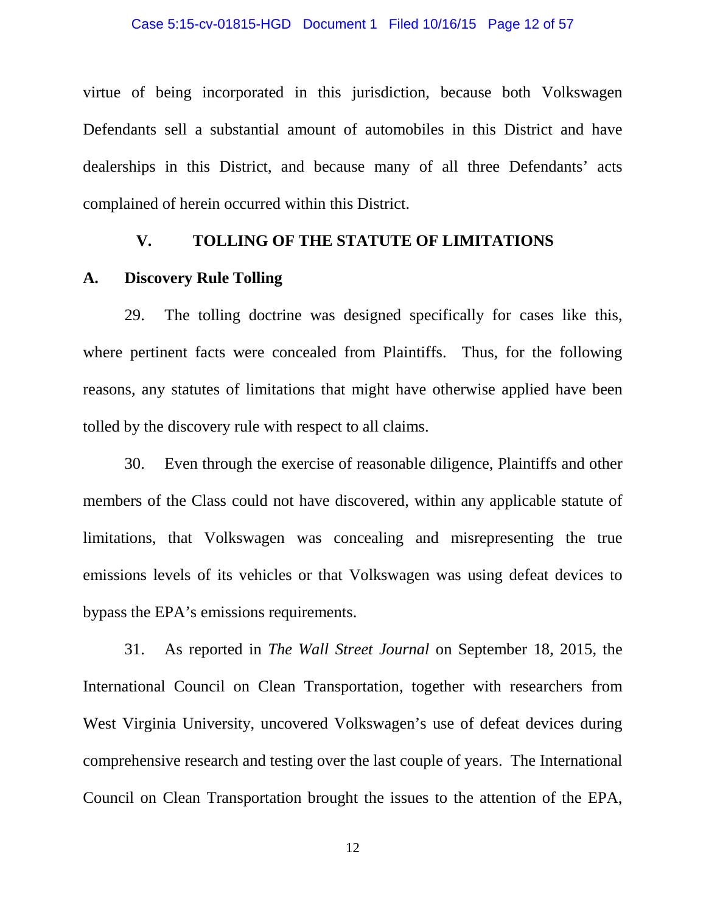virtue of being incorporated in this jurisdiction, because both Volkswagen Defendants sell a substantial amount of automobiles in this District and have dealerships in this District, and because many of all three Defendants' acts complained of herein occurred within this District.

## V. TOLLING OF THE STATUTE OF LIMITATIONS

### A. Discovery Rule Tolling

29. The tolling doctrine was designed specifically for cases like this, where pertinent facts were concealed from Plaintiffs. Thus, for the following reasons, any statutes of limitations that might have otherwise applied have been tolled by the discovery rule with respect to all claims.

30. Even through the exercise of reasonable diligence, Plaintiffs and other members of the Class could not have discovered, within any applicable statute of limitations, that Volkswagen was concealing and misrepresenting the true emissions levels of its vehicles or that Volkswagen was using defeat devices to bypass the EPA's emissions requirements.

31. As reported in *The Wall Street Journal* on September 18, 2015, the International Council on Clean Transportation, together with researchers from West Virginia University, uncovered Volkswagen's use of defeat devices during comprehensive research and testing over the last couple of years. The International Council on Clean Transportation brought the issues to the attention of the EPA,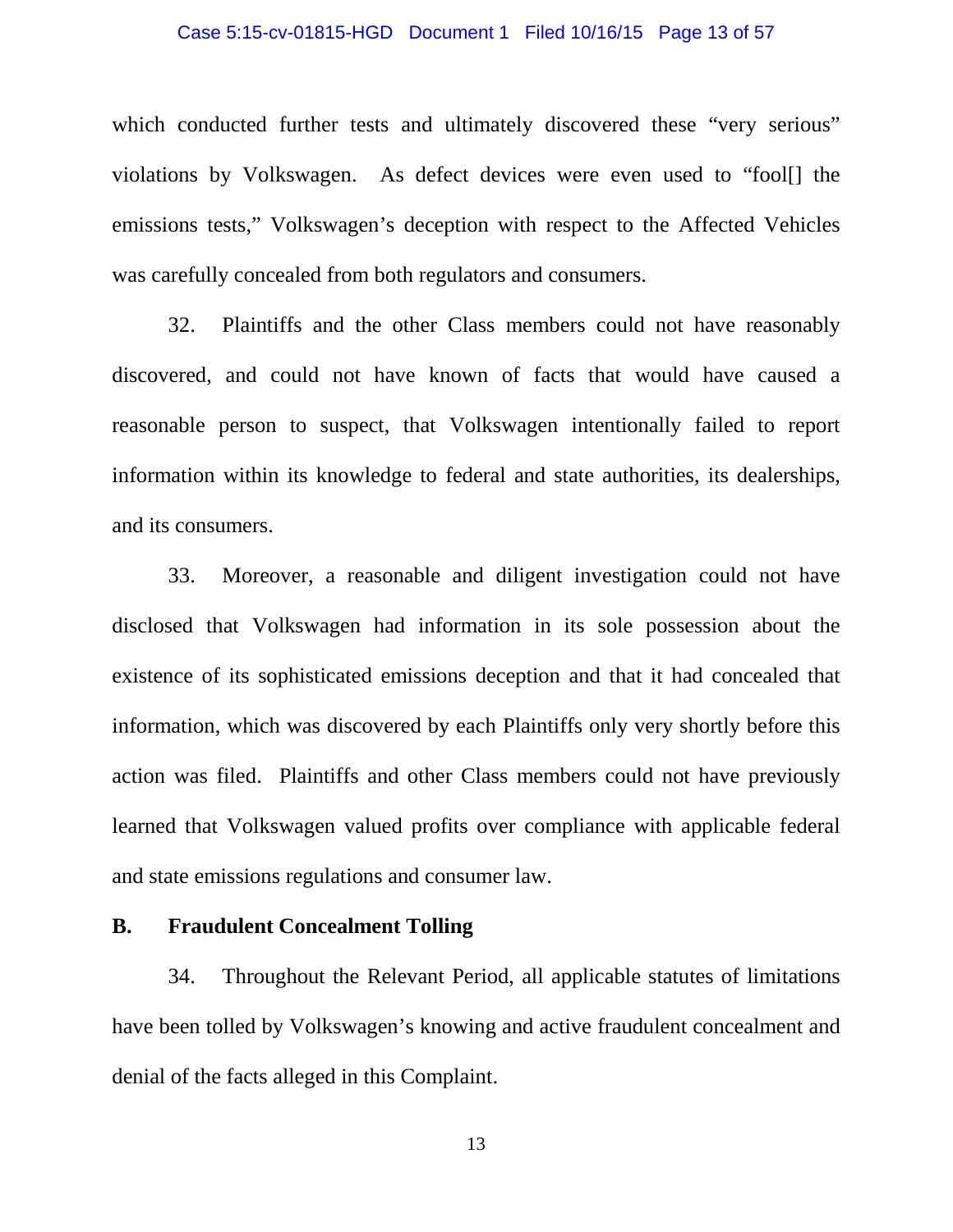which conducted further tests and ultimately discovered these "very serious" violations by Volkswagen. As defect devices were even used to "fool[] the emissions tests," Volkswagen's deception with respect to the Affected Vehicles was carefully concealed from both regulators and consumers.

32. Plaintiffs and the other Class members could not have reasonably discovered, and could not have known of facts that would have caused a reasonable person to suspect, that Volkswagen intentionally failed to report information within its knowledge to federal and state authorities, its dealerships, and its consumers.

33. Moreover, a reasonable and diligent investigation could not have disclosed that Volkswagen had information in its sole possession about the existence of its sophisticated emissions deception and that it had concealed that information, which was discovered by each Plaintiffs only very shortly before this action was filed. Plaintiffs and other Class members could not have previously learned that Volkswagen valued profits over compliance with applicable federal and state emissions regulations and consumer law.

**B. Fraudulent Concealment Tolling**

34. Throughout the Relevant Period, all applicable statutes of limitations have been tolled by Volkswagen's knowing and active fraudulent concealment and denial of the facts alleged in this Complaint.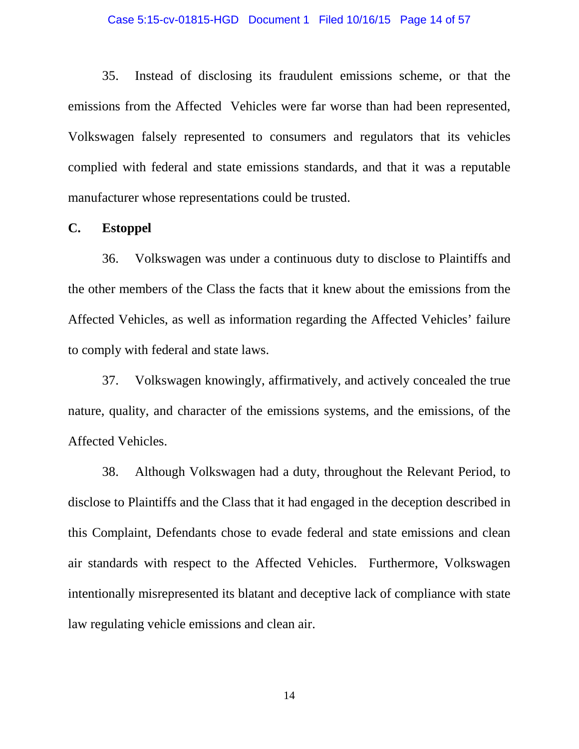35. Instead of disclosing its fraudulent emissions scheme, or that the emissions from the Affected Vehicles were far worse than had been represented, Volkswagen falsely represented to consumers and regulators that its vehicles complied with federal and state emissions standards, and that it was a reputable manufacturer whose representations could be trusted.

### C. Estoppel

36. Volkswagen was under a continuous duty to disclose to Plaintiffs and the other members of the Class the facts that it knew about the emissions from the Affected Vehicles, as well as information regarding the Affected Vehicles' failure to comply with federal and state laws.

37. Volkswagen knowingly, affirmatively, and actively concealed the true nature, quality, and character of the emissions systems, and the emissions, of the Affected Vehicles.

38. Although Volkswagen had a duty, throughout the Relevant Period, to disclose to Plaintiffs and the Class that it had engaged in the deception described in this Complaint, Defendants chose to evade federal and state emissions and clean air standards with respect to the Affected Vehicles. Furthermore, Volkswagen intentionally misrepresented its blatant and deceptive lack of compliance with state law regulating vehicle emissions and clean air.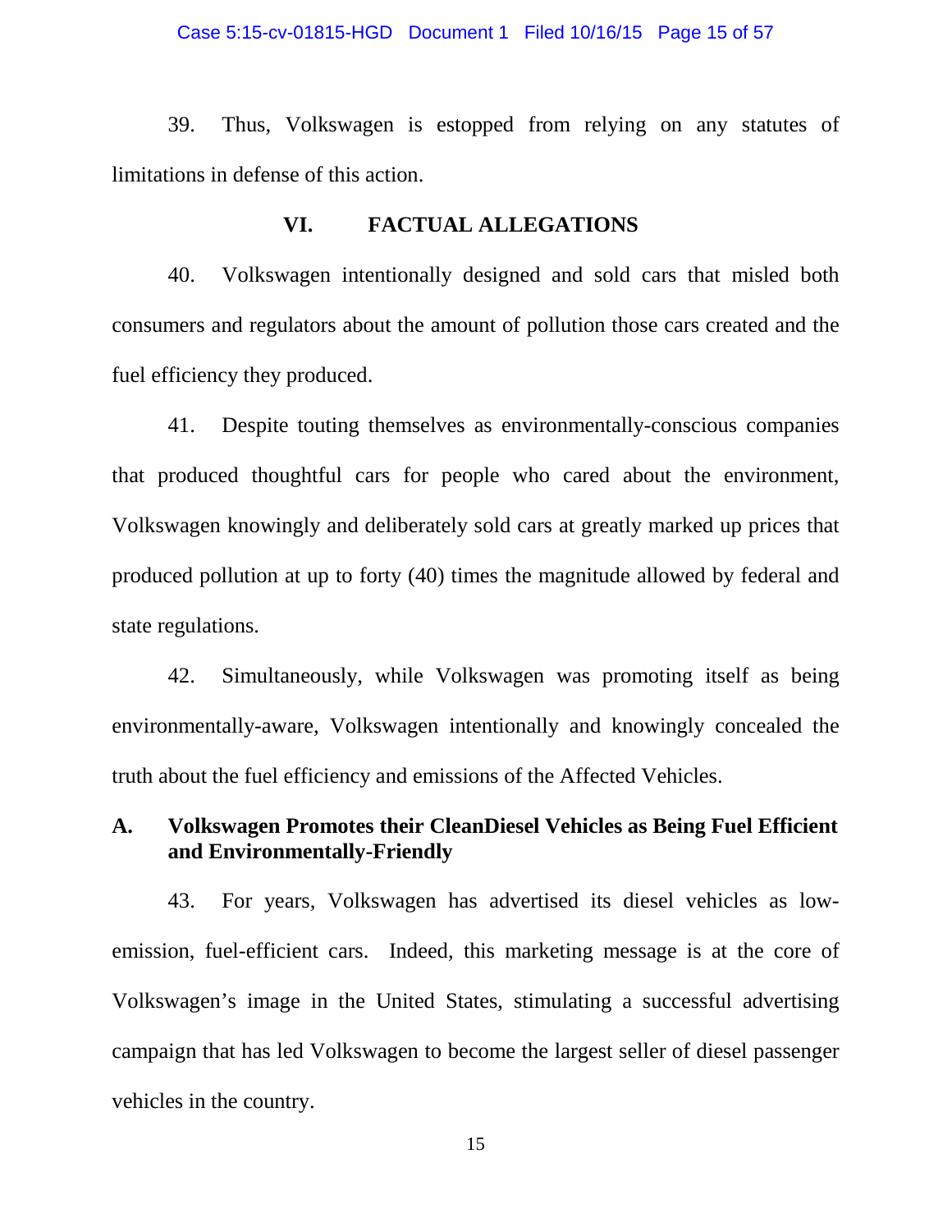39. Thus, Volkswagen is estopped from relying on any statutes of limitations in defense of this action.

## VI. FACTUAL ALLEGATIONS

40. Volkswagen intentionally designed and sold cars that misled both consumers and regulators about the amount of pollution those cars created and the fuel efficiency they produced.

41. Despite touting themselves as environmentally-conscious companies that produced thoughtful cars for people who cared about the environment, Volkswagen knowingly and deliberately sold cars at greatly marked up prices that produced pollution at up to forty (40) times the magnitude allowed by federal and state regulations.

42. Simultaneously, while Volkswagen was promoting itself as being environmentally-aware, Volkswagen intentionally and knowingly concealed the truth about the fuel efficiency and emissions of the Affected Vehicles.

### A. Volkswagen Promotes their CleanDiesel Vehicles as Being Fuel Efficient and Environmentally-Friendly

43. For years, Volkswagen has advertised its diesel vehicles as low-emission, fuel-efficient cars. Indeed, this marketing message is at the core of Volkswagen's image in the United States, stimulating a successful advertising campaign that has led Volkswagen to become the largest seller of diesel passenger vehicles in the country.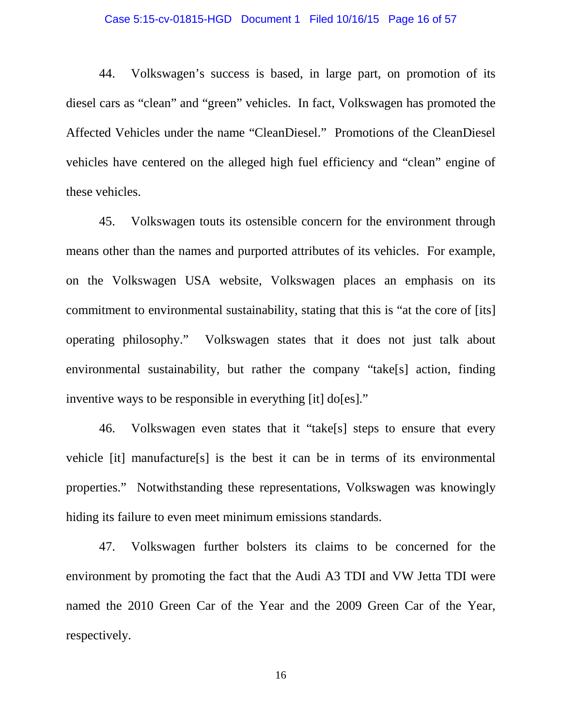44. Volkswagen's success is based, in large part, on promotion of its diesel cars as "clean" and "green" vehicles. In fact, Volkswagen has promoted the Affected Vehicles under the name "CleanDiesel." Promotions of the CleanDiesel vehicles have centered on the alleged high fuel efficiency and "clean" engine of these vehicles.

45. Volkswagen touts its ostensible concern for the environment through means other than the names and purported attributes of its vehicles. For example, on the Volkswagen USA website, Volkswagen places an emphasis on its commitment to environmental sustainability, stating that this is "at the core of [its] operating philosophy." Volkswagen states that it does not just talk about environmental sustainability, but rather the company "take[s] action, finding inventive ways to be responsible in everything [it] do[es]."

46. Volkswagen even states that it "take[s] steps to ensure that every vehicle [it] manufacture[s] is the best it can be in terms of its environmental properties." Notwithstanding these representations, Volkswagen was knowingly hiding its failure to even meet minimum emissions standards.

47. Volkswagen further bolsters its claims to be concerned for the environment by promoting the fact that the Audi A3 TDI and VW Jetta TDI were named the 2010 Green Car of the Year and the 2009 Green Car of the Year, respectively.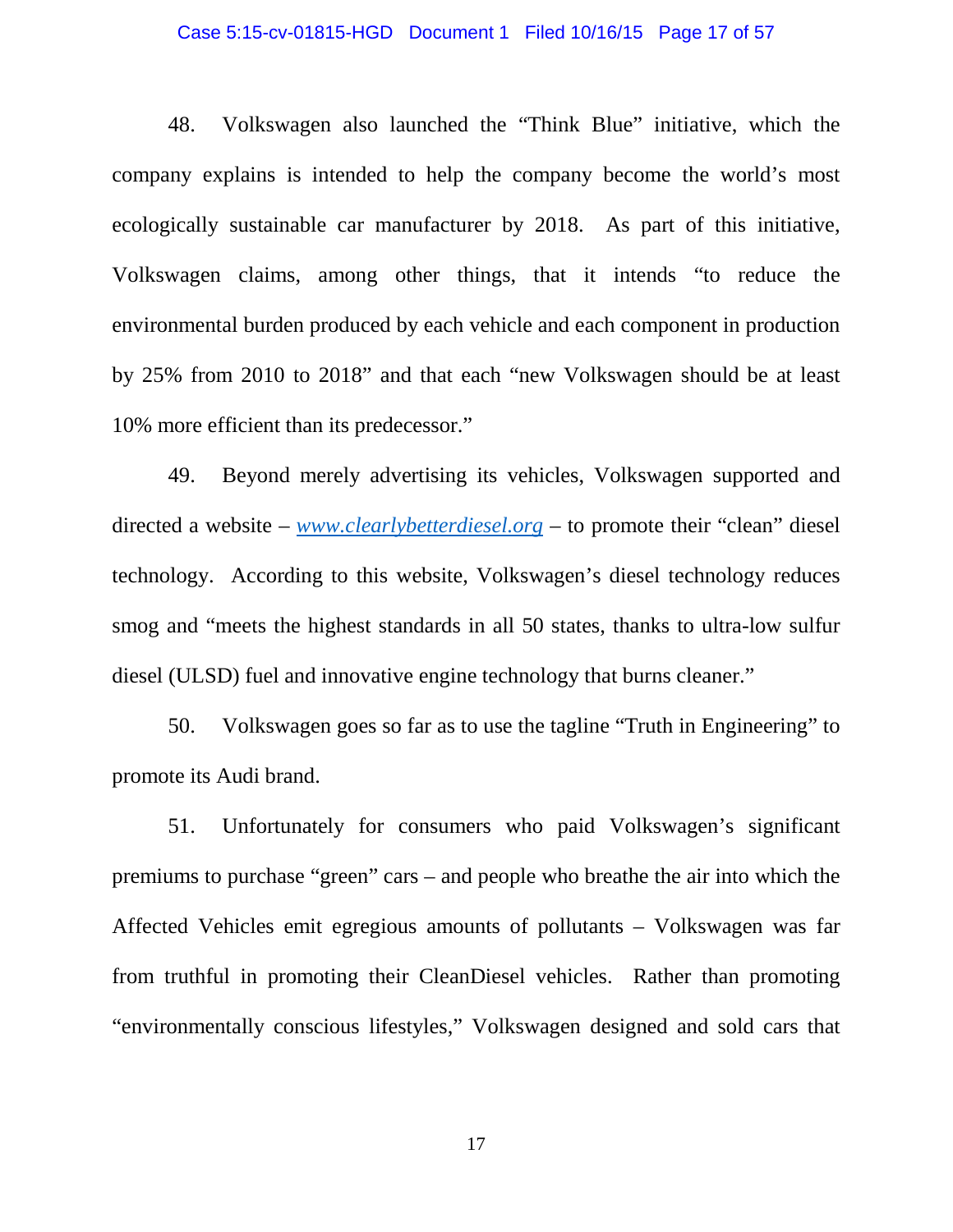48. Volkswagen also launched the "Think Blue" initiative, which the company explains is intended to help the company become the world's most ecologically sustainable car manufacturer by 2018. As part of this initiative, Volkswagen claims, among other things, that it intends "to reduce the environmental burden produced by each vehicle and each component in production by 25% from 2010 to 2018" and that each "new Volkswagen should be at least 10% more efficient than its predecessor."

49. Beyond merely advertising its vehicles, Volkswagen supported and directed a website – *www.clearlybetterdiesel.org* – to promote their "clean" diesel technology. According to this website, Volkswagen's diesel technology reduces smog and "meets the highest standards in all 50 states, thanks to ultra-low sulfur diesel (ULSD) fuel and innovative engine technology that burns cleaner."

50. Volkswagen goes so far as to use the tagline "Truth in Engineering" to promote its Audi brand.

51. Unfortunately for consumers who paid Volkswagen's significant premiums to purchase "green" cars – and people who breathe the air into which the Affected Vehicles emit egregious amounts of pollutants – Volkswagen was far from truthful in promoting their CleanDiesel vehicles. Rather than promoting "environmentally conscious lifestyles," Volkswagen designed and sold cars that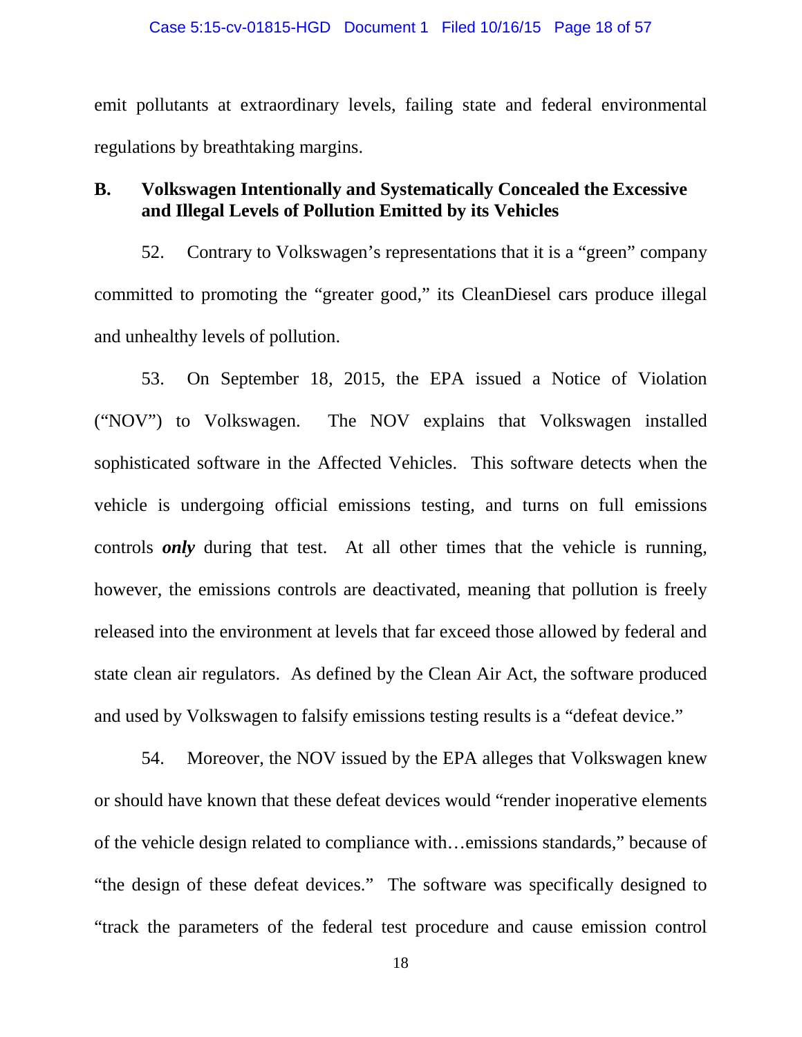emit pollutants at extraordinary levels, failing state and federal environmental regulations by breathtaking margins.

**B. Volkswagen Intentionally and Systematically Concealed the Excessive and Illegal Levels of Pollution Emitted by its Vehicles**

52. Contrary to Volkswagen's representations that it is a "green" company committed to promoting the "greater good," its CleanDiesel cars produce illegal and unhealthy levels of pollution.

53. On September 18, 2015, the EPA issued a Notice of Violation ("NOV") to Volkswagen. The NOV explains that Volkswagen installed sophisticated software in the Affected Vehicles. This software detects when the vehicle is undergoing official emissions testing, and turns on full emissions controls ***only*** during that test. At all other times that the vehicle is running, however, the emissions controls are deactivated, meaning that pollution is freely released into the environment at levels that far exceed those allowed by federal and state clean air regulators. As defined by the Clean Air Act, the software produced and used by Volkswagen to falsify emissions testing results is a "defeat device."

54. Moreover, the NOV issued by the EPA alleges that Volkswagen knew or should have known that these defeat devices would "render inoperative elements of the vehicle design related to compliance with…emissions standards," because of "the design of these defeat devices." The software was specifically designed to "track the parameters of the federal test procedure and cause emission control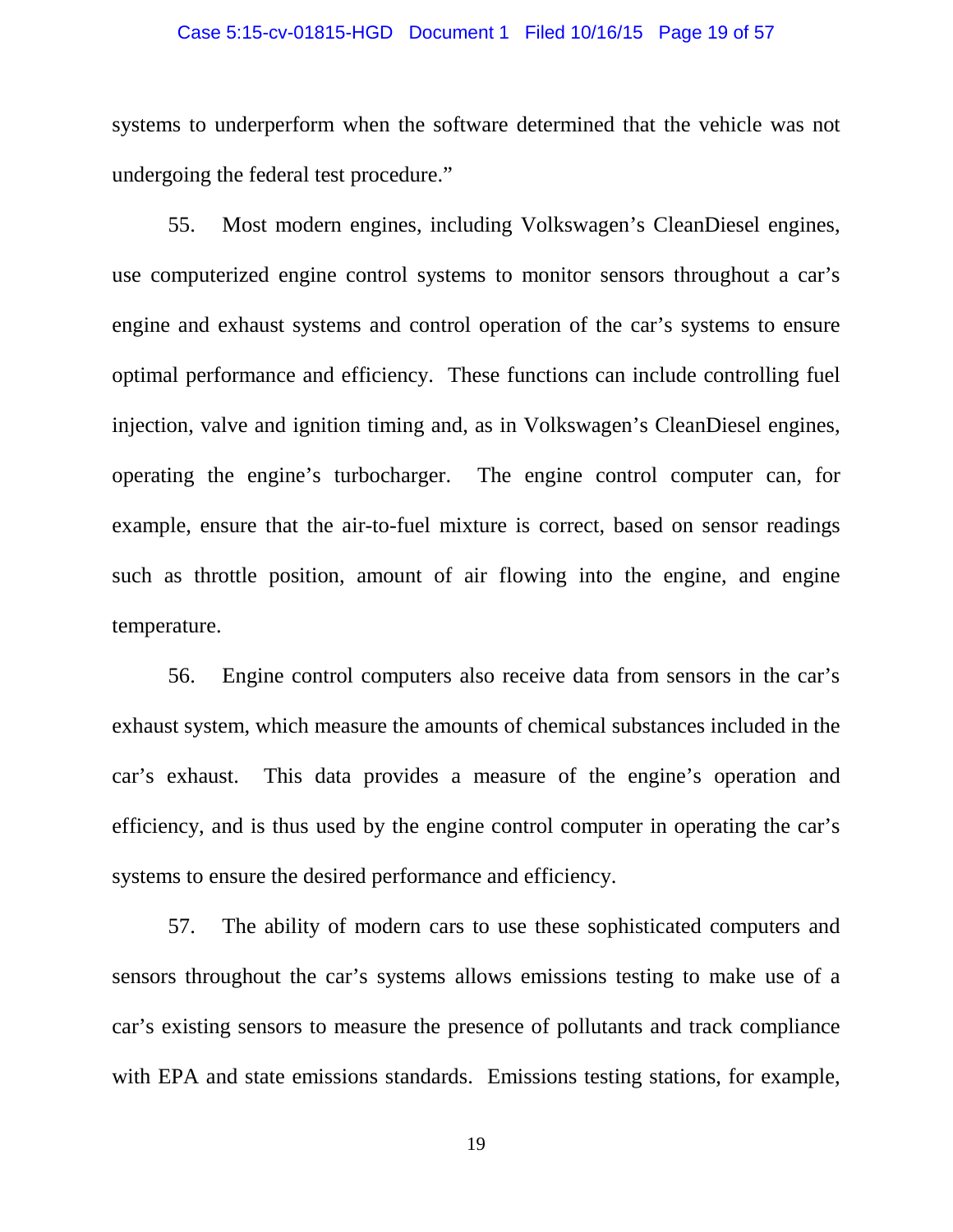systems to underperform when the software determined that the vehicle was not undergoing the federal test procedure."

55. Most modern engines, including Volkswagen's CleanDiesel engines, use computerized engine control systems to monitor sensors throughout a car's engine and exhaust systems and control operation of the car's systems to ensure optimal performance and efficiency. These functions can include controlling fuel injection, valve and ignition timing and, as in Volkswagen's CleanDiesel engines, operating the engine's turbocharger. The engine control computer can, for example, ensure that the air-to-fuel mixture is correct, based on sensor readings such as throttle position, amount of air flowing into the engine, and engine temperature.

56. Engine control computers also receive data from sensors in the car's exhaust system, which measure the amounts of chemical substances included in the car's exhaust. This data provides a measure of the engine's operation and efficiency, and is thus used by the engine control computer in operating the car's systems to ensure the desired performance and efficiency.

57. The ability of modern cars to use these sophisticated computers and sensors throughout the car's systems allows emissions testing to make use of a car's existing sensors to measure the presence of pollutants and track compliance with EPA and state emissions standards. Emissions testing stations, for example,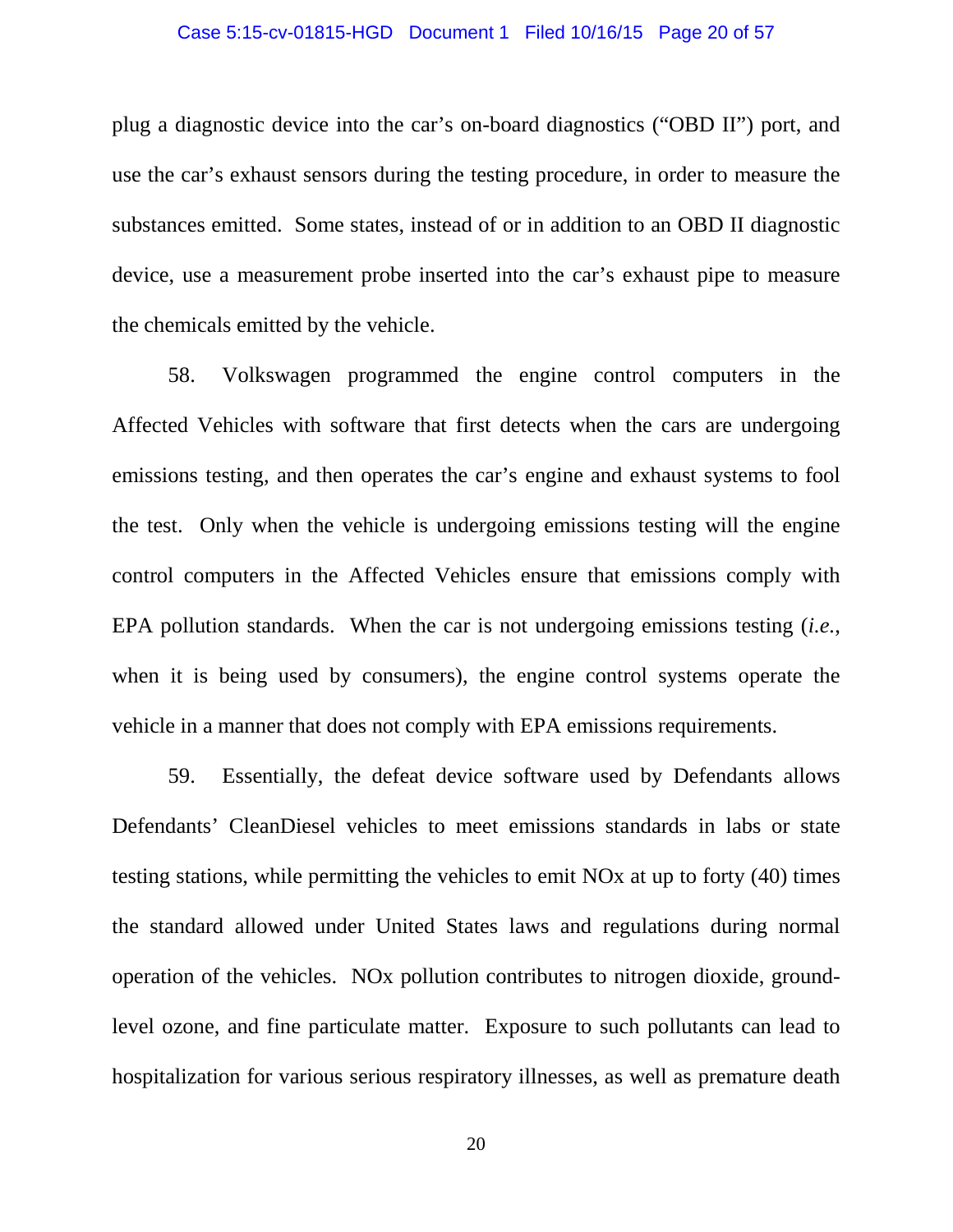plug a diagnostic device into the car's on-board diagnostics ("OBD II") port, and use the car's exhaust sensors during the testing procedure, in order to measure the substances emitted. Some states, instead of or in addition to an OBD II diagnostic device, use a measurement probe inserted into the car's exhaust pipe to measure the chemicals emitted by the vehicle.

58. Volkswagen programmed the engine control computers in the Affected Vehicles with software that first detects when the cars are undergoing emissions testing, and then operates the car's engine and exhaust systems to fool the test. Only when the vehicle is undergoing emissions testing will the engine control computers in the Affected Vehicles ensure that emissions comply with EPA pollution standards. When the car is not undergoing emissions testing (*i.e.*, when it is being used by consumers), the engine control systems operate the vehicle in a manner that does not comply with EPA emissions requirements.

59. Essentially, the defeat device software used by Defendants allows Defendants' CleanDiesel vehicles to meet emissions standards in labs or state testing stations, while permitting the vehicles to emit NOx at up to forty (40) times the standard allowed under United States laws and regulations during normal operation of the vehicles. NOx pollution contributes to nitrogen dioxide, ground-level ozone, and fine particulate matter. Exposure to such pollutants can lead to hospitalization for various serious respiratory illnesses, as well as premature death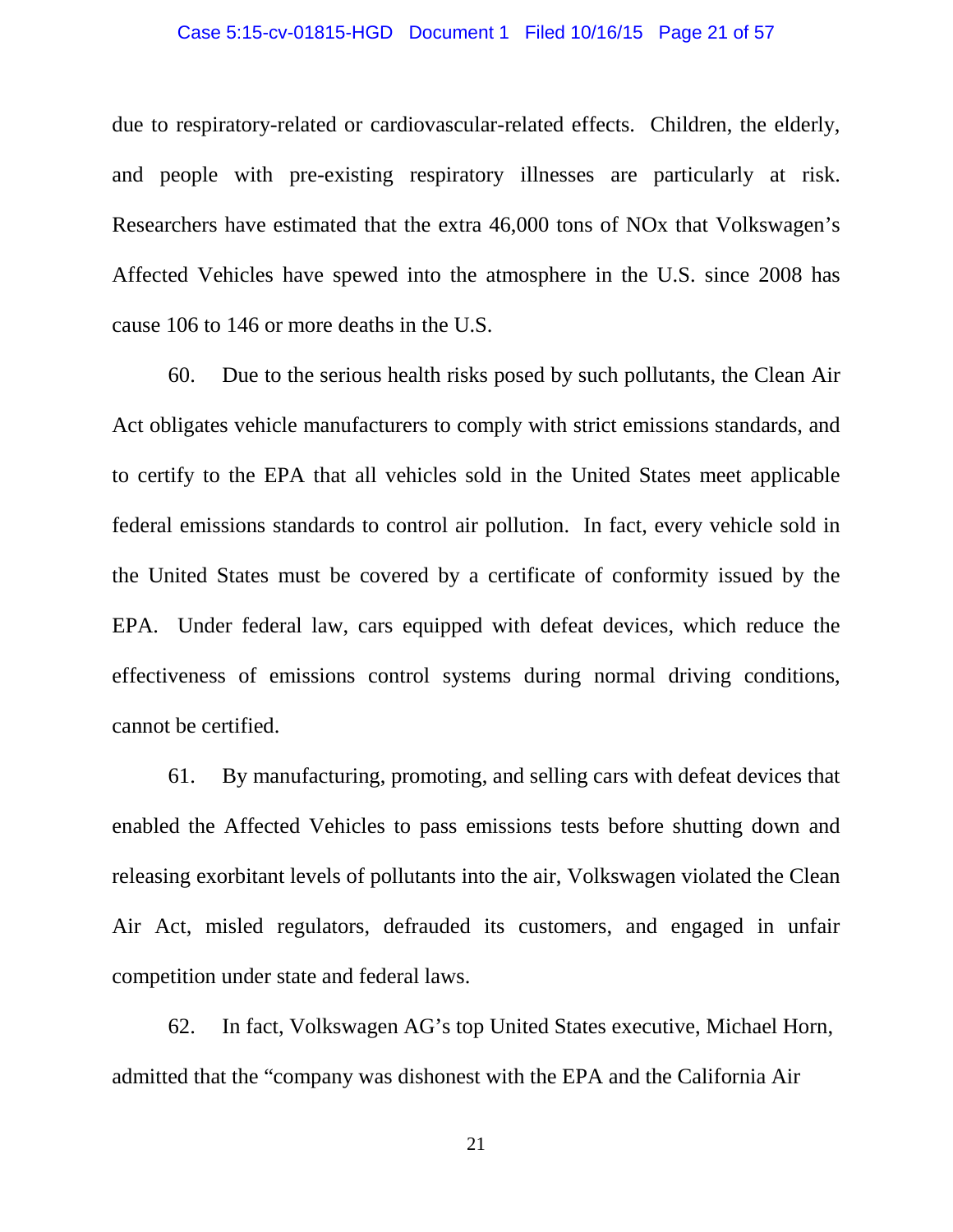due to respiratory-related or cardiovascular-related effects. Children, the elderly, and people with pre-existing respiratory illnesses are particularly at risk. Researchers have estimated that the extra 46,000 tons of NOx that Volkswagen's Affected Vehicles have spewed into the atmosphere in the U.S. since 2008 has cause 106 to 146 or more deaths in the U.S.

60. Due to the serious health risks posed by such pollutants, the Clean Air Act obligates vehicle manufacturers to comply with strict emissions standards, and to certify to the EPA that all vehicles sold in the United States meet applicable federal emissions standards to control air pollution. In fact, every vehicle sold in the United States must be covered by a certificate of conformity issued by the EPA. Under federal law, cars equipped with defeat devices, which reduce the effectiveness of emissions control systems during normal driving conditions, cannot be certified.

61. By manufacturing, promoting, and selling cars with defeat devices that enabled the Affected Vehicles to pass emissions tests before shutting down and releasing exorbitant levels of pollutants into the air, Volkswagen violated the Clean Air Act, misled regulators, defrauded its customers, and engaged in unfair competition under state and federal laws.

62. In fact, Volkswagen AG's top United States executive, Michael Horn, admitted that the "company was dishonest with the EPA and the California Air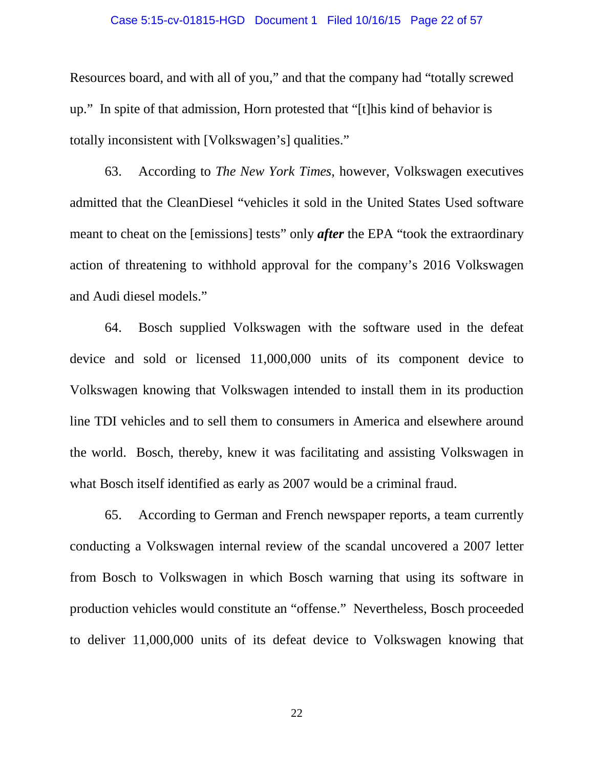Resources board, and with all of you," and that the company had "totally screwed up." In spite of that admission, Horn protested that "[t]his kind of behavior is totally inconsistent with [Volkswagen's] qualities."

63. According to *The New York Times*, however, Volkswagen executives admitted that the CleanDiesel "vehicles it sold in the United States Used software meant to cheat on the [emissions] tests" only ***after*** the EPA "took the extraordinary action of threatening to withhold approval for the company's 2016 Volkswagen and Audi diesel models."

64. Bosch supplied Volkswagen with the software used in the defeat device and sold or licensed 11,000,000 units of its component device to Volkswagen knowing that Volkswagen intended to install them in its production line TDI vehicles and to sell them to consumers in America and elsewhere around the world. Bosch, thereby, knew it was facilitating and assisting Volkswagen in what Bosch itself identified as early as 2007 would be a criminal fraud.

65. According to German and French newspaper reports, a team currently conducting a Volkswagen internal review of the scandal uncovered a 2007 letter from Bosch to Volkswagen in which Bosch warning that using its software in production vehicles would constitute an "offense." Nevertheless, Bosch proceeded to deliver 11,000,000 units of its defeat device to Volkswagen knowing that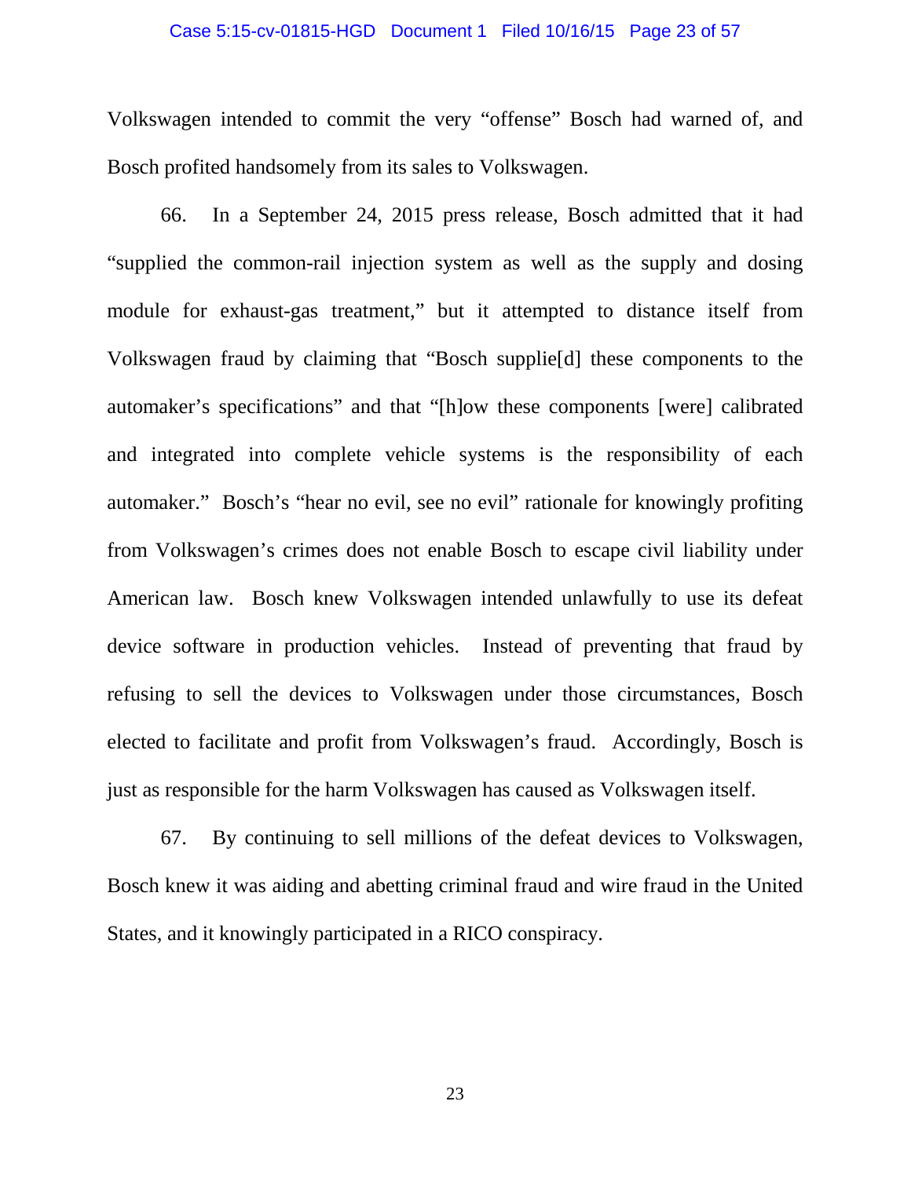Volkswagen intended to commit the very "offense" Bosch had warned of, and Bosch profited handsomely from its sales to Volkswagen.

66. In a September 24, 2015 press release, Bosch admitted that it had "supplied the common-rail injection system as well as the supply and dosing module for exhaust-gas treatment," but it attempted to distance itself from Volkswagen fraud by claiming that "Bosch supplie[d] these components to the automaker's specifications" and that "[h]ow these components [were] calibrated and integrated into complete vehicle systems is the responsibility of each automaker." Bosch's "hear no evil, see no evil" rationale for knowingly profiting from Volkswagen's crimes does not enable Bosch to escape civil liability under American law. Bosch knew Volkswagen intended unlawfully to use its defeat device software in production vehicles. Instead of preventing that fraud by refusing to sell the devices to Volkswagen under those circumstances, Bosch elected to facilitate and profit from Volkswagen's fraud. Accordingly, Bosch is just as responsible for the harm Volkswagen has caused as Volkswagen itself.

67. By continuing to sell millions of the defeat devices to Volkswagen, Bosch knew it was aiding and abetting criminal fraud and wire fraud in the United States, and it knowingly participated in a RICO conspiracy.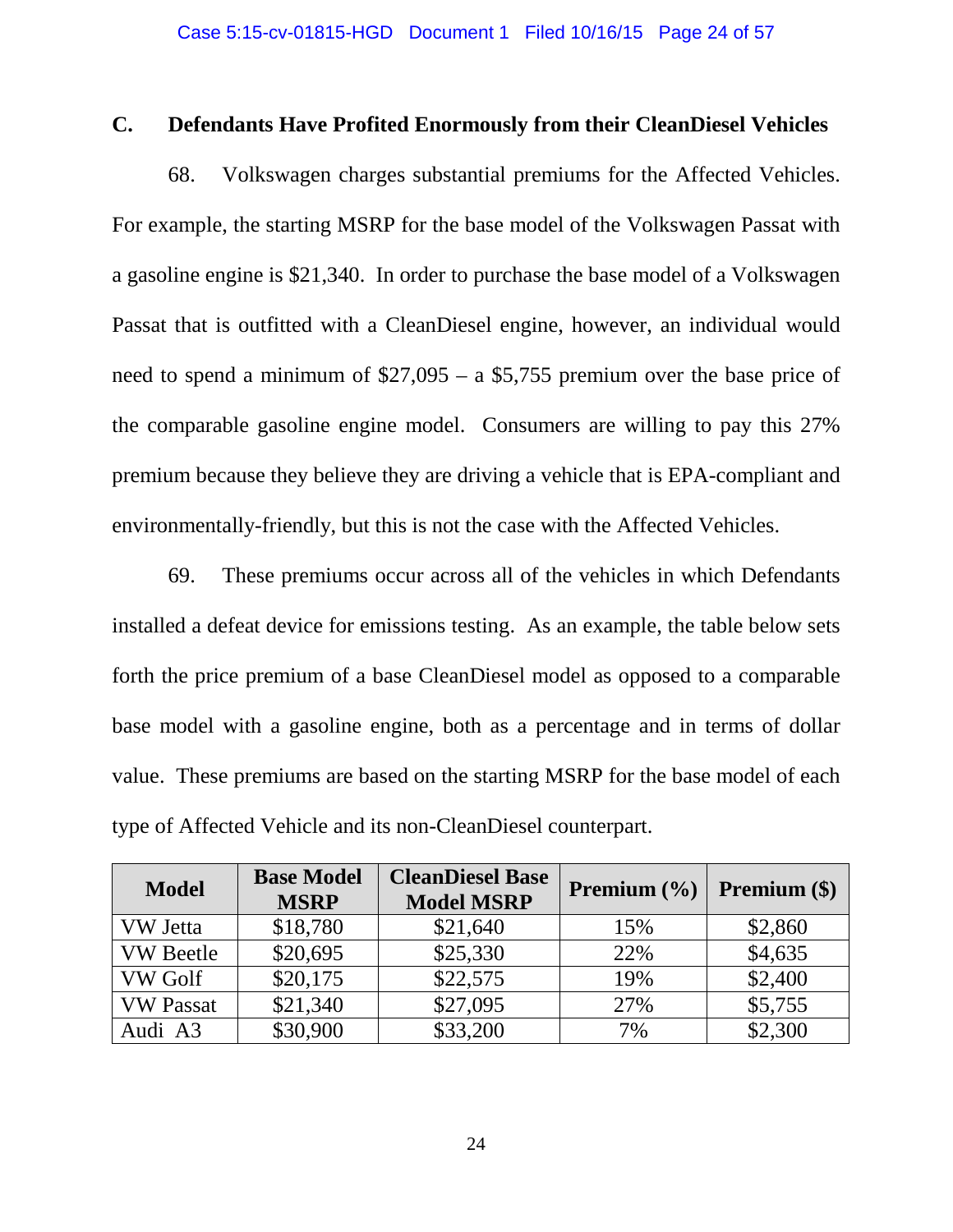### C. Defendants Have Profited Enormously from their CleanDiesel Vehicles

68. Volkswagen charges substantial premiums for the Affected Vehicles. For example, the starting MSRP for the base model of the Volkswagen Passat with a gasoline engine is $21,340. In order to purchase the base model of a Volkswagen Passat that is outfitted with a CleanDiesel engine, however, an individual would need to spend a minimum of $27,095 – a $5,755 premium over the base price of the comparable gasoline engine model. Consumers are willing to pay this 27% premium because they believe they are driving a vehicle that is EPA-compliant and environmentally-friendly, but this is not the case with the Affected Vehicles.

69. These premiums occur across all of the vehicles in which Defendants installed a defeat device for emissions testing. As an example, the table below sets forth the price premium of a base CleanDiesel model as opposed to a comparable base model with a gasoline engine, both as a percentage and in terms of dollar value. These premiums are based on the starting MSRP for the base model of each type of Affected Vehicle and its non-CleanDiesel counterpart.

| Model | Base Model MSRP | CleanDiesel Base Model MSRP | Premium (%) | Premium ($) |
|---|---|---|---|---|
| VW Jetta | $18,780 | $21,640 | 15% | $2,860 |
| VW Beetle | $20,695 | $25,330 | 22% | $4,635 |
| VW Golf | $20,175 | $22,575 | 19% | $2,400 |
| VW Passat | $21,340 | $27,095 | 27% | $5,755 |
| Audi A3 | $30,900 | $33,200 | 7% | $2,300 |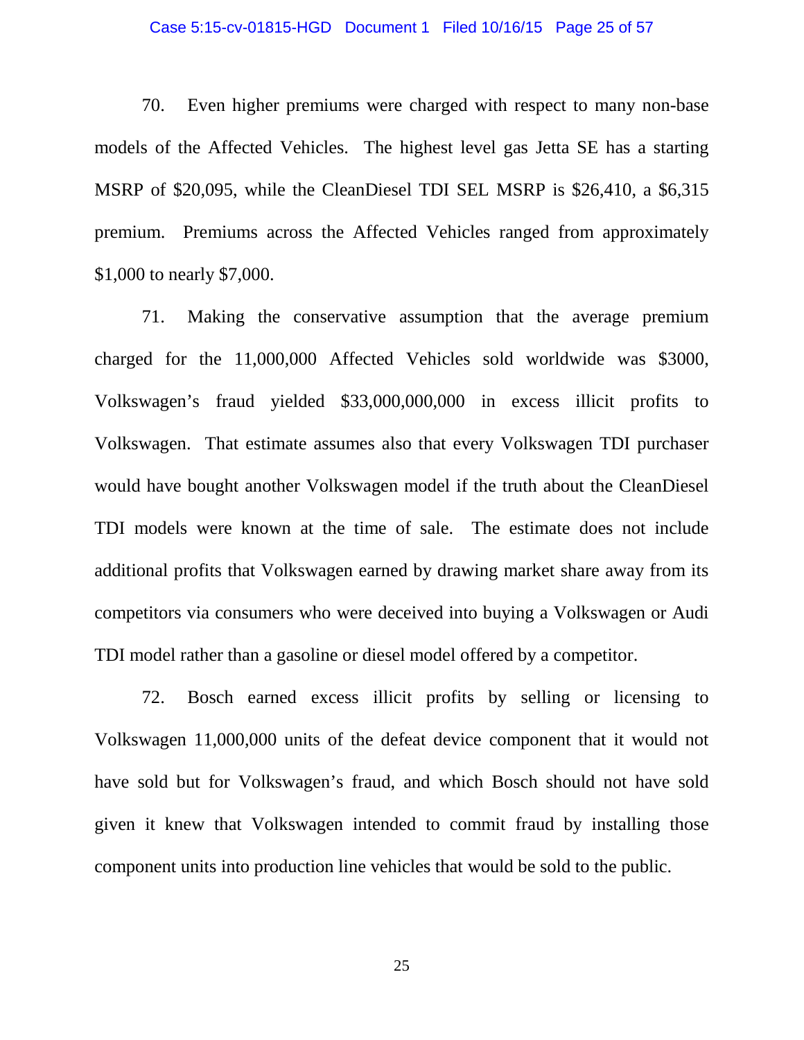70. Even higher premiums were charged with respect to many non-base models of the Affected Vehicles. The highest level gas Jetta SE has a starting MSRP of $20,095, while the CleanDiesel TDI SEL MSRP is $26,410, a $6,315 premium. Premiums across the Affected Vehicles ranged from approximately $1,000 to nearly $7,000.

71. Making the conservative assumption that the average premium charged for the 11,000,000 Affected Vehicles sold worldwide was $3000, Volkswagen's fraud yielded $33,000,000,000 in excess illicit profits to Volkswagen. That estimate assumes also that every Volkswagen TDI purchaser would have bought another Volkswagen model if the truth about the CleanDiesel TDI models were known at the time of sale. The estimate does not include additional profits that Volkswagen earned by drawing market share away from its competitors via consumers who were deceived into buying a Volkswagen or Audi TDI model rather than a gasoline or diesel model offered by a competitor.

72. Bosch earned excess illicit profits by selling or licensing to Volkswagen 11,000,000 units of the defeat device component that it would not have sold but for Volkswagen's fraud, and which Bosch should not have sold given it knew that Volkswagen intended to commit fraud by installing those component units into production line vehicles that would be sold to the public.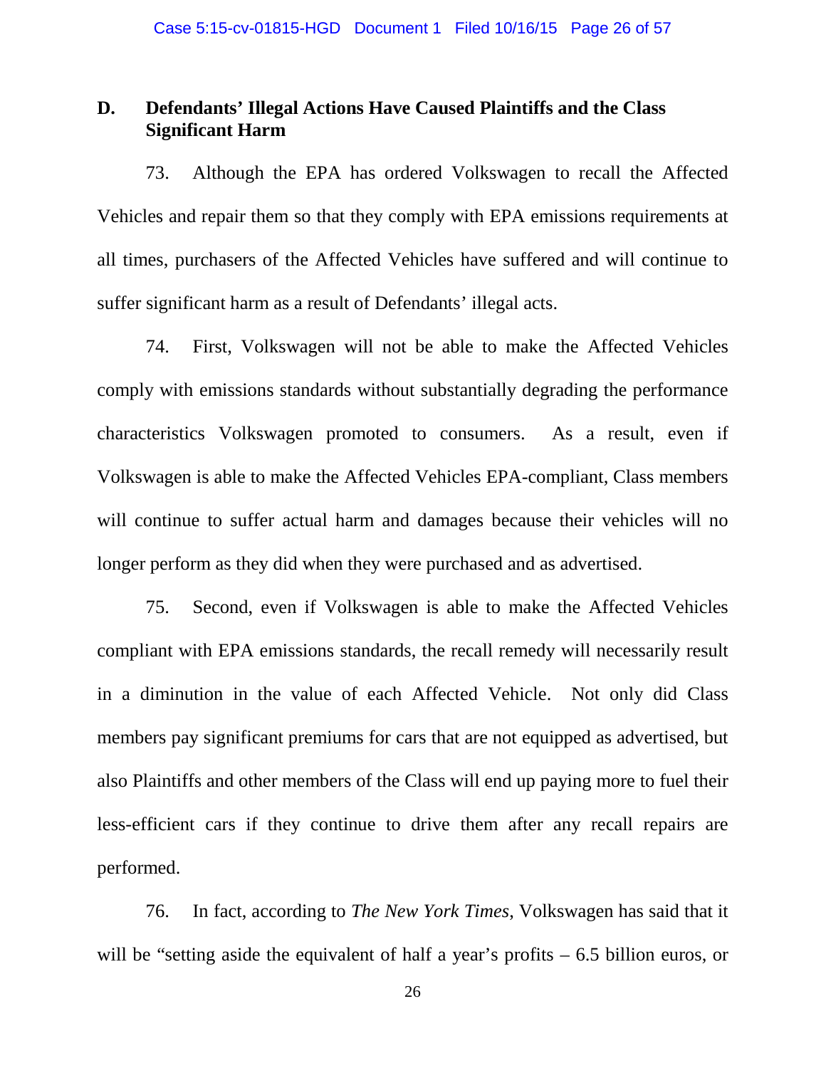## D. Defendants' Illegal Actions Have Caused Plaintiffs and the Class Significant Harm

73. Although the EPA has ordered Volkswagen to recall the Affected Vehicles and repair them so that they comply with EPA emissions requirements at all times, purchasers of the Affected Vehicles have suffered and will continue to suffer significant harm as a result of Defendants' illegal acts.

74. First, Volkswagen will not be able to make the Affected Vehicles comply with emissions standards without substantially degrading the performance characteristics Volkswagen promoted to consumers. As a result, even if Volkswagen is able to make the Affected Vehicles EPA-compliant, Class members will continue to suffer actual harm and damages because their vehicles will no longer perform as they did when they were purchased and as advertised.

75. Second, even if Volkswagen is able to make the Affected Vehicles compliant with EPA emissions standards, the recall remedy will necessarily result in a diminution in the value of each Affected Vehicle. Not only did Class members pay significant premiums for cars that are not equipped as advertised, but also Plaintiffs and other members of the Class will end up paying more to fuel their less-efficient cars if they continue to drive them after any recall repairs are performed.

76. In fact, according to *The New York Times*, Volkswagen has said that it will be "setting aside the equivalent of half a year's profits – 6.5 billion euros, or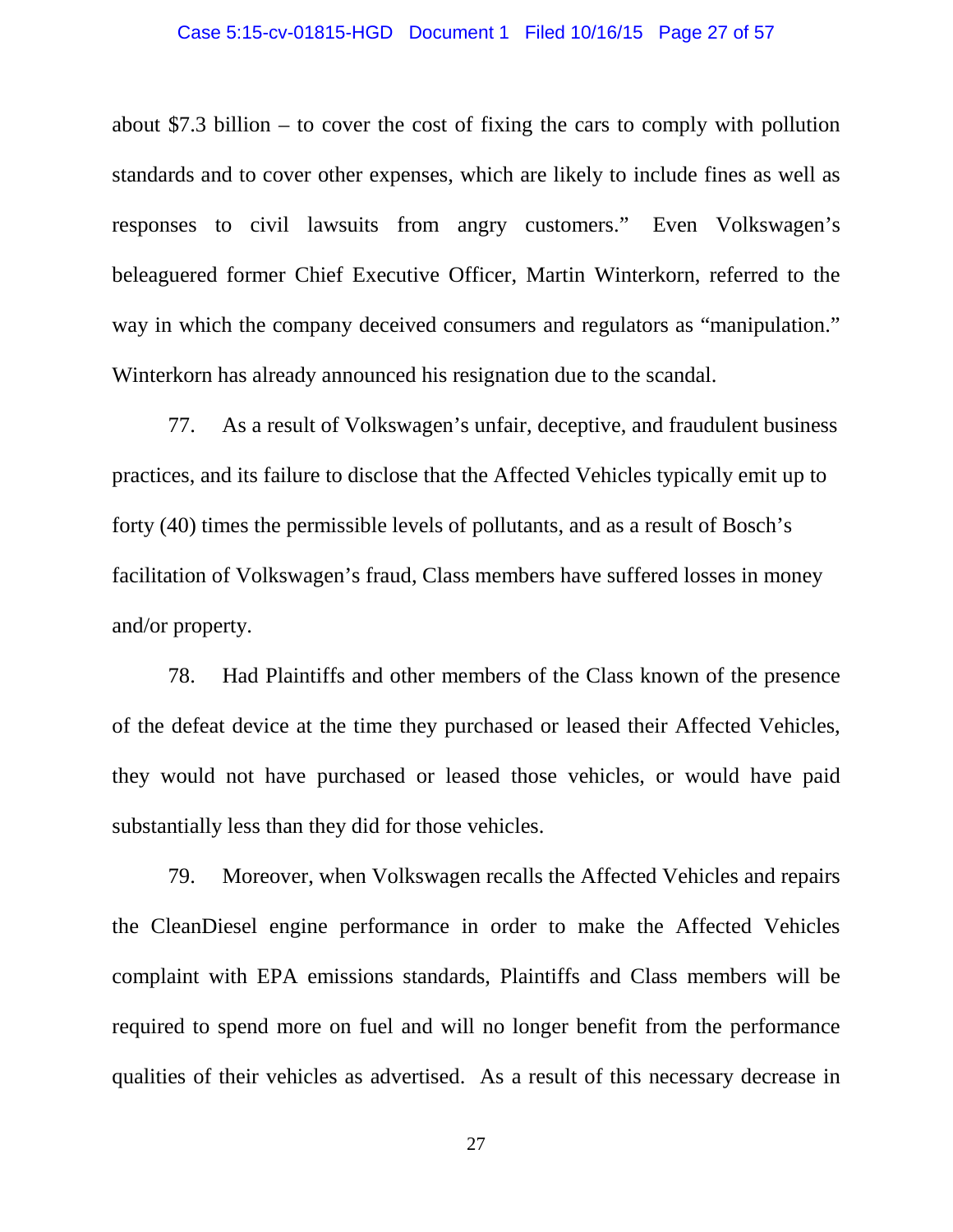about $7.3 billion – to cover the cost of fixing the cars to comply with pollution standards and to cover other expenses, which are likely to include fines as well as responses to civil lawsuits from angry customers." Even Volkswagen's beleaguered former Chief Executive Officer, Martin Winterkorn, referred to the way in which the company deceived consumers and regulators as "manipulation." Winterkorn has already announced his resignation due to the scandal.

77. As a result of Volkswagen's unfair, deceptive, and fraudulent business practices, and its failure to disclose that the Affected Vehicles typically emit up to forty (40) times the permissible levels of pollutants, and as a result of Bosch's facilitation of Volkswagen's fraud, Class members have suffered losses in money and/or property.

78. Had Plaintiffs and other members of the Class known of the presence of the defeat device at the time they purchased or leased their Affected Vehicles, they would not have purchased or leased those vehicles, or would have paid substantially less than they did for those vehicles.

79. Moreover, when Volkswagen recalls the Affected Vehicles and repairs the CleanDiesel engine performance in order to make the Affected Vehicles complaint with EPA emissions standards, Plaintiffs and Class members will be required to spend more on fuel and will no longer benefit from the performance qualities of their vehicles as advertised. As a result of this necessary decrease in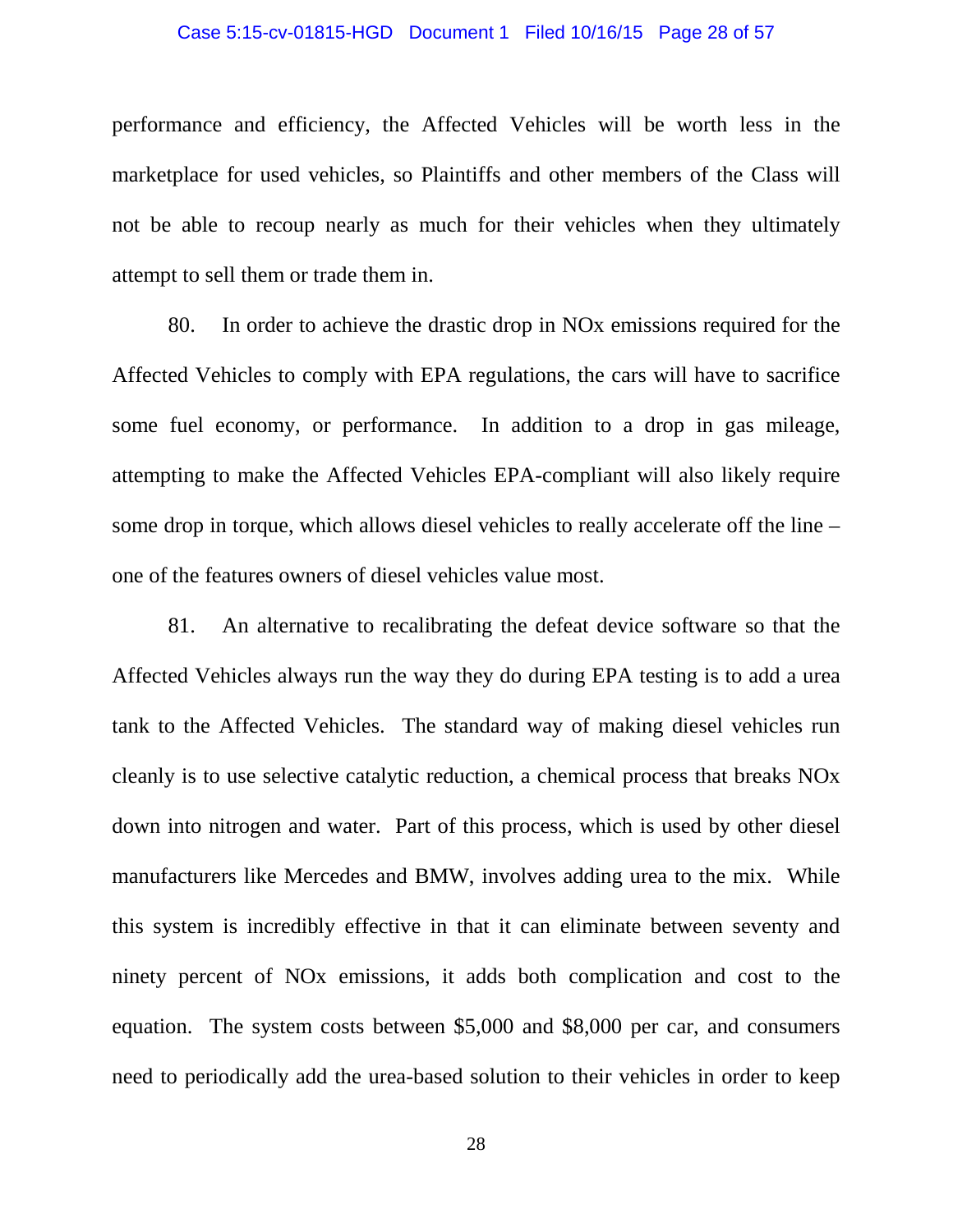performance and efficiency, the Affected Vehicles will be worth less in the marketplace for used vehicles, so Plaintiffs and other members of the Class will not be able to recoup nearly as much for their vehicles when they ultimately attempt to sell them or trade them in.

80. In order to achieve the drastic drop in NOx emissions required for the Affected Vehicles to comply with EPA regulations, the cars will have to sacrifice some fuel economy, or performance. In addition to a drop in gas mileage, attempting to make the Affected Vehicles EPA-compliant will also likely require some drop in torque, which allows diesel vehicles to really accelerate off the line – one of the features owners of diesel vehicles value most.

81. An alternative to recalibrating the defeat device software so that the Affected Vehicles always run the way they do during EPA testing is to add a urea tank to the Affected Vehicles. The standard way of making diesel vehicles run cleanly is to use selective catalytic reduction, a chemical process that breaks NOx down into nitrogen and water. Part of this process, which is used by other diesel manufacturers like Mercedes and BMW, involves adding urea to the mix. While this system is incredibly effective in that it can eliminate between seventy and ninety percent of NOx emissions, it adds both complication and cost to the equation. The system costs between $5,000 and $8,000 per car, and consumers need to periodically add the urea-based solution to their vehicles in order to keep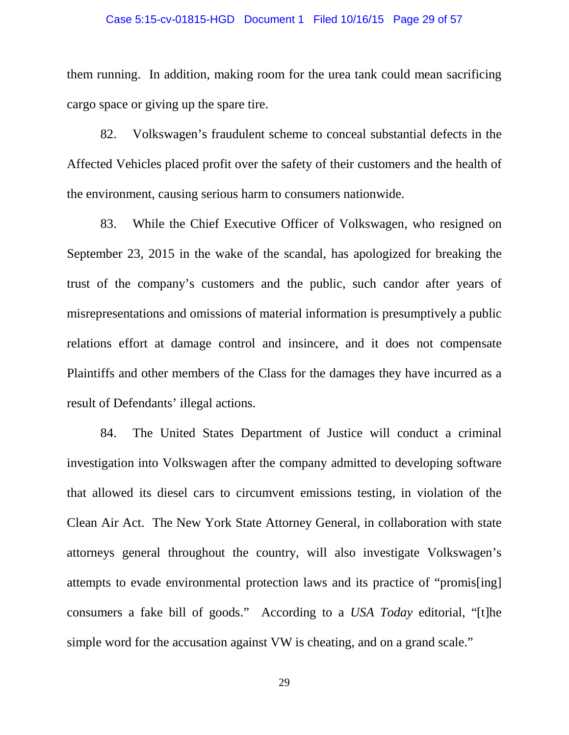them running. In addition, making room for the urea tank could mean sacrificing cargo space or giving up the spare tire.

82. Volkswagen's fraudulent scheme to conceal substantial defects in the Affected Vehicles placed profit over the safety of their customers and the health of the environment, causing serious harm to consumers nationwide.

83. While the Chief Executive Officer of Volkswagen, who resigned on September 23, 2015 in the wake of the scandal, has apologized for breaking the trust of the company's customers and the public, such candor after years of misrepresentations and omissions of material information is presumptively a public relations effort at damage control and insincere, and it does not compensate Plaintiffs and other members of the Class for the damages they have incurred as a result of Defendants' illegal actions.

84. The United States Department of Justice will conduct a criminal investigation into Volkswagen after the company admitted to developing software that allowed its diesel cars to circumvent emissions testing, in violation of the Clean Air Act. The New York State Attorney General, in collaboration with state attorneys general throughout the country, will also investigate Volkswagen's attempts to evade environmental protection laws and its practice of "promis[ing] consumers a fake bill of goods." According to a *USA Today* editorial, "[t]he simple word for the accusation against VW is cheating, and on a grand scale."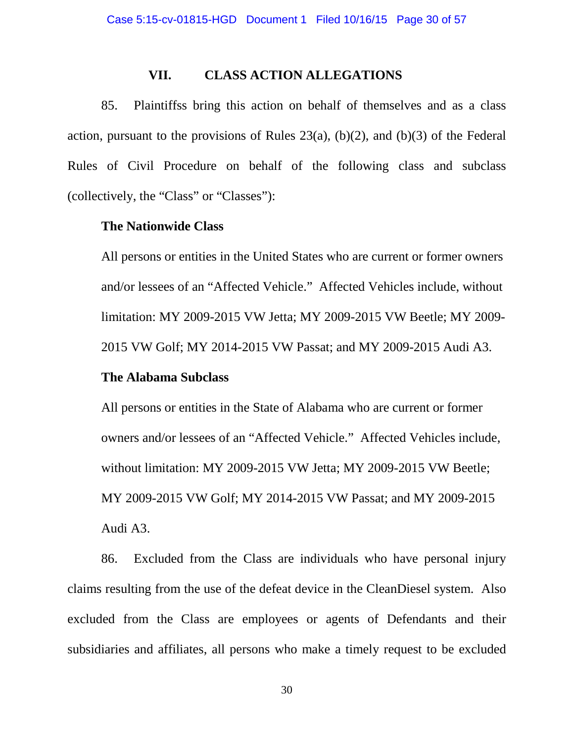## VII. CLASS ACTION ALLEGATIONS

85. Plaintiffss bring this action on behalf of themselves and as a class action, pursuant to the provisions of Rules 23(a), (b)(2), and (b)(3) of the Federal Rules of Civil Procedure on behalf of the following class and subclass (collectively, the "Class" or "Classes"):

**The Nationwide Class**

All persons or entities in the United States who are current or former owners and/or lessees of an "Affected Vehicle." Affected Vehicles include, without limitation: MY 2009-2015 VW Jetta; MY 2009-2015 VW Beetle; MY 2009-2015 VW Golf; MY 2014-2015 VW Passat; and MY 2009-2015 Audi A3.

**The Alabama Subclass**

All persons or entities in the State of Alabama who are current or former owners and/or lessees of an "Affected Vehicle." Affected Vehicles include, without limitation: MY 2009-2015 VW Jetta; MY 2009-2015 VW Beetle; MY 2009-2015 VW Golf; MY 2014-2015 VW Passat; and MY 2009-2015 Audi A3.

86. Excluded from the Class are individuals who have personal injury claims resulting from the use of the defeat device in the CleanDiesel system. Also excluded from the Class are employees or agents of Defendants and their subsidiaries and affiliates, all persons who make a timely request to be excluded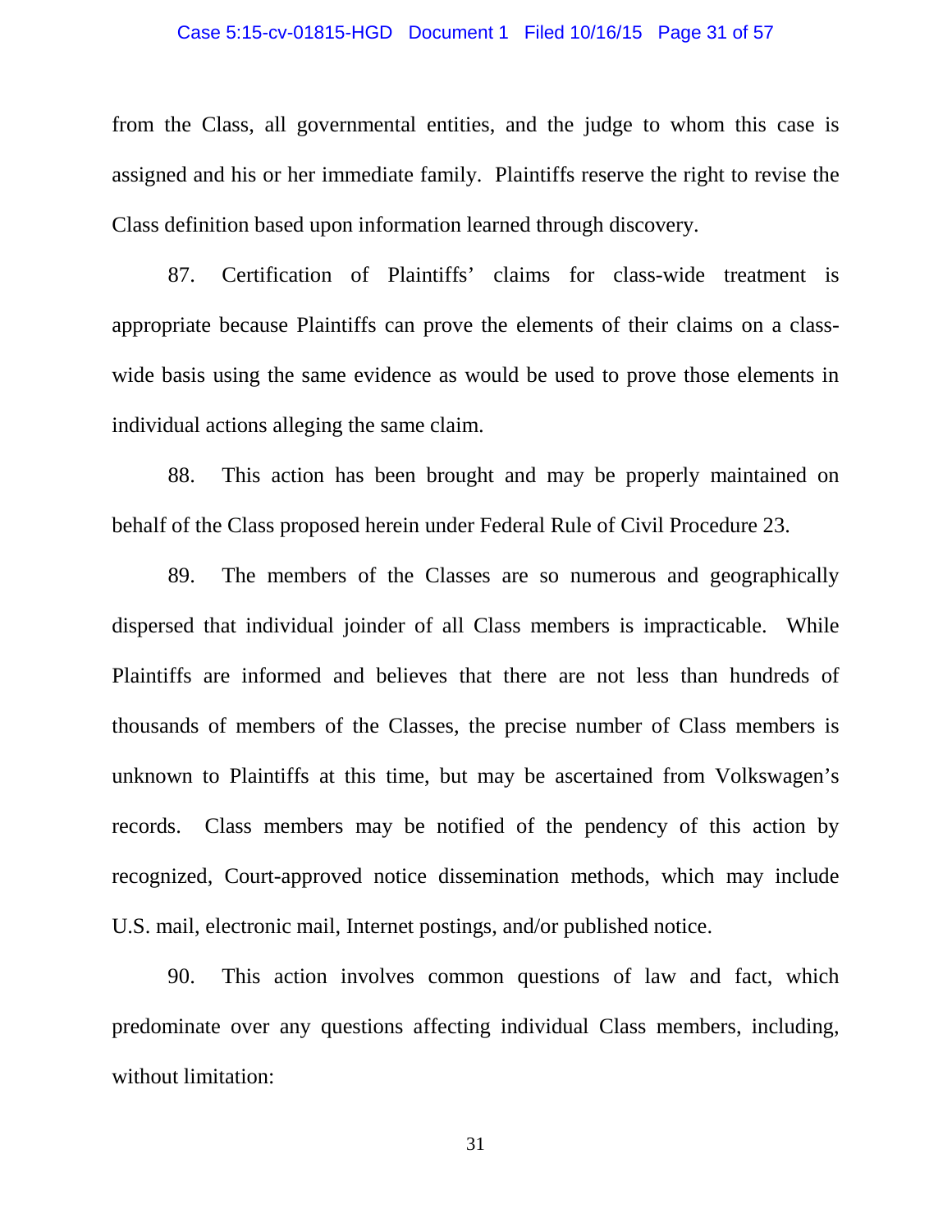from the Class, all governmental entities, and the judge to whom this case is assigned and his or her immediate family. Plaintiffs reserve the right to revise the Class definition based upon information learned through discovery.

87. Certification of Plaintiffs' claims for class-wide treatment is appropriate because Plaintiffs can prove the elements of their claims on a class-wide basis using the same evidence as would be used to prove those elements in individual actions alleging the same claim.

88. This action has been brought and may be properly maintained on behalf of the Class proposed herein under Federal Rule of Civil Procedure 23.

89. The members of the Classes are so numerous and geographically dispersed that individual joinder of all Class members is impracticable. While Plaintiffs are informed and believes that there are not less than hundreds of thousands of members of the Classes, the precise number of Class members is unknown to Plaintiffs at this time, but may be ascertained from Volkswagen's records. Class members may be notified of the pendency of this action by recognized, Court-approved notice dissemination methods, which may include U.S. mail, electronic mail, Internet postings, and/or published notice.

90. This action involves common questions of law and fact, which predominate over any questions affecting individual Class members, including, without limitation: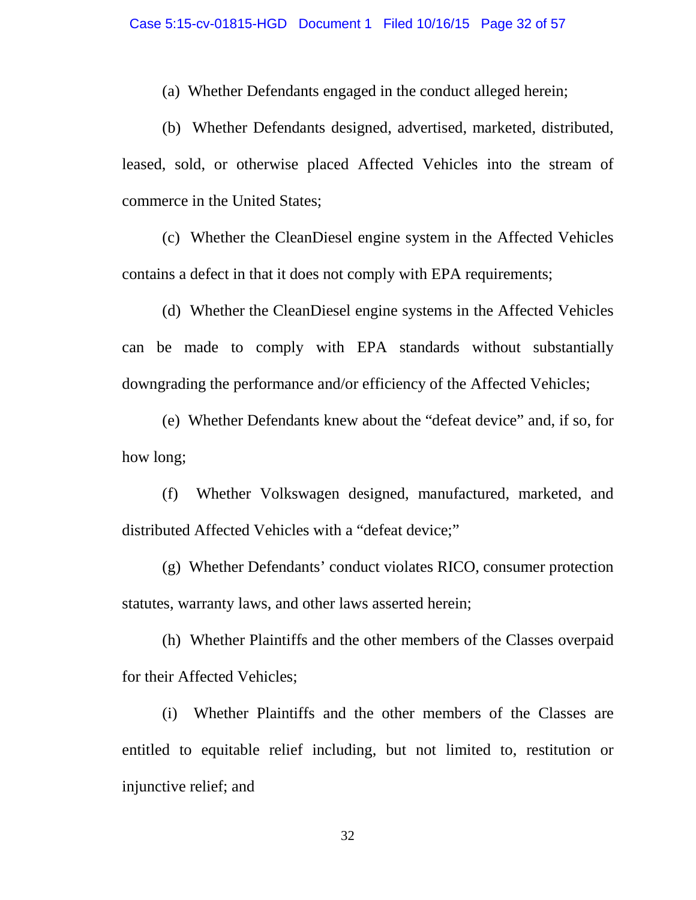(a) Whether Defendants engaged in the conduct alleged herein;

(b) Whether Defendants designed, advertised, marketed, distributed, leased, sold, or otherwise placed Affected Vehicles into the stream of commerce in the United States;

(c) Whether the CleanDiesel engine system in the Affected Vehicles contains a defect in that it does not comply with EPA requirements;

(d) Whether the CleanDiesel engine systems in the Affected Vehicles can be made to comply with EPA standards without substantially downgrading the performance and/or efficiency of the Affected Vehicles;

(e) Whether Defendants knew about the "defeat device" and, if so, for how long;

(f) Whether Volkswagen designed, manufactured, marketed, and distributed Affected Vehicles with a "defeat device;"

(g) Whether Defendants' conduct violates RICO, consumer protection statutes, warranty laws, and other laws asserted herein;

(h) Whether Plaintiffs and the other members of the Classes overpaid for their Affected Vehicles;

(i) Whether Plaintiffs and the other members of the Classes are entitled to equitable relief including, but not limited to, restitution or injunctive relief; and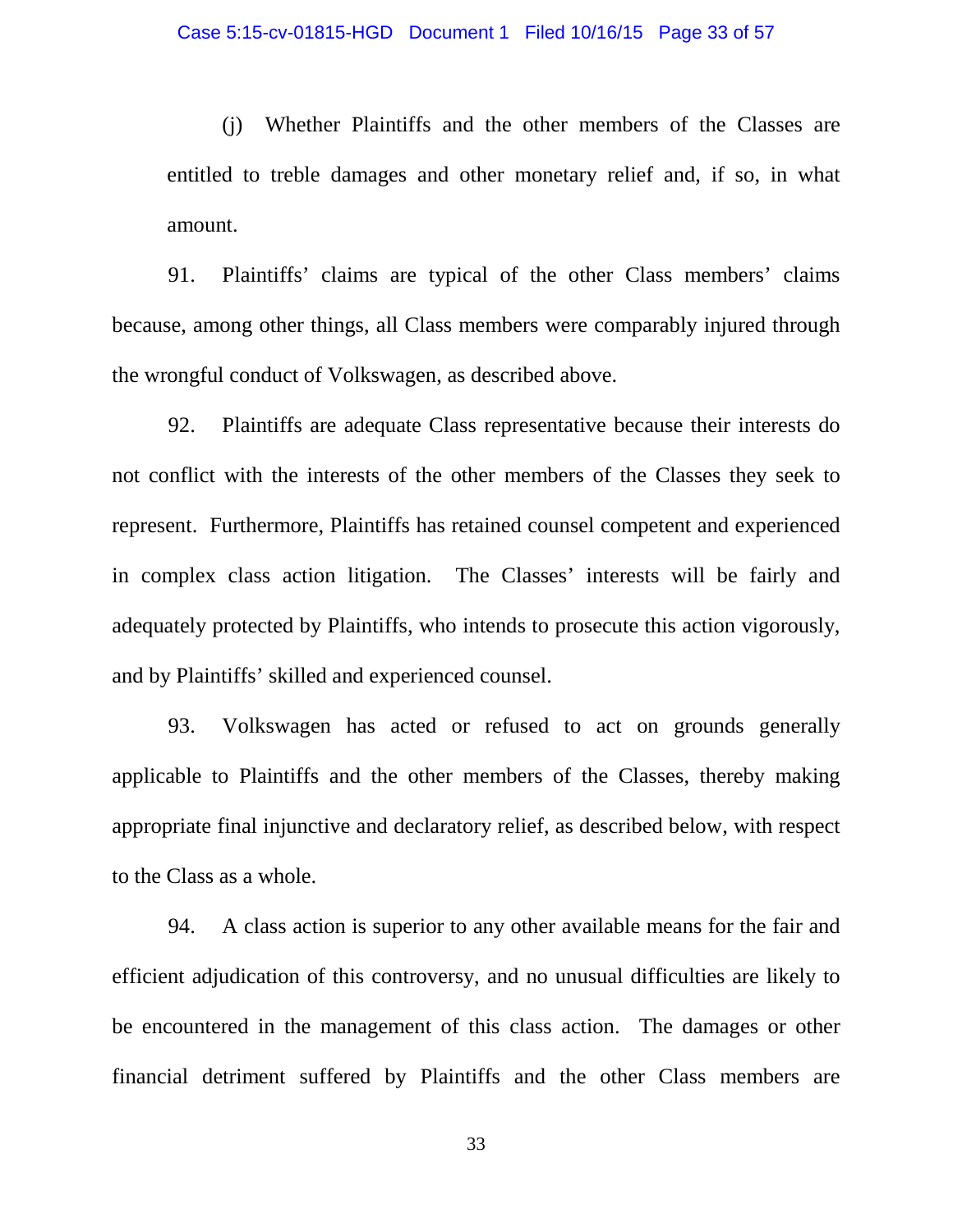(j) Whether Plaintiffs and the other members of the Classes are entitled to treble damages and other monetary relief and, if so, in what amount.

91. Plaintiffs' claims are typical of the other Class members' claims because, among other things, all Class members were comparably injured through the wrongful conduct of Volkswagen, as described above.

92. Plaintiffs are adequate Class representative because their interests do not conflict with the interests of the other members of the Classes they seek to represent. Furthermore, Plaintiffs has retained counsel competent and experienced in complex class action litigation. The Classes' interests will be fairly and adequately protected by Plaintiffs, who intends to prosecute this action vigorously, and by Plaintiffs' skilled and experienced counsel.

93. Volkswagen has acted or refused to act on grounds generally applicable to Plaintiffs and the other members of the Classes, thereby making appropriate final injunctive and declaratory relief, as described below, with respect to the Class as a whole.

94. A class action is superior to any other available means for the fair and efficient adjudication of this controversy, and no unusual difficulties are likely to be encountered in the management of this class action. The damages or other financial detriment suffered by Plaintiffs and the other Class members are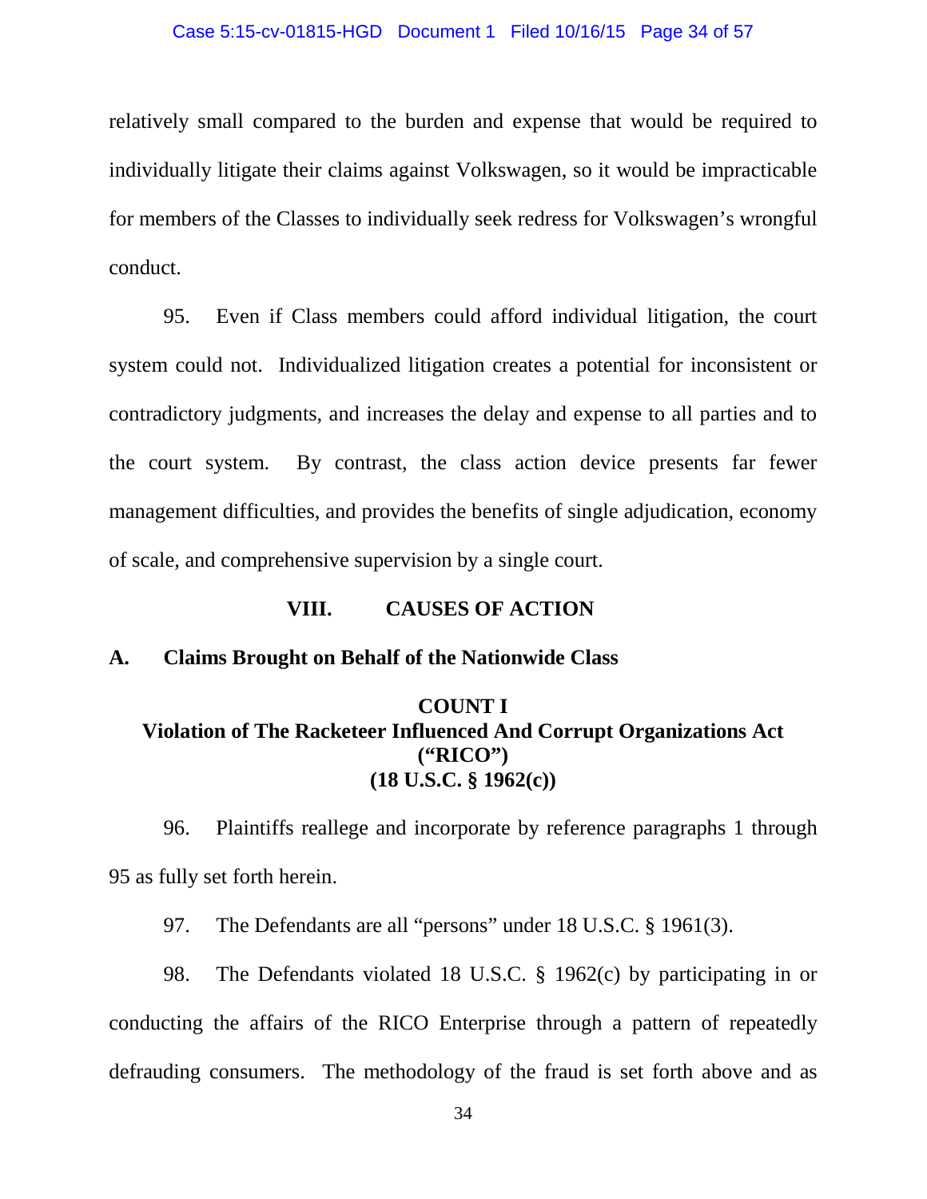relatively small compared to the burden and expense that would be required to individually litigate their claims against Volkswagen, so it would be impracticable for members of the Classes to individually seek redress for Volkswagen's wrongful conduct.

95. Even if Class members could afford individual litigation, the court system could not. Individualized litigation creates a potential for inconsistent or contradictory judgments, and increases the delay and expense to all parties and to the court system. By contrast, the class action device presents far fewer management difficulties, and provides the benefits of single adjudication, economy of scale, and comprehensive supervision by a single court.

## VIII. CAUSES OF ACTION

### A. Claims Brought on Behalf of the Nationwide Class

#### COUNT I
#### Violation of The Racketeer Influenced And Corrupt Organizations Act ("RICO") (18 U.S.C. § 1962(c))

96. Plaintiffs reallege and incorporate by reference paragraphs 1 through 95 as fully set forth herein.

97. The Defendants are all "persons" under 18 U.S.C. § 1961(3).

98. The Defendants violated 18 U.S.C. § 1962(c) by participating in or conducting the affairs of the RICO Enterprise through a pattern of repeatedly defrauding consumers. The methodology of the fraud is set forth above and as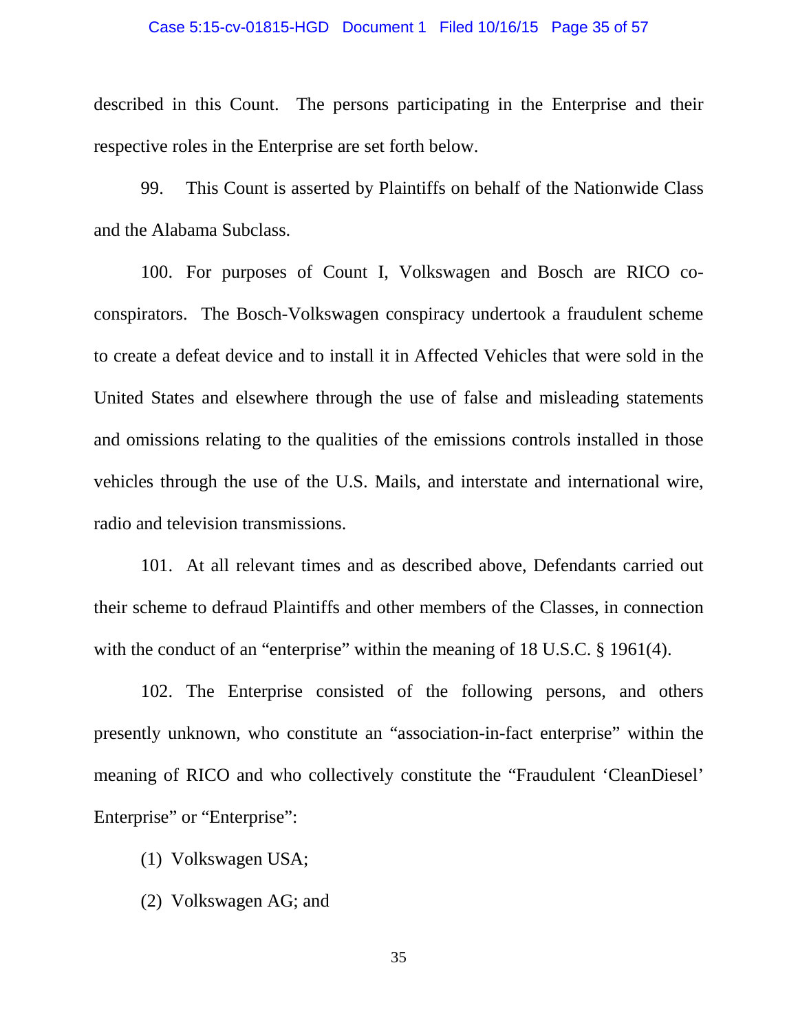described in this Count. The persons participating in the Enterprise and their respective roles in the Enterprise are set forth below.

99. This Count is asserted by Plaintiffs on behalf of the Nationwide Class and the Alabama Subclass.

100. For purposes of Count I, Volkswagen and Bosch are RICO co-conspirators. The Bosch-Volkswagen conspiracy undertook a fraudulent scheme to create a defeat device and to install it in Affected Vehicles that were sold in the United States and elsewhere through the use of false and misleading statements and omissions relating to the qualities of the emissions controls installed in those vehicles through the use of the U.S. Mails, and interstate and international wire, radio and television transmissions.

101. At all relevant times and as described above, Defendants carried out their scheme to defraud Plaintiffs and other members of the Classes, in connection with the conduct of an "enterprise" within the meaning of 18 U.S.C. § 1961(4).

102. The Enterprise consisted of the following persons, and others presently unknown, who constitute an "association-in-fact enterprise" within the meaning of RICO and who collectively constitute the "Fraudulent 'CleanDiesel' Enterprise" or "Enterprise":

(1) Volkswagen USA;

(2) Volkswagen AG; and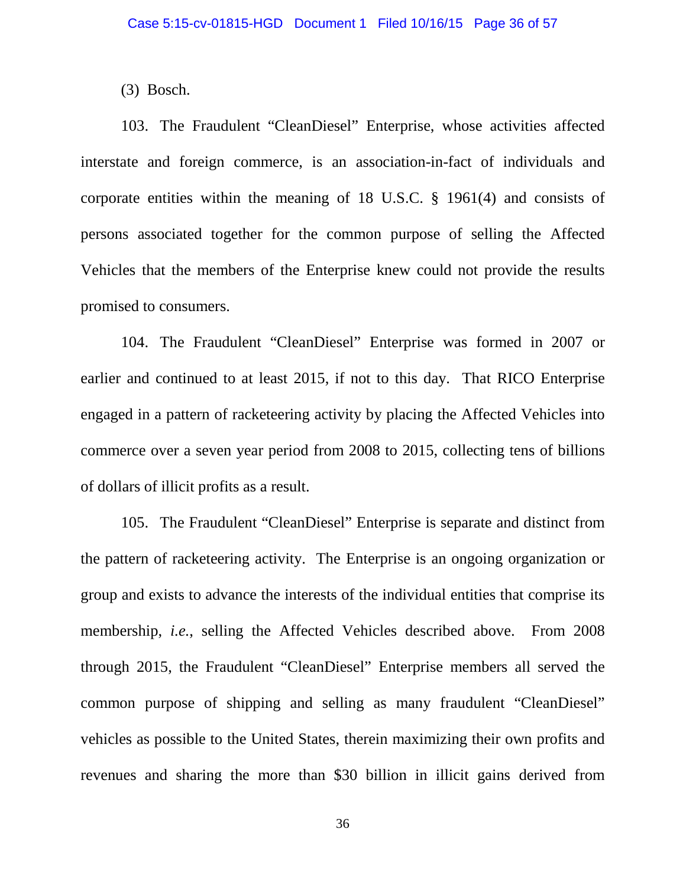(3) Bosch.

103. The Fraudulent "CleanDiesel" Enterprise, whose activities affected interstate and foreign commerce, is an association-in-fact of individuals and corporate entities within the meaning of 18 U.S.C. § 1961(4) and consists of persons associated together for the common purpose of selling the Affected Vehicles that the members of the Enterprise knew could not provide the results promised to consumers.

104. The Fraudulent "CleanDiesel" Enterprise was formed in 2007 or earlier and continued to at least 2015, if not to this day. That RICO Enterprise engaged in a pattern of racketeering activity by placing the Affected Vehicles into commerce over a seven year period from 2008 to 2015, collecting tens of billions of dollars of illicit profits as a result.

105. The Fraudulent "CleanDiesel" Enterprise is separate and distinct from the pattern of racketeering activity. The Enterprise is an ongoing organization or group and exists to advance the interests of the individual entities that comprise its membership, *i.e.*, selling the Affected Vehicles described above. From 2008 through 2015, the Fraudulent "CleanDiesel" Enterprise members all served the common purpose of shipping and selling as many fraudulent "CleanDiesel" vehicles as possible to the United States, therein maximizing their own profits and revenues and sharing the more than $30 billion in illicit gains derived from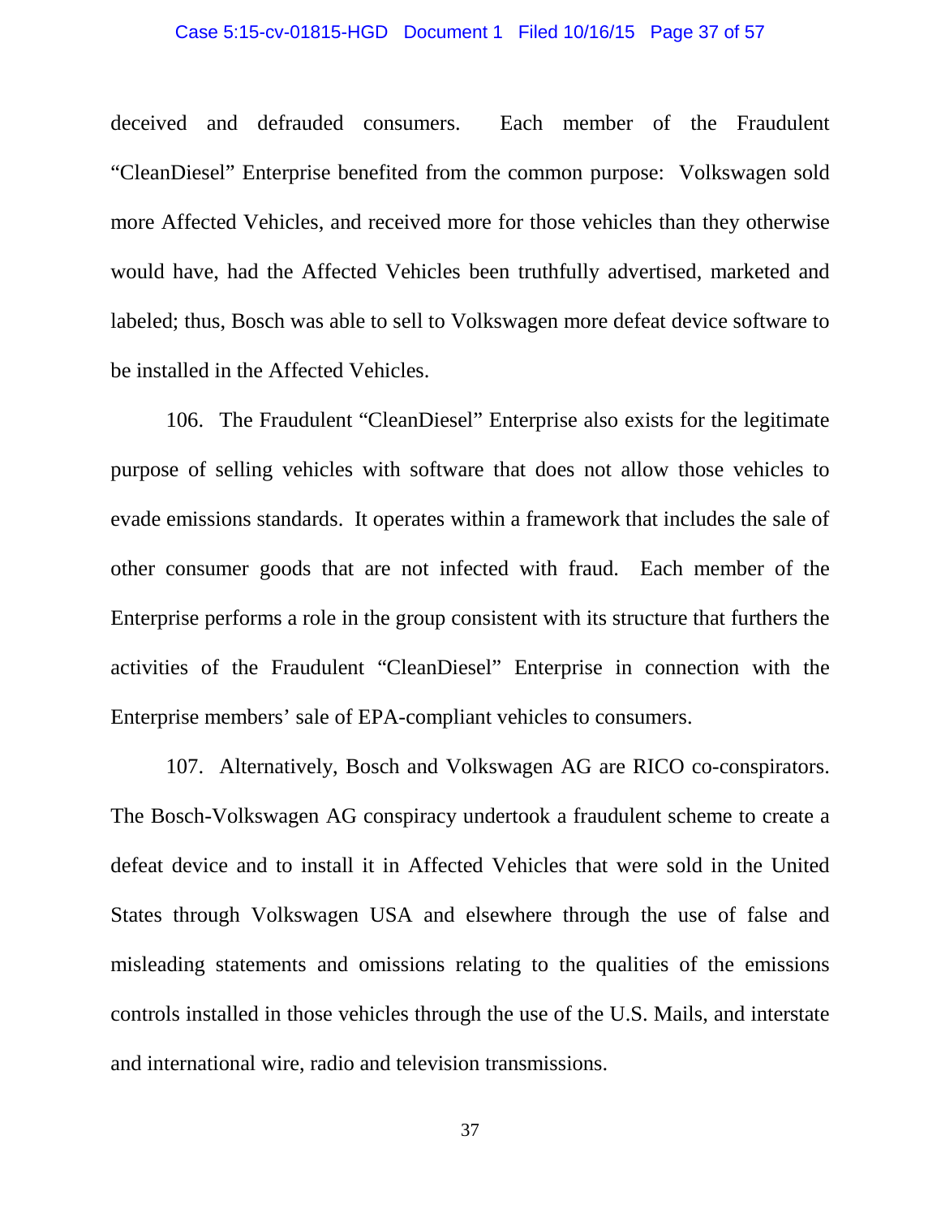deceived and defrauded consumers. Each member of the Fraudulent "CleanDiesel" Enterprise benefited from the common purpose: Volkswagen sold more Affected Vehicles, and received more for those vehicles than they otherwise would have, had the Affected Vehicles been truthfully advertised, marketed and labeled; thus, Bosch was able to sell to Volkswagen more defeat device software to be installed in the Affected Vehicles.

106. The Fraudulent "CleanDiesel" Enterprise also exists for the legitimate purpose of selling vehicles with software that does not allow those vehicles to evade emissions standards. It operates within a framework that includes the sale of other consumer goods that are not infected with fraud. Each member of the Enterprise performs a role in the group consistent with its structure that furthers the activities of the Fraudulent "CleanDiesel" Enterprise in connection with the Enterprise members' sale of EPA-compliant vehicles to consumers.

107. Alternatively, Bosch and Volkswagen AG are RICO co-conspirators. The Bosch-Volkswagen AG conspiracy undertook a fraudulent scheme to create a defeat device and to install it in Affected Vehicles that were sold in the United States through Volkswagen USA and elsewhere through the use of false and misleading statements and omissions relating to the qualities of the emissions controls installed in those vehicles through the use of the U.S. Mails, and interstate and international wire, radio and television transmissions.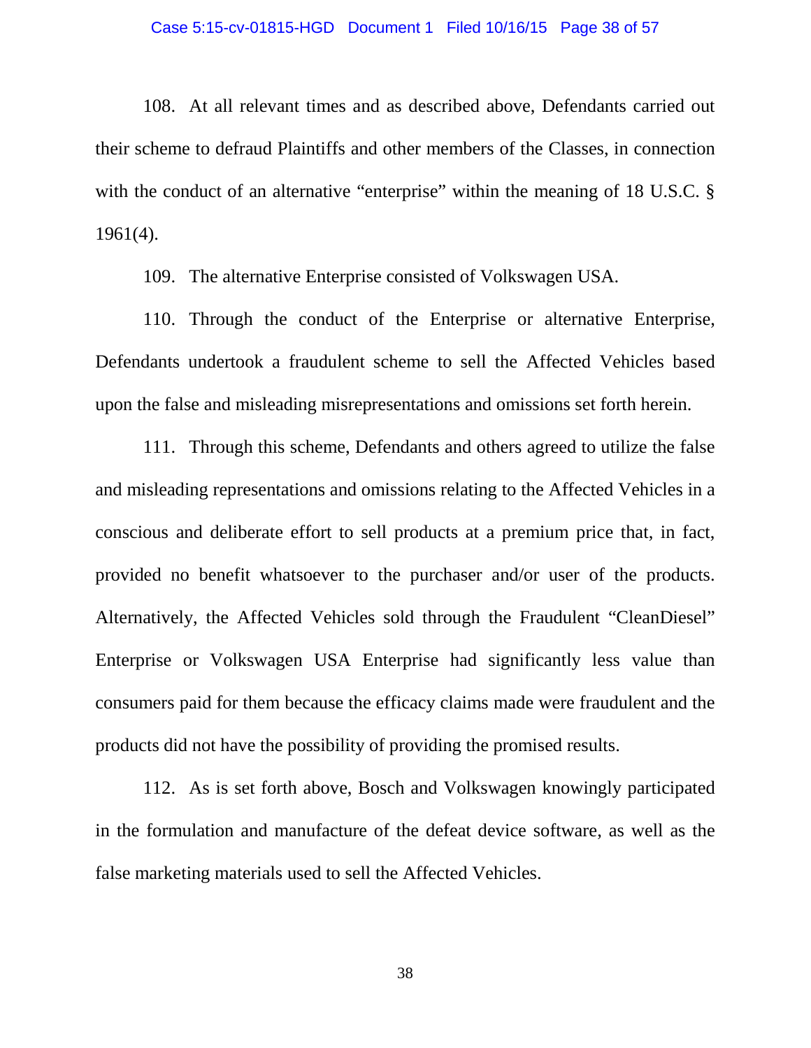108. At all relevant times and as described above, Defendants carried out their scheme to defraud Plaintiffs and other members of the Classes, in connection with the conduct of an alternative "enterprise" within the meaning of 18 U.S.C. § 1961(4).

109. The alternative Enterprise consisted of Volkswagen USA.

110. Through the conduct of the Enterprise or alternative Enterprise, Defendants undertook a fraudulent scheme to sell the Affected Vehicles based upon the false and misleading misrepresentations and omissions set forth herein.

111. Through this scheme, Defendants and others agreed to utilize the false and misleading representations and omissions relating to the Affected Vehicles in a conscious and deliberate effort to sell products at a premium price that, in fact, provided no benefit whatsoever to the purchaser and/or user of the products. Alternatively, the Affected Vehicles sold through the Fraudulent "CleanDiesel" Enterprise or Volkswagen USA Enterprise had significantly less value than consumers paid for them because the efficacy claims made were fraudulent and the products did not have the possibility of providing the promised results.

112. As is set forth above, Bosch and Volkswagen knowingly participated in the formulation and manufacture of the defeat device software, as well as the false marketing materials used to sell the Affected Vehicles.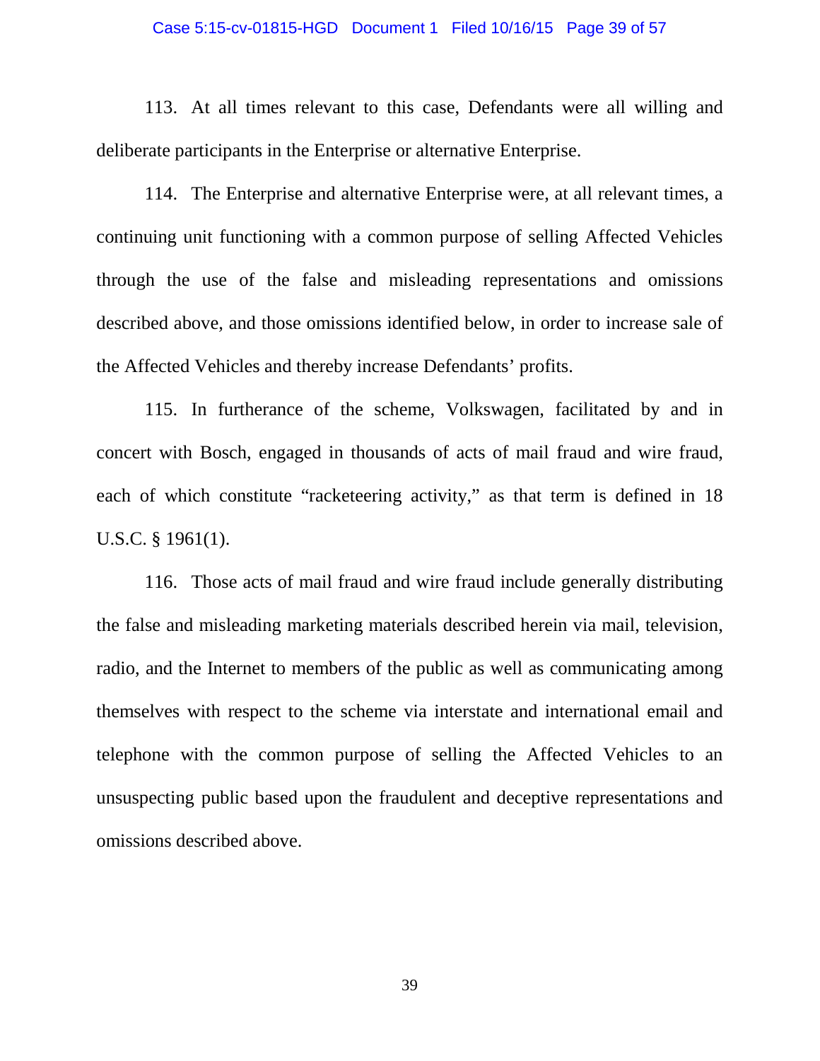113. At all times relevant to this case, Defendants were all willing and deliberate participants in the Enterprise or alternative Enterprise.

114. The Enterprise and alternative Enterprise were, at all relevant times, a continuing unit functioning with a common purpose of selling Affected Vehicles through the use of the false and misleading representations and omissions described above, and those omissions identified below, in order to increase sale of the Affected Vehicles and thereby increase Defendants' profits.

115. In furtherance of the scheme, Volkswagen, facilitated by and in concert with Bosch, engaged in thousands of acts of mail fraud and wire fraud, each of which constitute "racketeering activity," as that term is defined in 18 U.S.C. § 1961(1).

116. Those acts of mail fraud and wire fraud include generally distributing the false and misleading marketing materials described herein via mail, television, radio, and the Internet to members of the public as well as communicating among themselves with respect to the scheme via interstate and international email and telephone with the common purpose of selling the Affected Vehicles to an unsuspecting public based upon the fraudulent and deceptive representations and omissions described above.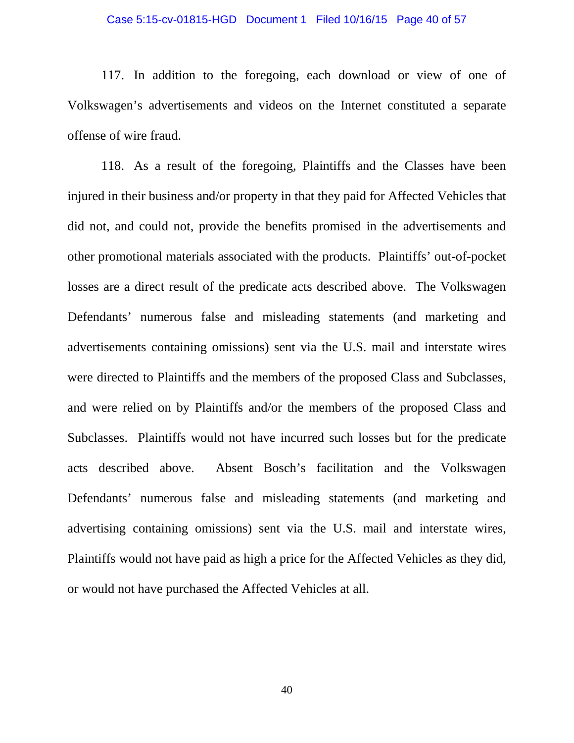117. In addition to the foregoing, each download or view of one of Volkswagen's advertisements and videos on the Internet constituted a separate offense of wire fraud.

118. As a result of the foregoing, Plaintiffs and the Classes have been injured in their business and/or property in that they paid for Affected Vehicles that did not, and could not, provide the benefits promised in the advertisements and other promotional materials associated with the products. Plaintiffs' out-of-pocket losses are a direct result of the predicate acts described above. The Volkswagen Defendants' numerous false and misleading statements (and marketing and advertisements containing omissions) sent via the U.S. mail and interstate wires were directed to Plaintiffs and the members of the proposed Class and Subclasses, and were relied on by Plaintiffs and/or the members of the proposed Class and Subclasses. Plaintiffs would not have incurred such losses but for the predicate acts described above. Absent Bosch's facilitation and the Volkswagen Defendants' numerous false and misleading statements (and marketing and advertising containing omissions) sent via the U.S. mail and interstate wires, Plaintiffs would not have paid as high a price for the Affected Vehicles as they did, or would not have purchased the Affected Vehicles at all.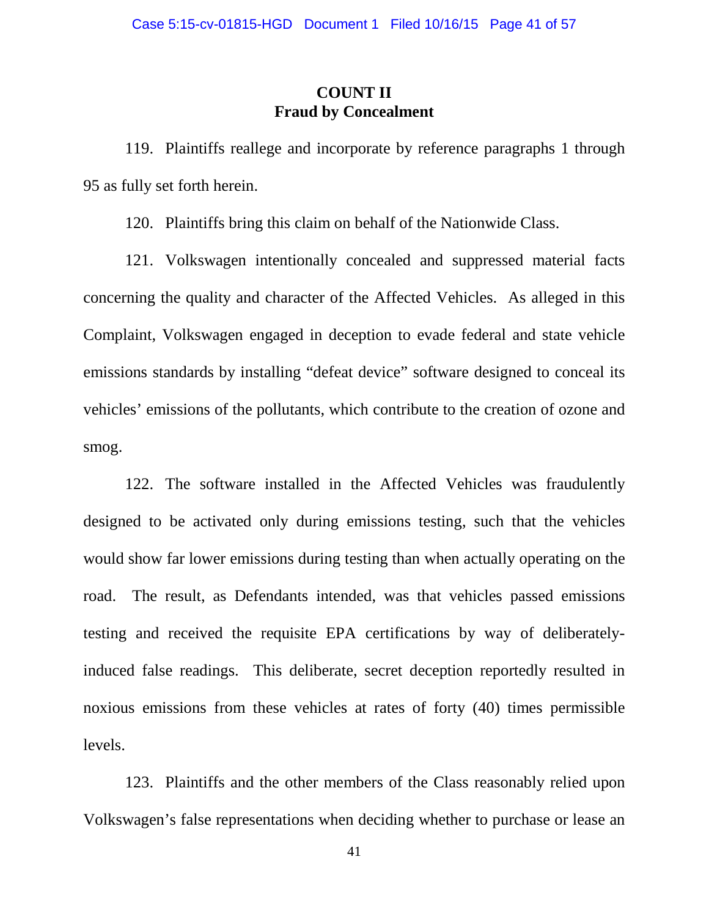## COUNT II
## Fraud by Concealment

119. Plaintiffs reallege and incorporate by reference paragraphs 1 through 95 as fully set forth herein.

120. Plaintiffs bring this claim on behalf of the Nationwide Class.

121. Volkswagen intentionally concealed and suppressed material facts concerning the quality and character of the Affected Vehicles. As alleged in this Complaint, Volkswagen engaged in deception to evade federal and state vehicle emissions standards by installing "defeat device" software designed to conceal its vehicles' emissions of the pollutants, which contribute to the creation of ozone and smog.

122. The software installed in the Affected Vehicles was fraudulently designed to be activated only during emissions testing, such that the vehicles would show far lower emissions during testing than when actually operating on the road. The result, as Defendants intended, was that vehicles passed emissions testing and received the requisite EPA certifications by way of deliberately-induced false readings. This deliberate, secret deception reportedly resulted in noxious emissions from these vehicles at rates of forty (40) times permissible levels.

123. Plaintiffs and the other members of the Class reasonably relied upon Volkswagen's false representations when deciding whether to purchase or lease an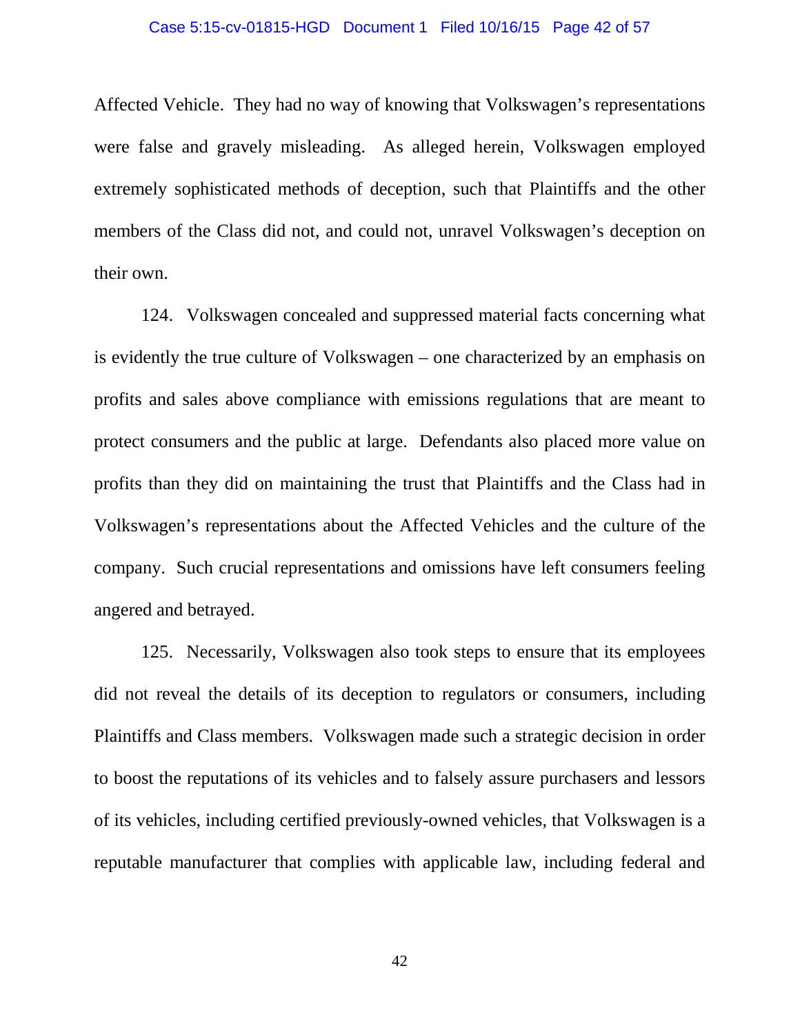Affected Vehicle. They had no way of knowing that Volkswagen's representations were false and gravely misleading. As alleged herein, Volkswagen employed extremely sophisticated methods of deception, such that Plaintiffs and the other members of the Class did not, and could not, unravel Volkswagen's deception on their own.

124. Volkswagen concealed and suppressed material facts concerning what is evidently the true culture of Volkswagen – one characterized by an emphasis on profits and sales above compliance with emissions regulations that are meant to protect consumers and the public at large. Defendants also placed more value on profits than they did on maintaining the trust that Plaintiffs and the Class had in Volkswagen's representations about the Affected Vehicles and the culture of the company. Such crucial representations and omissions have left consumers feeling angered and betrayed.

125. Necessarily, Volkswagen also took steps to ensure that its employees did not reveal the details of its deception to regulators or consumers, including Plaintiffs and Class members. Volkswagen made such a strategic decision in order to boost the reputations of its vehicles and to falsely assure purchasers and lessors of its vehicles, including certified previously-owned vehicles, that Volkswagen is a reputable manufacturer that complies with applicable law, including federal and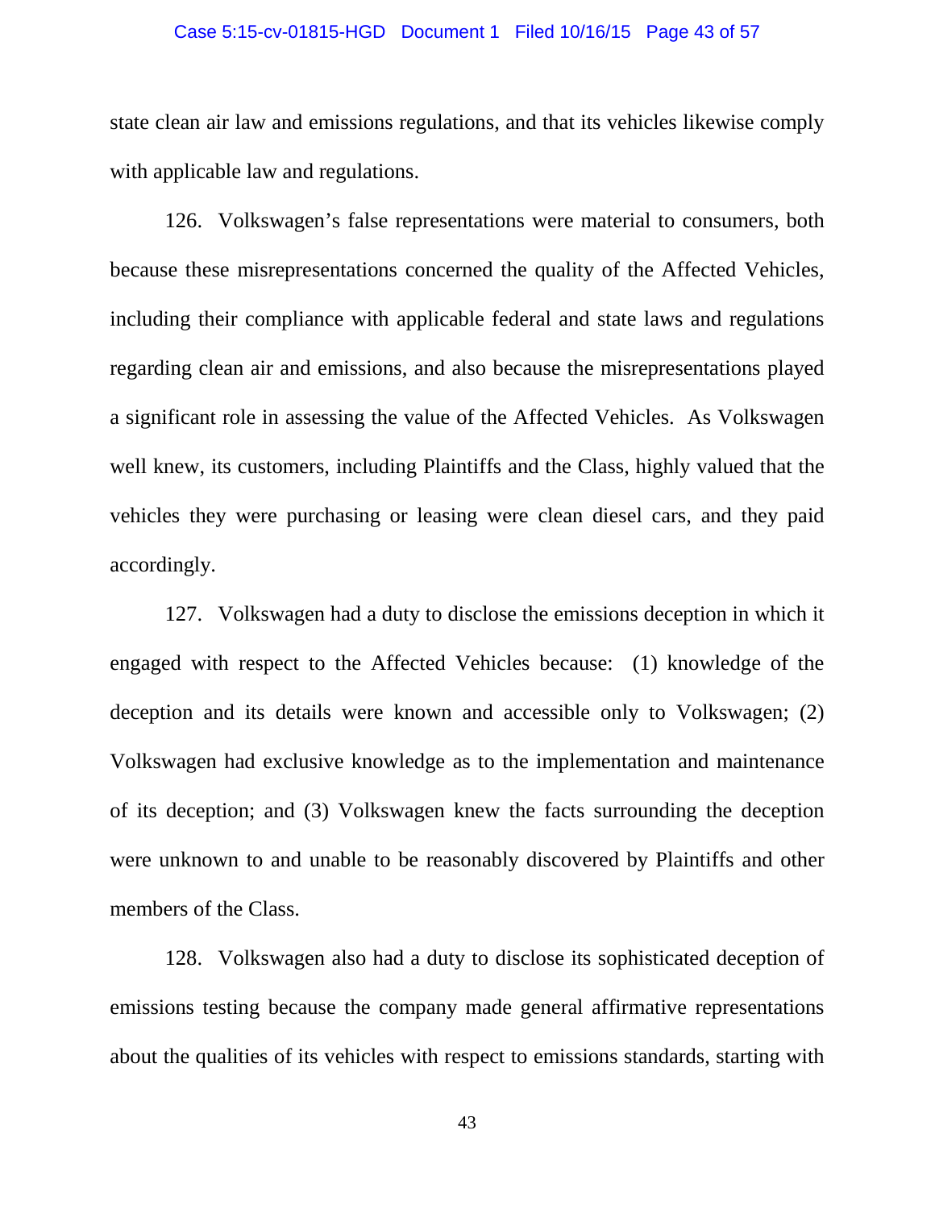state clean air law and emissions regulations, and that its vehicles likewise comply with applicable law and regulations.

126. Volkswagen's false representations were material to consumers, both because these misrepresentations concerned the quality of the Affected Vehicles, including their compliance with applicable federal and state laws and regulations regarding clean air and emissions, and also because the misrepresentations played a significant role in assessing the value of the Affected Vehicles. As Volkswagen well knew, its customers, including Plaintiffs and the Class, highly valued that the vehicles they were purchasing or leasing were clean diesel cars, and they paid accordingly.

127. Volkswagen had a duty to disclose the emissions deception in which it engaged with respect to the Affected Vehicles because: (1) knowledge of the deception and its details were known and accessible only to Volkswagen; (2) Volkswagen had exclusive knowledge as to the implementation and maintenance of its deception; and (3) Volkswagen knew the facts surrounding the deception were unknown to and unable to be reasonably discovered by Plaintiffs and other members of the Class.

128. Volkswagen also had a duty to disclose its sophisticated deception of emissions testing because the company made general affirmative representations about the qualities of its vehicles with respect to emissions standards, starting with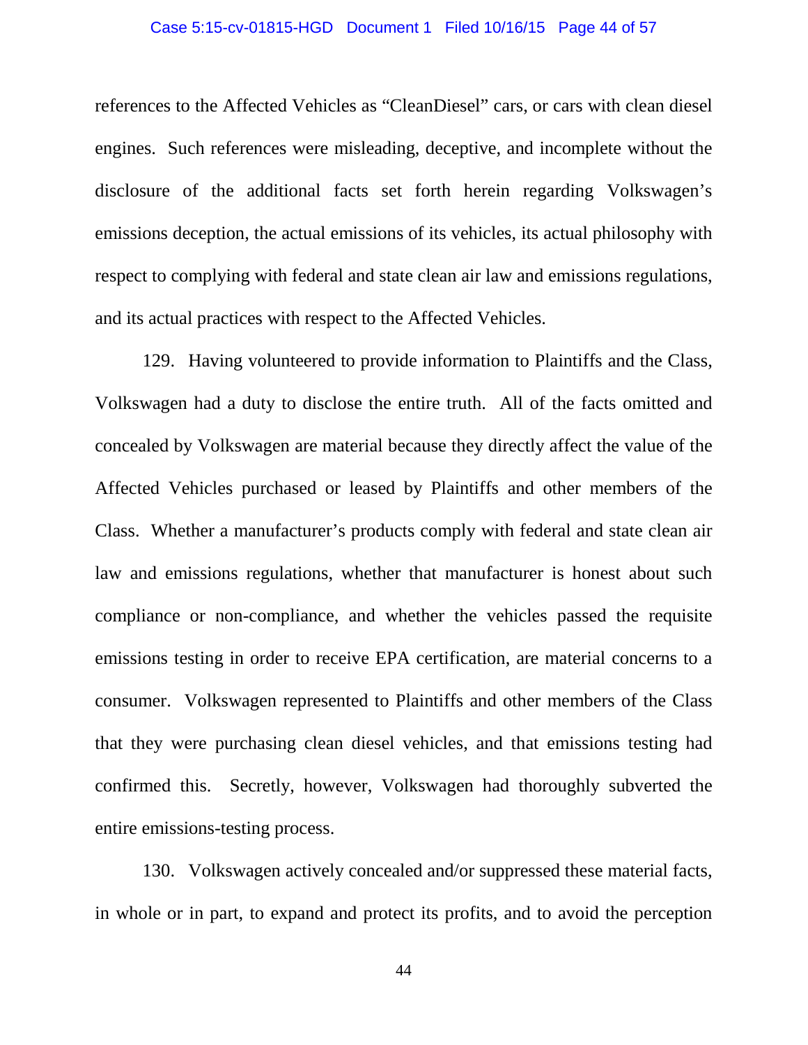references to the Affected Vehicles as "CleanDiesel" cars, or cars with clean diesel engines. Such references were misleading, deceptive, and incomplete without the disclosure of the additional facts set forth herein regarding Volkswagen's emissions deception, the actual emissions of its vehicles, its actual philosophy with respect to complying with federal and state clean air law and emissions regulations, and its actual practices with respect to the Affected Vehicles.

129. Having volunteered to provide information to Plaintiffs and the Class, Volkswagen had a duty to disclose the entire truth. All of the facts omitted and concealed by Volkswagen are material because they directly affect the value of the Affected Vehicles purchased or leased by Plaintiffs and other members of the Class. Whether a manufacturer's products comply with federal and state clean air law and emissions regulations, whether that manufacturer is honest about such compliance or non-compliance, and whether the vehicles passed the requisite emissions testing in order to receive EPA certification, are material concerns to a consumer. Volkswagen represented to Plaintiffs and other members of the Class that they were purchasing clean diesel vehicles, and that emissions testing had confirmed this. Secretly, however, Volkswagen had thoroughly subverted the entire emissions-testing process.

130. Volkswagen actively concealed and/or suppressed these material facts, in whole or in part, to expand and protect its profits, and to avoid the perception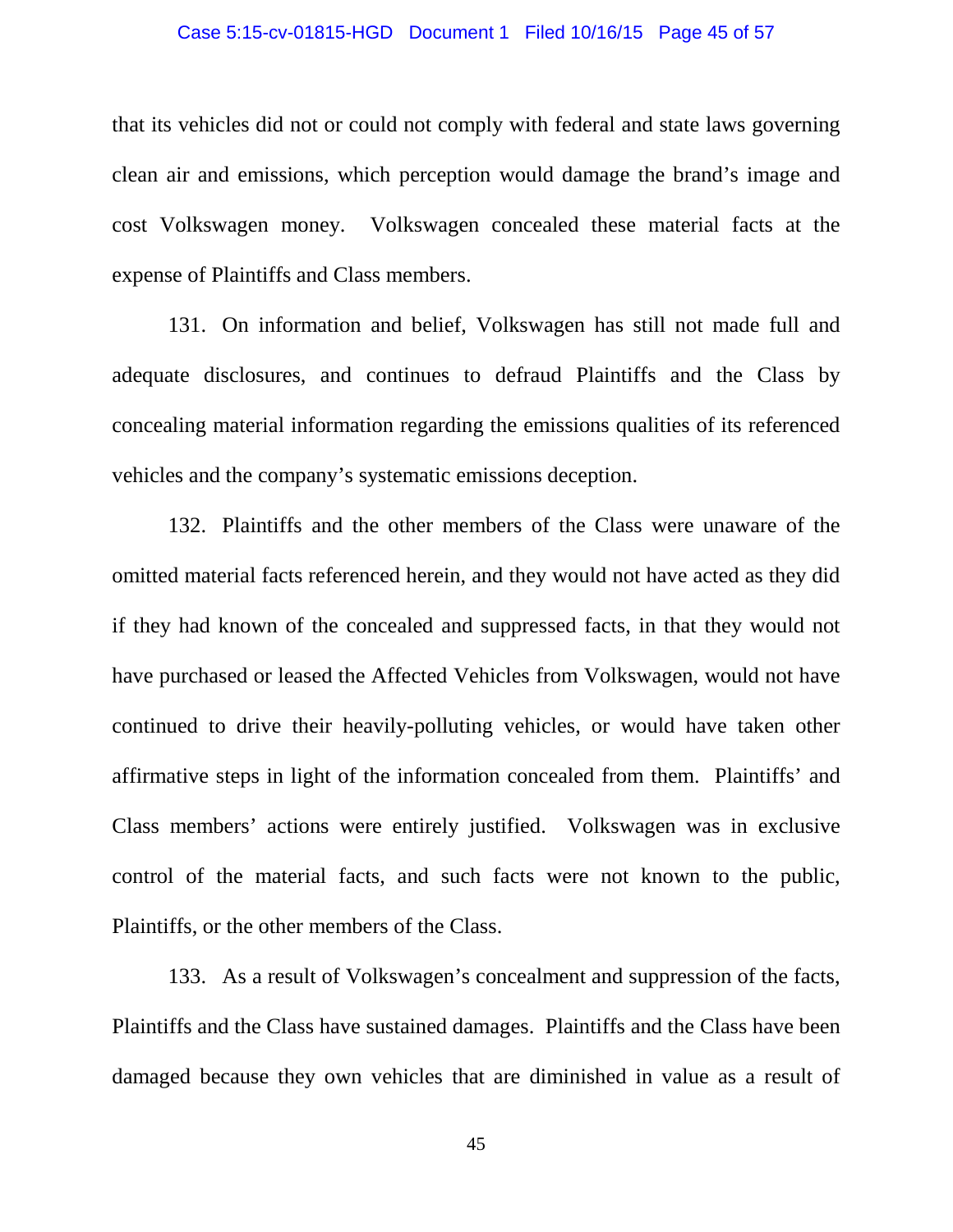that its vehicles did not or could not comply with federal and state laws governing clean air and emissions, which perception would damage the brand's image and cost Volkswagen money. Volkswagen concealed these material facts at the expense of Plaintiffs and Class members.

131. On information and belief, Volkswagen has still not made full and adequate disclosures, and continues to defraud Plaintiffs and the Class by concealing material information regarding the emissions qualities of its referenced vehicles and the company's systematic emissions deception.

132. Plaintiffs and the other members of the Class were unaware of the omitted material facts referenced herein, and they would not have acted as they did if they had known of the concealed and suppressed facts, in that they would not have purchased or leased the Affected Vehicles from Volkswagen, would not have continued to drive their heavily-polluting vehicles, or would have taken other affirmative steps in light of the information concealed from them. Plaintiffs' and Class members' actions were entirely justified. Volkswagen was in exclusive control of the material facts, and such facts were not known to the public, Plaintiffs, or the other members of the Class.

133. As a result of Volkswagen's concealment and suppression of the facts, Plaintiffs and the Class have sustained damages. Plaintiffs and the Class have been damaged because they own vehicles that are diminished in value as a result of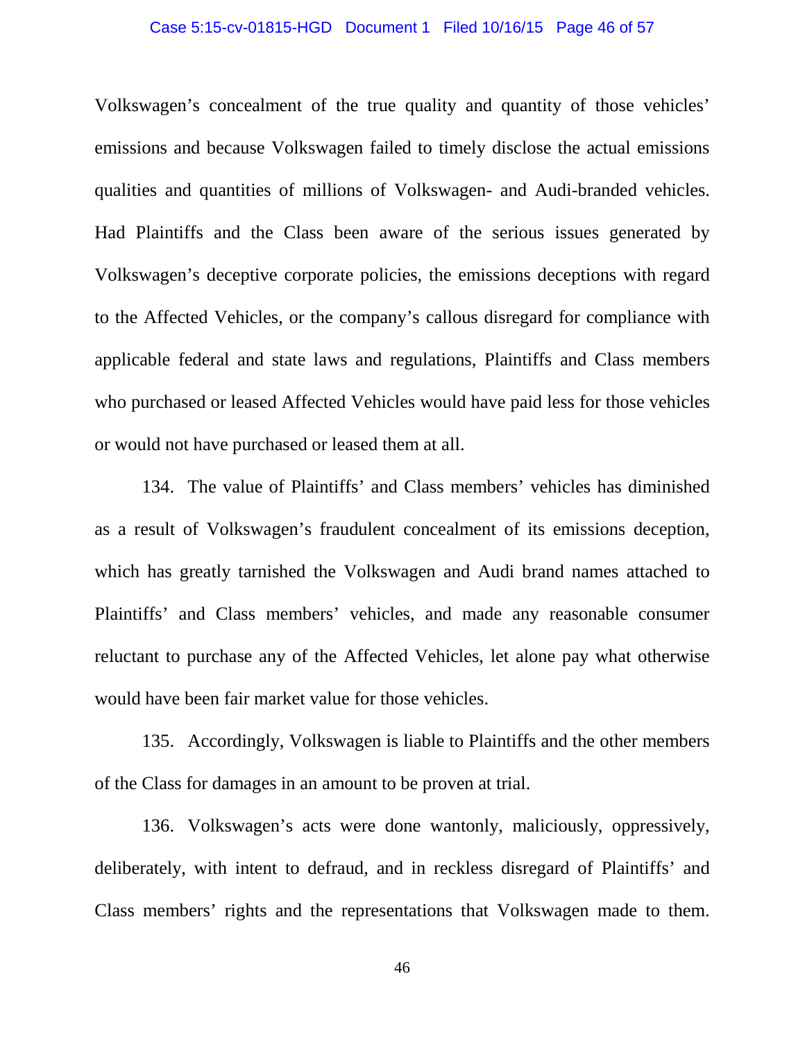Volkswagen's concealment of the true quality and quantity of those vehicles' emissions and because Volkswagen failed to timely disclose the actual emissions qualities and quantities of millions of Volkswagen- and Audi-branded vehicles. Had Plaintiffs and the Class been aware of the serious issues generated by Volkswagen's deceptive corporate policies, the emissions deceptions with regard to the Affected Vehicles, or the company's callous disregard for compliance with applicable federal and state laws and regulations, Plaintiffs and Class members who purchased or leased Affected Vehicles would have paid less for those vehicles or would not have purchased or leased them at all.

134. The value of Plaintiffs' and Class members' vehicles has diminished as a result of Volkswagen's fraudulent concealment of its emissions deception, which has greatly tarnished the Volkswagen and Audi brand names attached to Plaintiffs' and Class members' vehicles, and made any reasonable consumer reluctant to purchase any of the Affected Vehicles, let alone pay what otherwise would have been fair market value for those vehicles.

135. Accordingly, Volkswagen is liable to Plaintiffs and the other members of the Class for damages in an amount to be proven at trial.

136. Volkswagen's acts were done wantonly, maliciously, oppressively, deliberately, with intent to defraud, and in reckless disregard of Plaintiffs' and Class members' rights and the representations that Volkswagen made to them.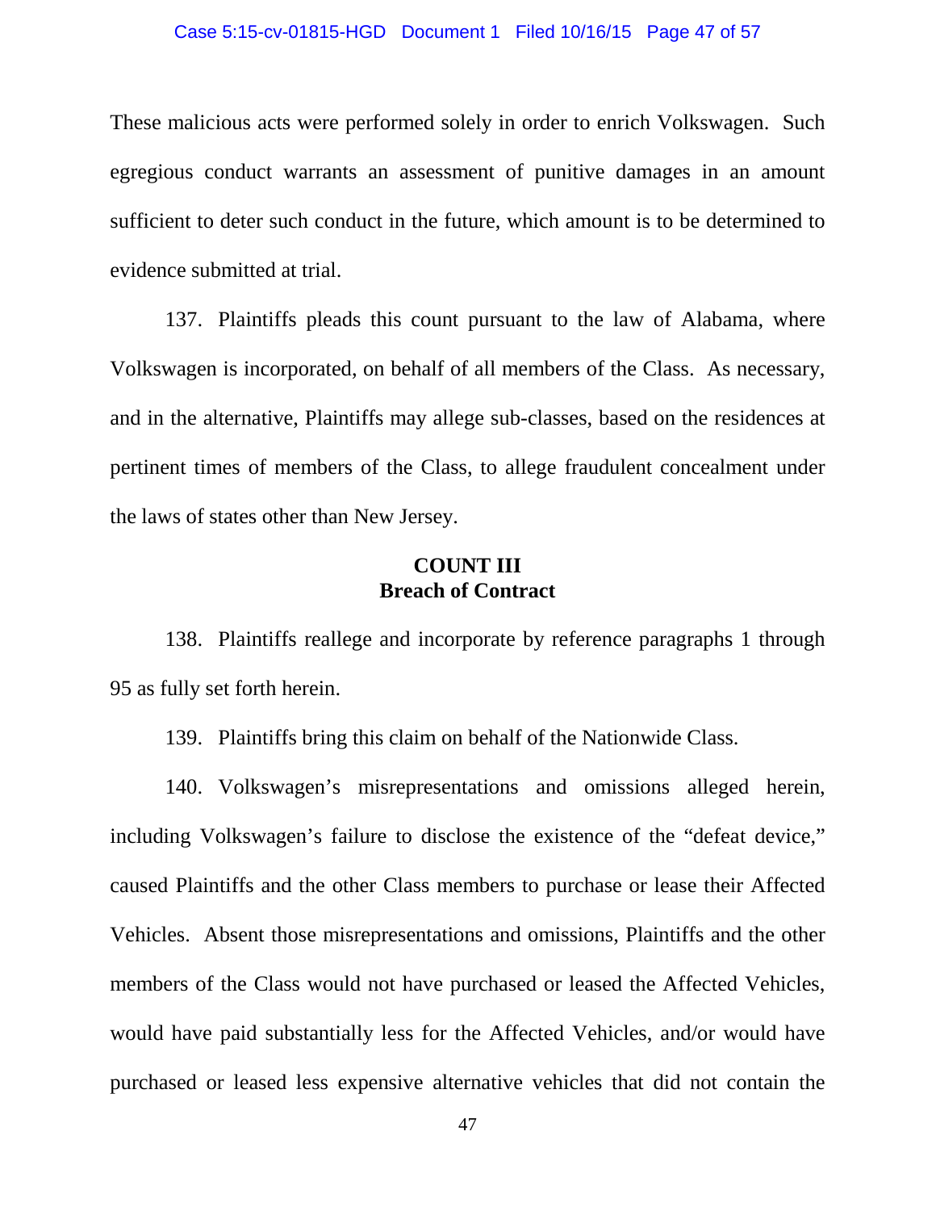These malicious acts were performed solely in order to enrich Volkswagen. Such egregious conduct warrants an assessment of punitive damages in an amount sufficient to deter such conduct in the future, which amount is to be determined to evidence submitted at trial.

137. Plaintiffs pleads this count pursuant to the law of Alabama, where Volkswagen is incorporated, on behalf of all members of the Class. As necessary, and in the alternative, Plaintiffs may allege sub-classes, based on the residences at pertinent times of members of the Class, to allege fraudulent concealment under the laws of states other than New Jersey.

**COUNT III**
**Breach of Contract**

138. Plaintiffs reallege and incorporate by reference paragraphs 1 through 95 as fully set forth herein.

139. Plaintiffs bring this claim on behalf of the Nationwide Class.

140. Volkswagen's misrepresentations and omissions alleged herein, including Volkswagen's failure to disclose the existence of the "defeat device," caused Plaintiffs and the other Class members to purchase or lease their Affected Vehicles. Absent those misrepresentations and omissions, Plaintiffs and the other members of the Class would not have purchased or leased the Affected Vehicles, would have paid substantially less for the Affected Vehicles, and/or would have purchased or leased less expensive alternative vehicles that did not contain the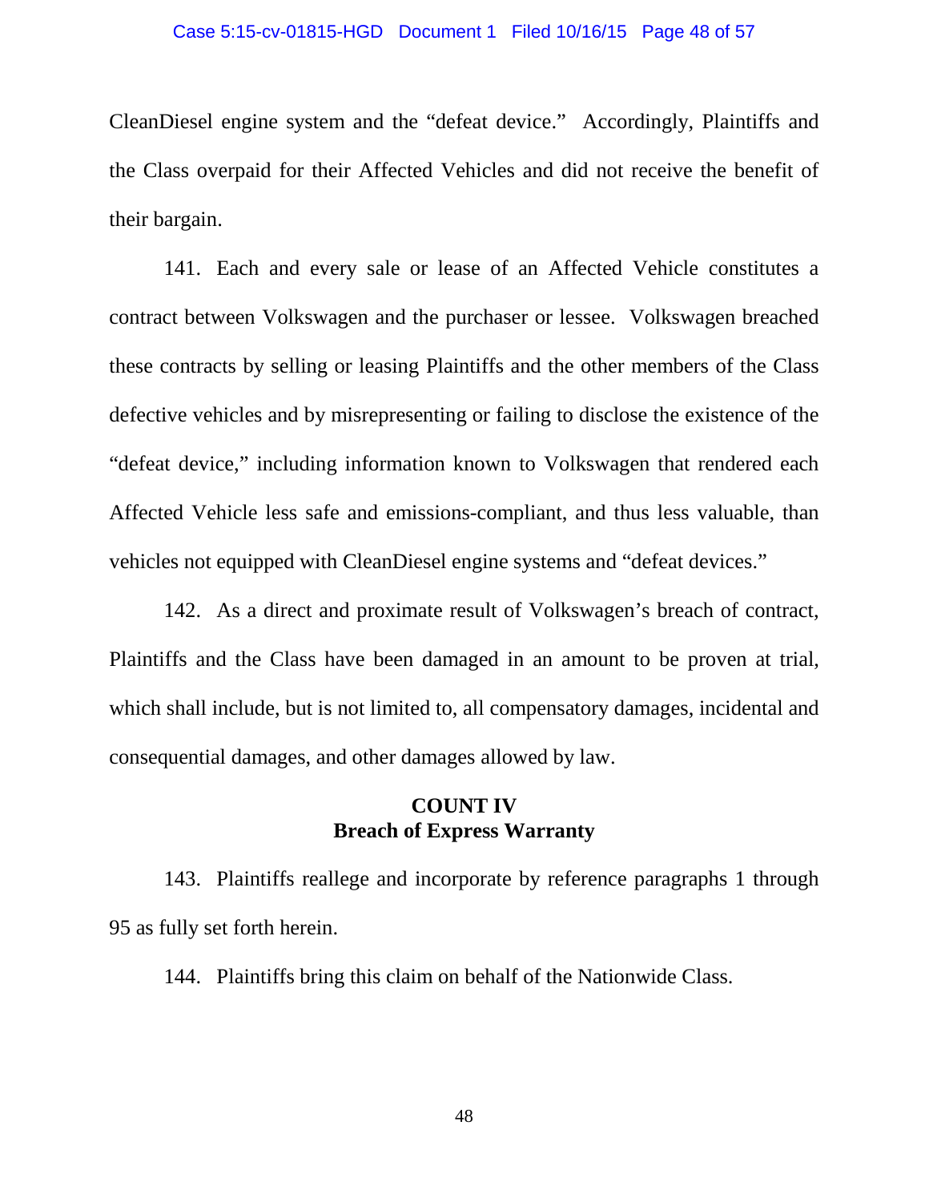CleanDiesel engine system and the "defeat device." Accordingly, Plaintiffs and the Class overpaid for their Affected Vehicles and did not receive the benefit of their bargain.

141. Each and every sale or lease of an Affected Vehicle constitutes a contract between Volkswagen and the purchaser or lessee. Volkswagen breached these contracts by selling or leasing Plaintiffs and the other members of the Class defective vehicles and by misrepresenting or failing to disclose the existence of the "defeat device," including information known to Volkswagen that rendered each Affected Vehicle less safe and emissions-compliant, and thus less valuable, than vehicles not equipped with CleanDiesel engine systems and "defeat devices."

142. As a direct and proximate result of Volkswagen's breach of contract, Plaintiffs and the Class have been damaged in an amount to be proven at trial, which shall include, but is not limited to, all compensatory damages, incidental and consequential damages, and other damages allowed by law.

**COUNT IV**
**Breach of Express Warranty**

143. Plaintiffs reallege and incorporate by reference paragraphs 1 through 95 as fully set forth herein.

144. Plaintiffs bring this claim on behalf of the Nationwide Class.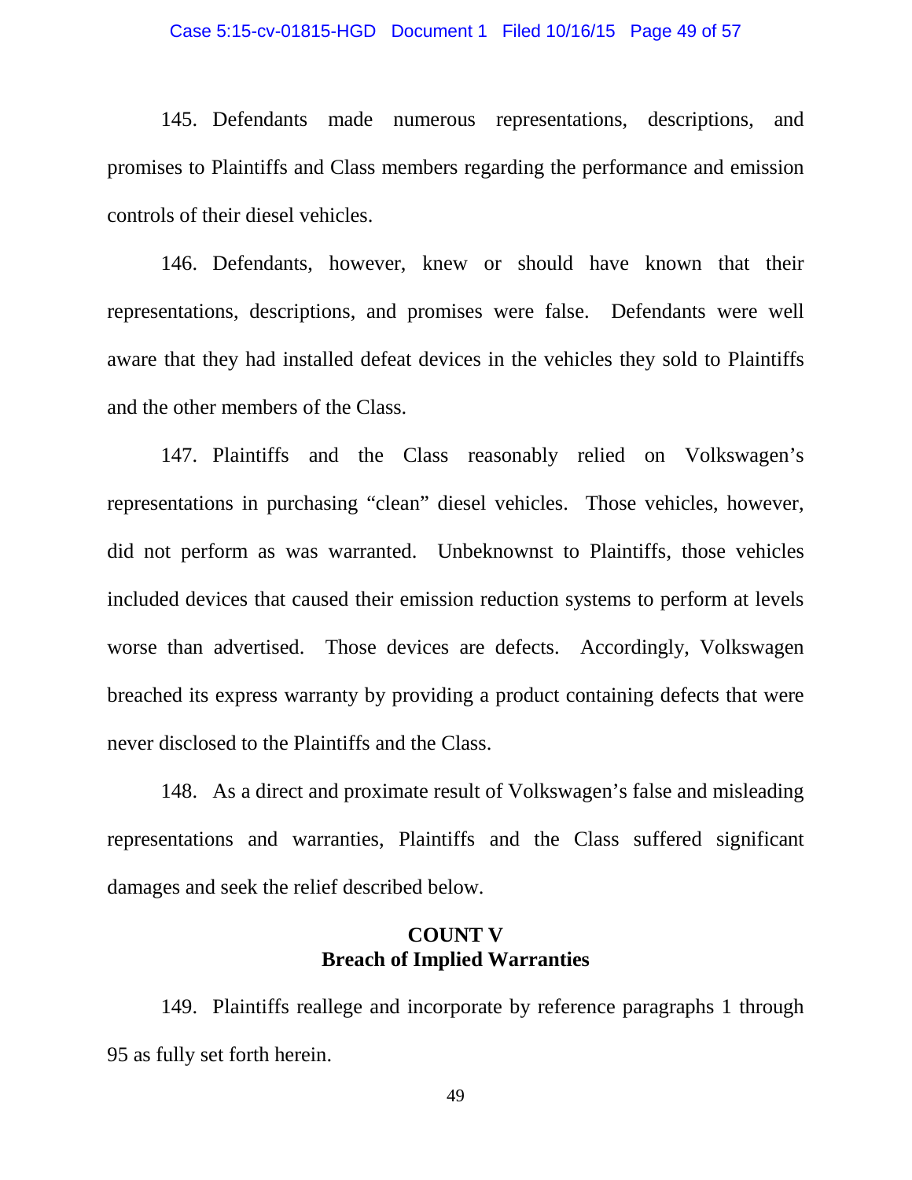145. Defendants made numerous representations, descriptions, and promises to Plaintiffs and Class members regarding the performance and emission controls of their diesel vehicles.

146. Defendants, however, knew or should have known that their representations, descriptions, and promises were false. Defendants were well aware that they had installed defeat devices in the vehicles they sold to Plaintiffs and the other members of the Class.

147. Plaintiffs and the Class reasonably relied on Volkswagen's representations in purchasing "clean" diesel vehicles. Those vehicles, however, did not perform as was warranted. Unbeknownst to Plaintiffs, those vehicles included devices that caused their emission reduction systems to perform at levels worse than advertised. Those devices are defects. Accordingly, Volkswagen breached its express warranty by providing a product containing defects that were never disclosed to the Plaintiffs and the Class.

148. As a direct and proximate result of Volkswagen's false and misleading representations and warranties, Plaintiffs and the Class suffered significant damages and seek the relief described below.

## COUNT V
## Breach of Implied Warranties

149. Plaintiffs reallege and incorporate by reference paragraphs 1 through 95 as fully set forth herein.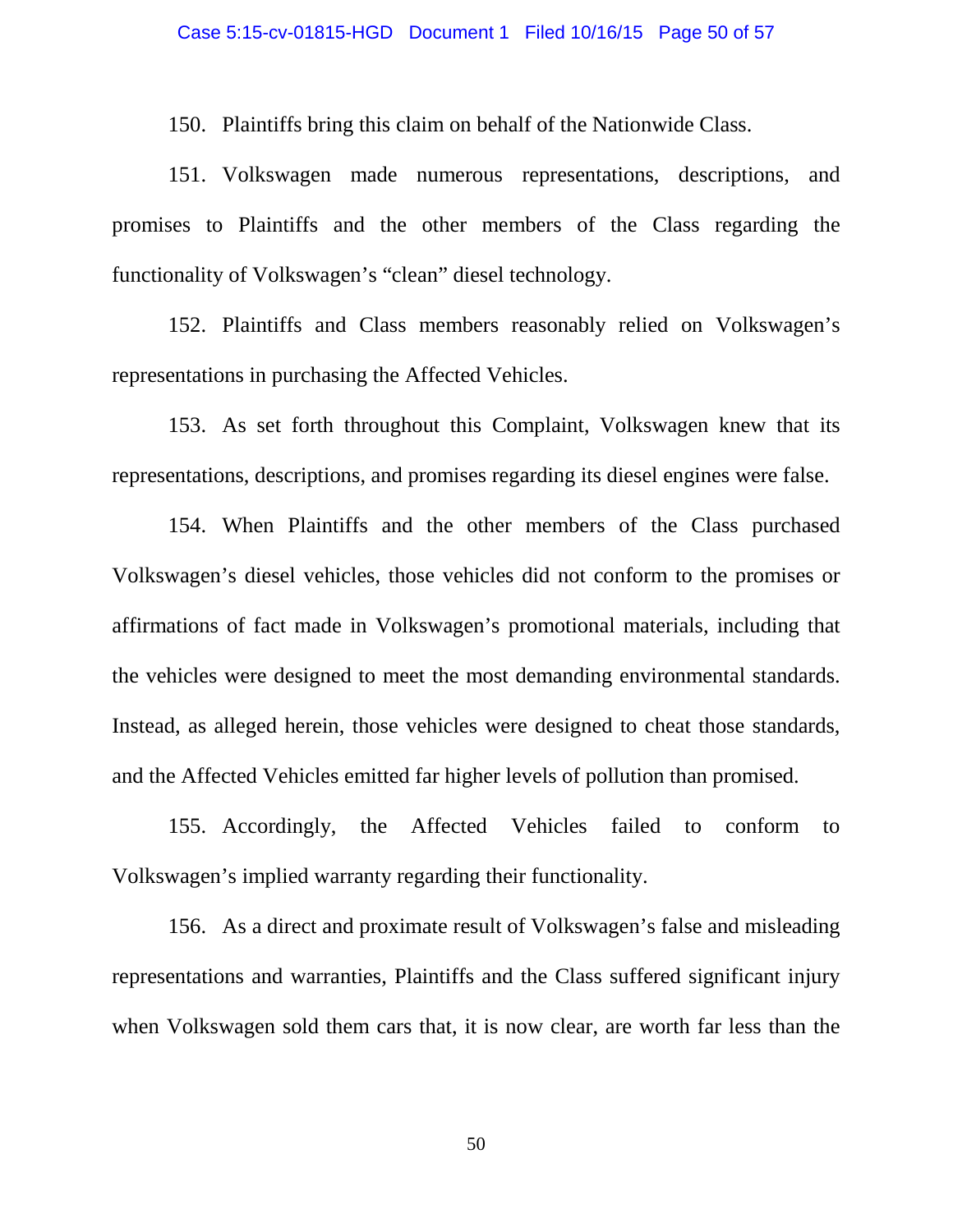150. Plaintiffs bring this claim on behalf of the Nationwide Class.

151. Volkswagen made numerous representations, descriptions, and promises to Plaintiffs and the other members of the Class regarding the functionality of Volkswagen's "clean" diesel technology.

152. Plaintiffs and Class members reasonably relied on Volkswagen's representations in purchasing the Affected Vehicles.

153. As set forth throughout this Complaint, Volkswagen knew that its representations, descriptions, and promises regarding its diesel engines were false.

154. When Plaintiffs and the other members of the Class purchased Volkswagen's diesel vehicles, those vehicles did not conform to the promises or affirmations of fact made in Volkswagen's promotional materials, including that the vehicles were designed to meet the most demanding environmental standards. Instead, as alleged herein, those vehicles were designed to cheat those standards, and the Affected Vehicles emitted far higher levels of pollution than promised.

155. Accordingly, the Affected Vehicles failed to conform to Volkswagen's implied warranty regarding their functionality.

156. As a direct and proximate result of Volkswagen's false and misleading representations and warranties, Plaintiffs and the Class suffered significant injury when Volkswagen sold them cars that, it is now clear, are worth far less than the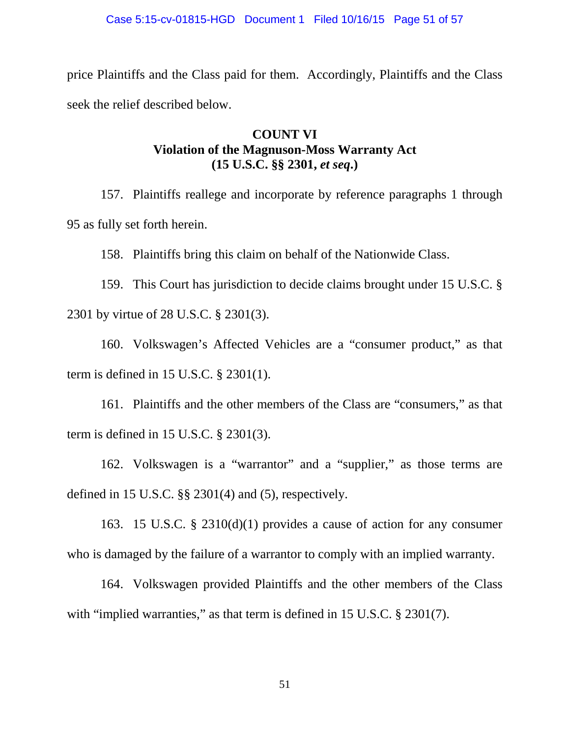price Plaintiffs and the Class paid for them. Accordingly, Plaintiffs and the Class seek the relief described below.

**COUNT VI**
**Violation of the Magnuson-Moss Warranty Act**
**(15 U.S.C. §§ 2301, *et seq*.)**

157. Plaintiffs reallege and incorporate by reference paragraphs 1 through 95 as fully set forth herein.

158. Plaintiffs bring this claim on behalf of the Nationwide Class.

159. This Court has jurisdiction to decide claims brought under 15 U.S.C. § 2301 by virtue of 28 U.S.C. § 2301(3).

160. Volkswagen's Affected Vehicles are a "consumer product," as that term is defined in 15 U.S.C. § 2301(1).

161. Plaintiffs and the other members of the Class are "consumers," as that term is defined in 15 U.S.C. § 2301(3).

162. Volkswagen is a "warrantor" and a "supplier," as those terms are defined in 15 U.S.C. §§ 2301(4) and (5), respectively.

163. 15 U.S.C. § 2310(d)(1) provides a cause of action for any consumer who is damaged by the failure of a warrantor to comply with an implied warranty.

164. Volkswagen provided Plaintiffs and the other members of the Class with "implied warranties," as that term is defined in 15 U.S.C. § 2301(7).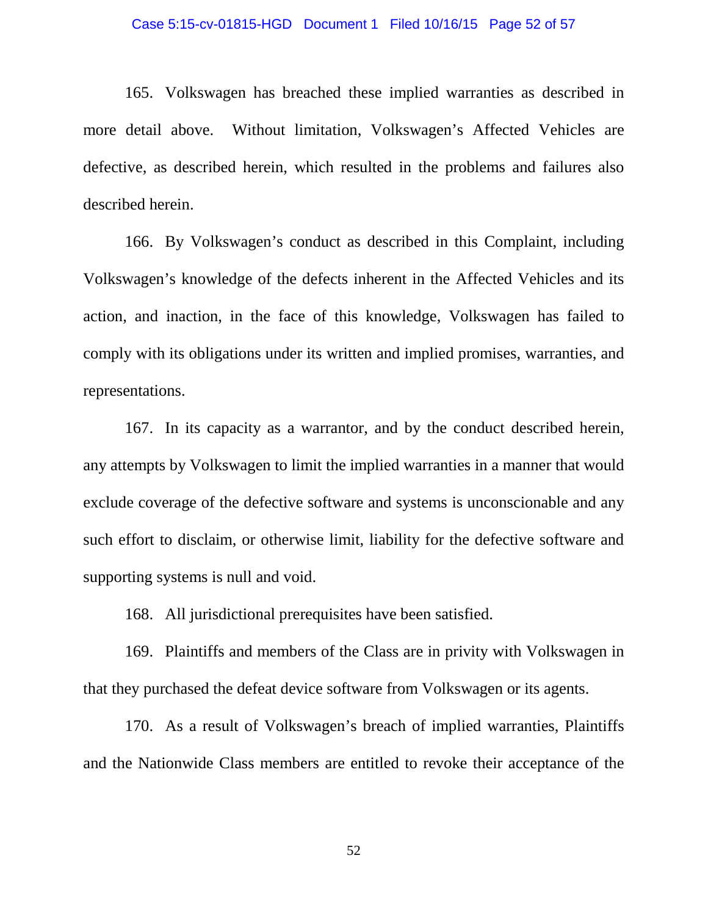165. Volkswagen has breached these implied warranties as described in more detail above. Without limitation, Volkswagen's Affected Vehicles are defective, as described herein, which resulted in the problems and failures also described herein.

166. By Volkswagen's conduct as described in this Complaint, including Volkswagen's knowledge of the defects inherent in the Affected Vehicles and its action, and inaction, in the face of this knowledge, Volkswagen has failed to comply with its obligations under its written and implied promises, warranties, and representations.

167. In its capacity as a warrantor, and by the conduct described herein, any attempts by Volkswagen to limit the implied warranties in a manner that would exclude coverage of the defective software and systems is unconscionable and any such effort to disclaim, or otherwise limit, liability for the defective software and supporting systems is null and void.

168. All jurisdictional prerequisites have been satisfied.

169. Plaintiffs and members of the Class are in privity with Volkswagen in that they purchased the defeat device software from Volkswagen or its agents.

170. As a result of Volkswagen's breach of implied warranties, Plaintiffs and the Nationwide Class members are entitled to revoke their acceptance of the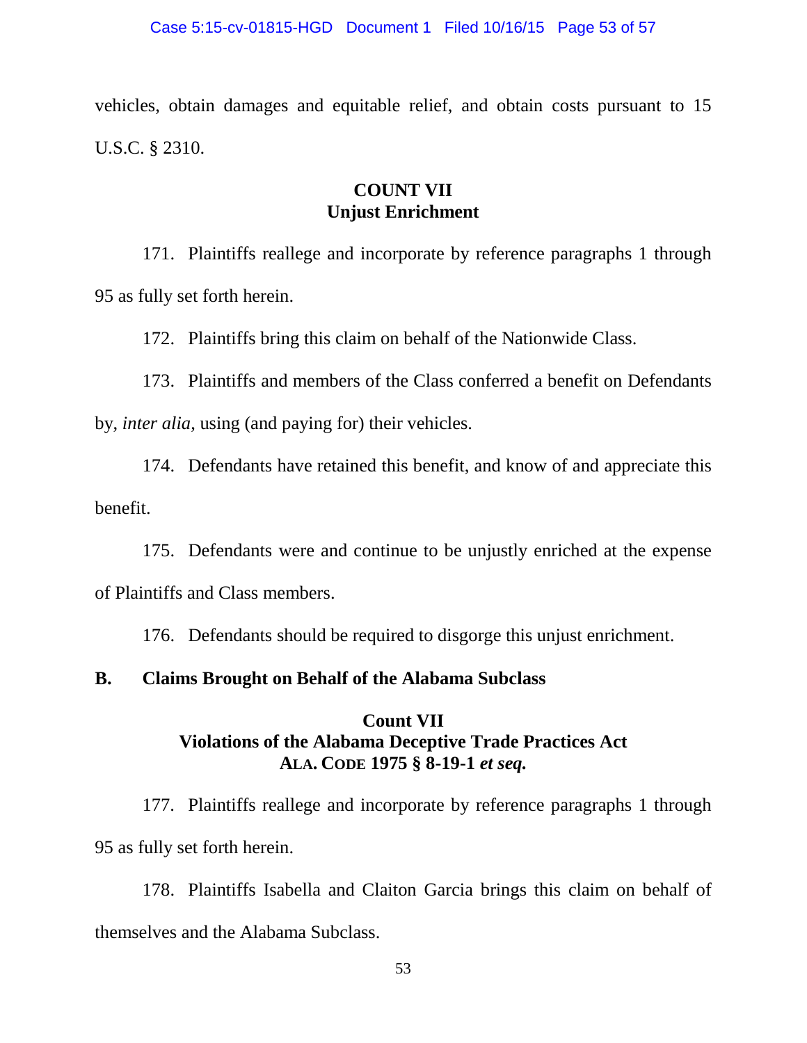vehicles, obtain damages and equitable relief, and obtain costs pursuant to 15 U.S.C. § 2310.

**COUNT VII**
**Unjust Enrichment**

171. Plaintiffs reallege and incorporate by reference paragraphs 1 through 95 as fully set forth herein.

172. Plaintiffs bring this claim on behalf of the Nationwide Class.

173. Plaintiffs and members of the Class conferred a benefit on Defendants by, *inter alia*, using (and paying for) their vehicles.

174. Defendants have retained this benefit, and know of and appreciate this benefit.

175. Defendants were and continue to be unjustly enriched at the expense of Plaintiffs and Class members.

176. Defendants should be required to disgorge this unjust enrichment.

## B. Claims Brought on Behalf of the Alabama Subclass

**Count VII**
**Violations of the Alabama Deceptive Trade Practices Act**
**ALA. CODE 1975 § 8-19-1 *et seq.***

177. Plaintiffs reallege and incorporate by reference paragraphs 1 through 95 as fully set forth herein.

178. Plaintiffs Isabella and Claiton Garcia brings this claim on behalf of themselves and the Alabama Subclass.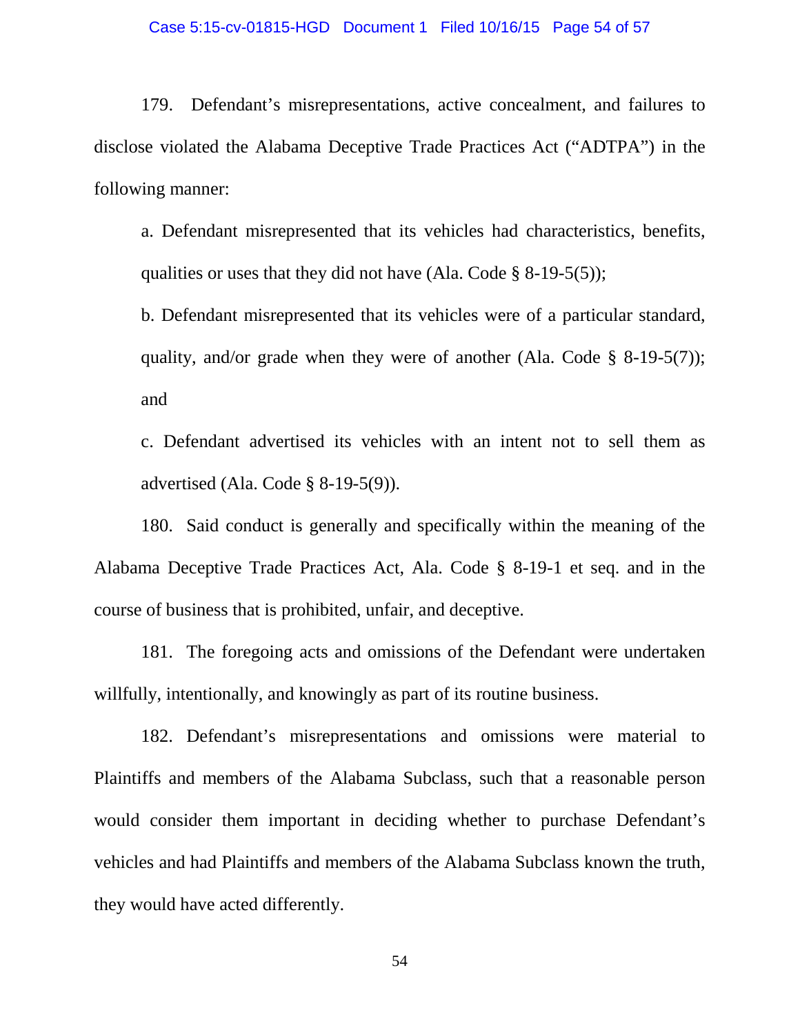179. Defendant's misrepresentations, active concealment, and failures to disclose violated the Alabama Deceptive Trade Practices Act ("ADTPA") in the following manner:

a. Defendant misrepresented that its vehicles had characteristics, benefits, qualities or uses that they did not have (Ala. Code § 8-19-5(5));

b. Defendant misrepresented that its vehicles were of a particular standard, quality, and/or grade when they were of another (Ala. Code § 8-19-5(7)); and

c. Defendant advertised its vehicles with an intent not to sell them as advertised (Ala. Code § 8-19-5(9)).

180. Said conduct is generally and specifically within the meaning of the Alabama Deceptive Trade Practices Act, Ala. Code § 8-19-1 et seq. and in the course of business that is prohibited, unfair, and deceptive.

181. The foregoing acts and omissions of the Defendant were undertaken willfully, intentionally, and knowingly as part of its routine business.

182. Defendant's misrepresentations and omissions were material to Plaintiffs and members of the Alabama Subclass, such that a reasonable person would consider them important in deciding whether to purchase Defendant's vehicles and had Plaintiffs and members of the Alabama Subclass known the truth, they would have acted differently.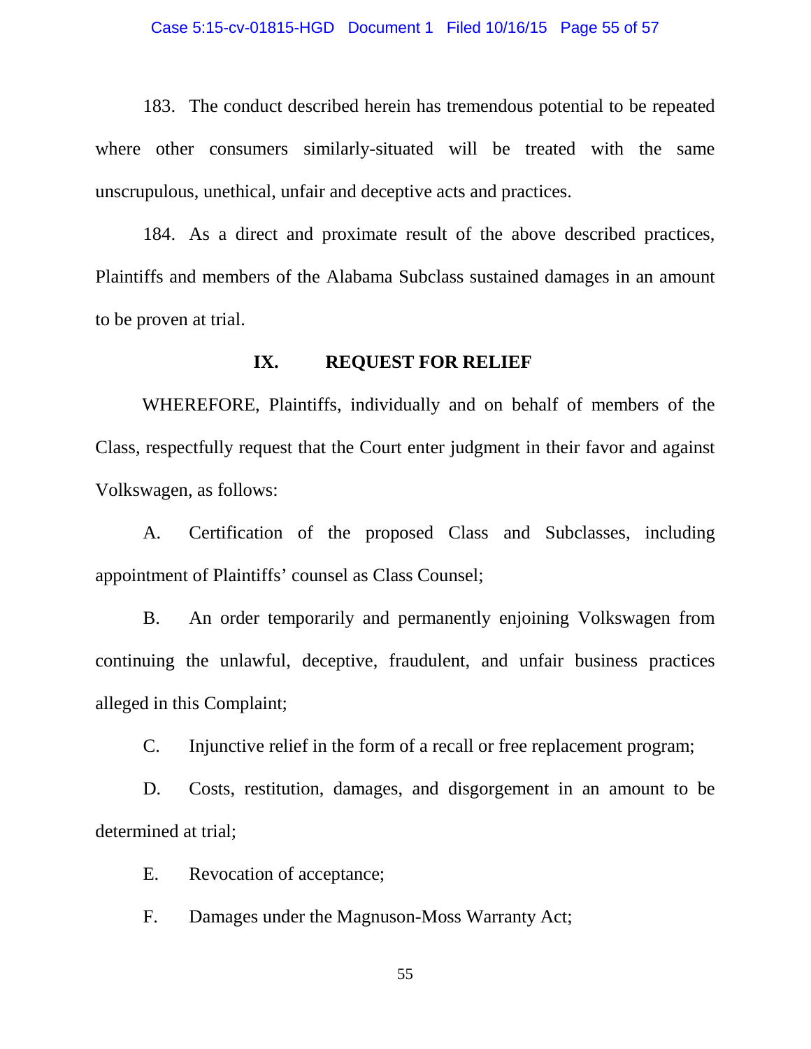183. The conduct described herein has tremendous potential to be repeated where other consumers similarly-situated will be treated with the same unscrupulous, unethical, unfair and deceptive acts and practices.

184. As a direct and proximate result of the above described practices, Plaintiffs and members of the Alabama Subclass sustained damages in an amount to be proven at trial.

## IX. REQUEST FOR RELIEF

WHEREFORE, Plaintiffs, individually and on behalf of members of the Class, respectfully request that the Court enter judgment in their favor and against Volkswagen, as follows:

A. Certification of the proposed Class and Subclasses, including appointment of Plaintiffs' counsel as Class Counsel;

B. An order temporarily and permanently enjoining Volkswagen from continuing the unlawful, deceptive, fraudulent, and unfair business practices alleged in this Complaint;

C. Injunctive relief in the form of a recall or free replacement program;

D. Costs, restitution, damages, and disgorgement in an amount to be determined at trial;

E. Revocation of acceptance;

F. Damages under the Magnuson-Moss Warranty Act;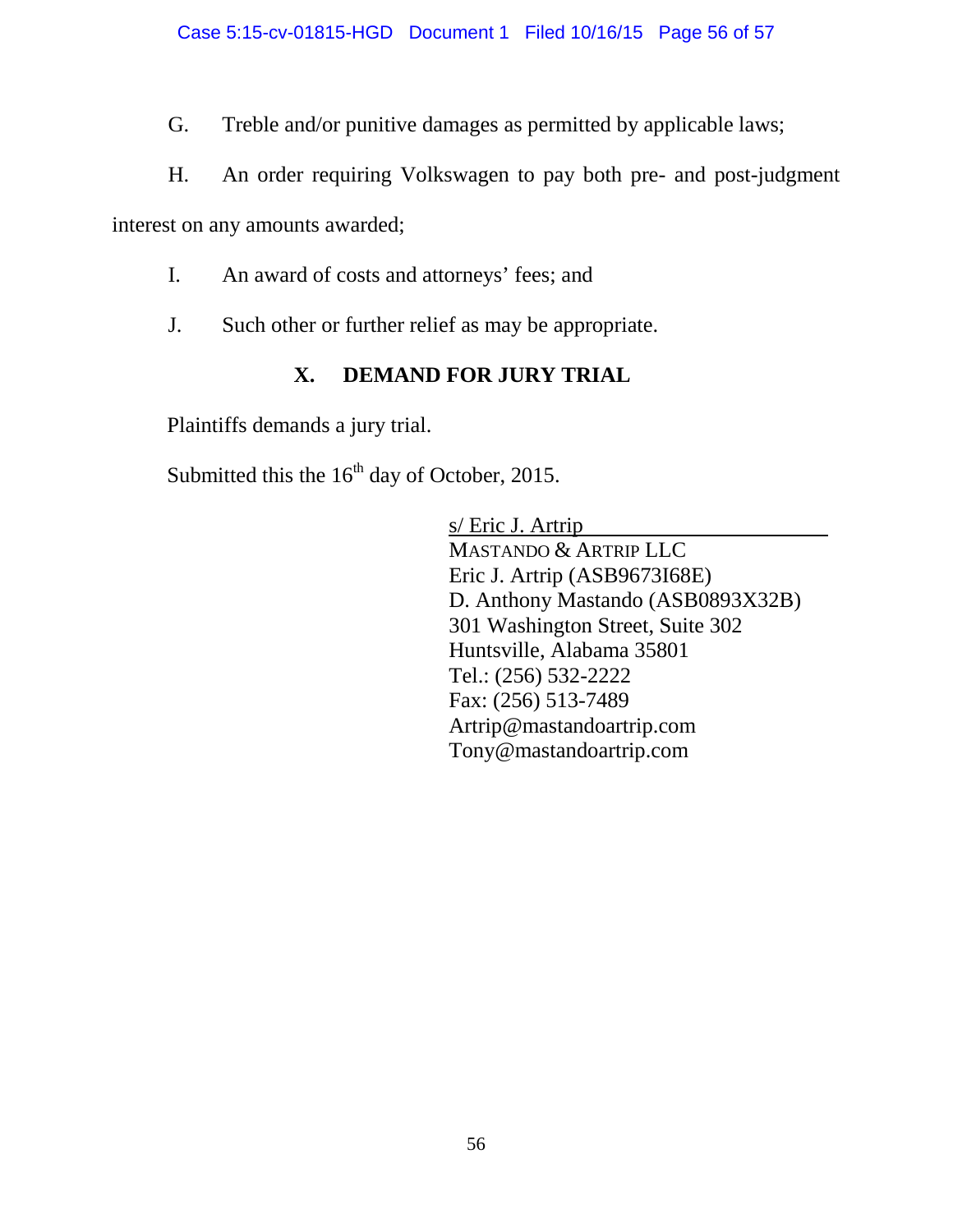G. Treble and/or punitive damages as permitted by applicable laws;

H. An order requiring Volkswagen to pay both pre- and post-judgment interest on any amounts awarded;

I. An award of costs and attorneys' fees; and

J. Such other or further relief as may be appropriate.

## X. DEMAND FOR JURY TRIAL

Plaintiffs demands a jury trial.

Submitted this the 16th day of October, 2015.

s/ Eric J. Artrip
MASTANDO & ARTRIP LLC
Eric J. Artrip (ASB9673I68E)
D. Anthony Mastando (ASB0893X32B)
301 Washington Street, Suite 302
Huntsville, Alabama 35801
Tel.: (256) 532-2222
Fax: (256) 513-7489
Artrip@mastandoartrip.com
Tony@mastandoartrip.com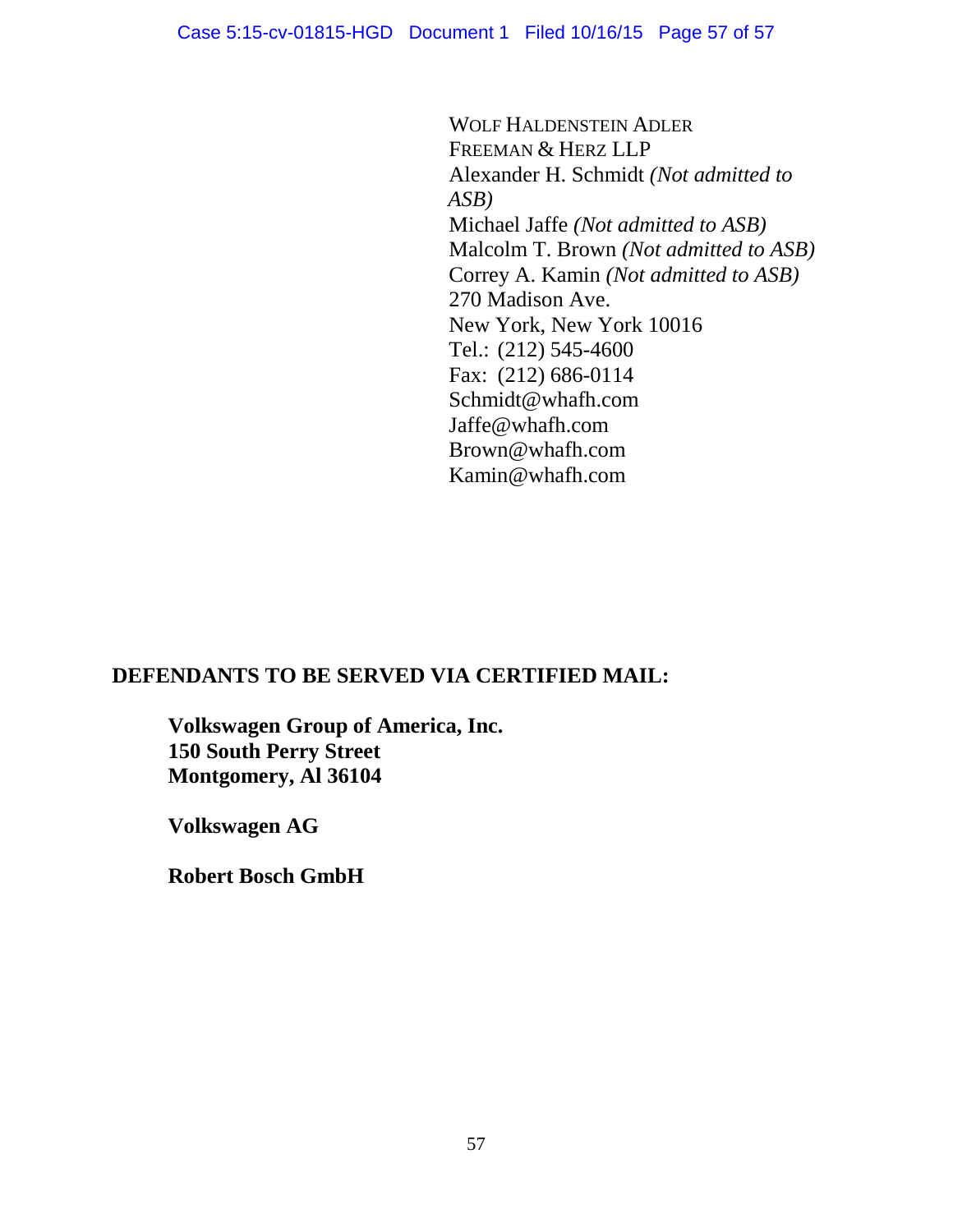WOLF HALDENSTEIN ADLER
FREEMAN & HERZ LLP
Alexander H. Schmidt *(Not admitted to ASB)*
Michael Jaffe *(Not admitted to ASB)*
Malcolm T. Brown *(Not admitted to ASB)*
Correy A. Kamin *(Not admitted to ASB)*
270 Madison Ave.
New York, New York 10016
Tel.: (212) 545-4600
Fax: (212) 686-0114
Schmidt@whafh.com
Jaffe@whafh.com
Brown@whafh.com
Kamin@whafh.com

**DEFENDANTS TO BE SERVED VIA CERTIFIED MAIL:**

**Volkswagen Group of America, Inc.**
**150 South Perry Street**
**Montgomery, Al 36104**

**Volkswagen AG**

**Robert Bosch GmbH**